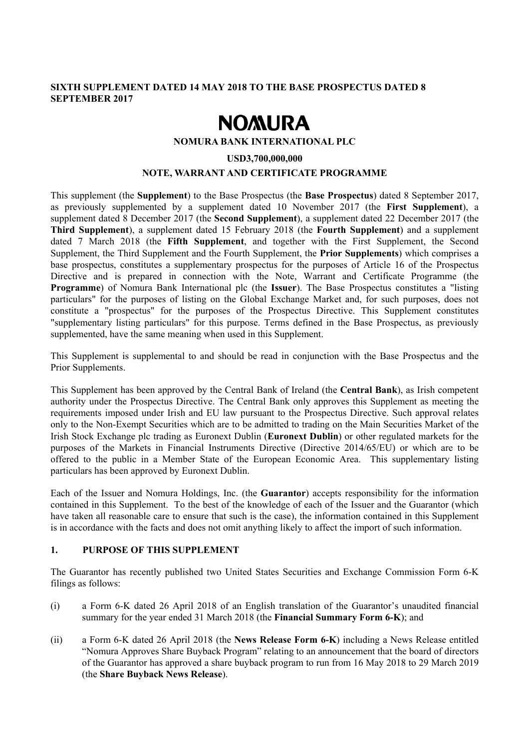**SIXTH SUPPLEMENT DATED 14 MAY 2018 TO THE BASE PROSPECTUS DATED 8 SEPTEMBER 2017**

# NOMURA

**NOMURA BANK INTERNATIONAL PLC**

**USD3,700,000,000**

**NOTE, WARRANT AND CERTIFICATE PROGRAMME**

This supplement (the **Supplement**) to the Base Prospectus (the **Base Prospectus**) dated 8 September 2017, as previously supplemented by a supplement dated 10 November 2017 (the **First Supplement**), a supplement dated 8 December 2017 (the **Second Supplement**), a supplement dated 22 December 2017 (the **Third Supplement**), a supplement dated 15 February 2018 (the **Fourth Supplement**) and a supplement dated 7 March 2018 (the **Fifth Supplement**, and together with the First Supplement, the Second Supplement, the Third Supplement and the Fourth Supplement, the **Prior Supplements**) which comprises a base prospectus, constitutes a supplementary prospectus for the purposes of Article 16 of the Prospectus Directive and is prepared in connection with the Note, Warrant and Certificate Programme (the **Programme**) of Nomura Bank International plc (the **Issuer**). The Base Prospectus constitutes a "listing particulars" for the purposes of listing on the Global Exchange Market and, for such purposes, does not constitute a "prospectus" for the purposes of the Prospectus Directive. This Supplement constitutes "supplementary listing particulars" for this purpose. Terms defined in the Base Prospectus, as previously supplemented, have the same meaning when used in this Supplement.

This Supplement is supplemental to and should be read in conjunction with the Base Prospectus and the Prior Supplements.

This Supplement has been approved by the Central Bank of Ireland (the **Central Bank**), as Irish competent authority under the Prospectus Directive. The Central Bank only approves this Supplement as meeting the requirements imposed under Irish and EU law pursuant to the Prospectus Directive. Such approval relates only to the Non-Exempt Securities which are to be admitted to trading on the Main Securities Market of the Irish Stock Exchange plc trading as Euronext Dublin (**Euronext Dublin**) or other regulated markets for the purposes of the Markets in Financial Instruments Directive (Directive 2014/65/EU) or which are to be offered to the public in a Member State of the European Economic Area. This supplementary listing particulars has been approved by Euronext Dublin.

Each of the Issuer and Nomura Holdings, Inc. (the **Guarantor**) accepts responsibility for the information contained in this Supplement. To the best of the knowledge of each of the Issuer and the Guarantor (which have taken all reasonable care to ensure that such is the case), the information contained in this Supplement is in accordance with the facts and does not omit anything likely to affect the import of such information.

## 1. PURPOSE OF THIS SUPPLEMENT

The Guarantor has recently published two United States Securities and Exchange Commission Form 6-K filings as follows:

(i) a Form 6-K dated 26 April 2018 of an English translation of the Guarantor's unaudited financial summary for the year ended 31 March 2018 (the **Financial Summary Form 6-K**); and

(ii) a Form 6-K dated 26 April 2018 (the **News Release Form 6-K**) including a News Release entitled "Nomura Approves Share Buyback Program" relating to an announcement that the board of directors of the Guarantor has approved a share buyback program to run from 16 May 2018 to 29 March 2019 (the **Share Buyback News Release**).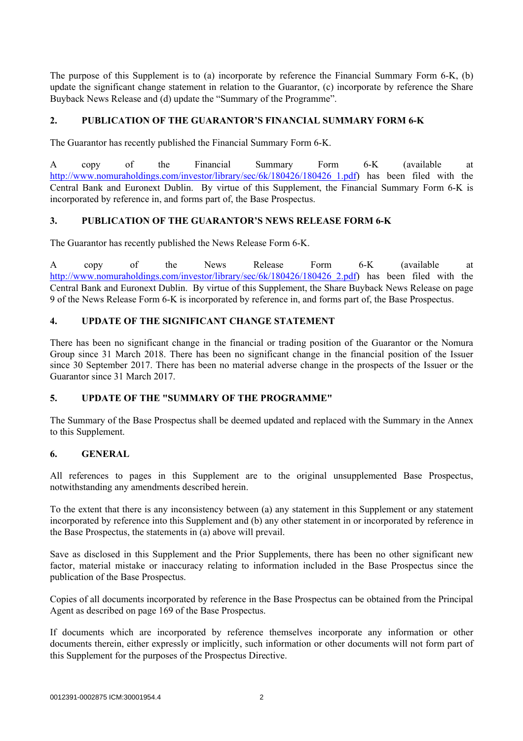The purpose of this Supplement is to (a) incorporate by reference the Financial Summary Form 6-K, (b) update the significant change statement in relation to the Guarantor, (c) incorporate by reference the Share Buyback News Release and (d) update the "Summary of the Programme".

## 2. PUBLICATION OF THE GUARANTOR'S FINANCIAL SUMMARY FORM 6-K

The Guarantor has recently published the Financial Summary Form 6-K.

A copy of the Financial Summary Form 6-K (available at http://www.nomuraholdings.com/investor/library/sec/6k/180426/180426_1.pdf) has been filed with the Central Bank and Euronext Dublin. By virtue of this Supplement, the Financial Summary Form 6-K is incorporated by reference in, and forms part of, the Base Prospectus.

## 3. PUBLICATION OF THE GUARANTOR'S NEWS RELEASE FORM 6-K

The Guarantor has recently published the News Release Form 6-K.

A copy of the News Release Form 6-K (available at http://www.nomuraholdings.com/investor/library/sec/6k/180426/180426_2.pdf) has been filed with the Central Bank and Euronext Dublin. By virtue of this Supplement, the Share Buyback News Release on page 9 of the News Release Form 6-K is incorporated by reference in, and forms part of, the Base Prospectus.

## 4. UPDATE OF THE SIGNIFICANT CHANGE STATEMENT

There has been no significant change in the financial or trading position of the Guarantor or the Nomura Group since 31 March 2018. There has been no significant change in the financial position of the Issuer since 30 September 2017. There has been no material adverse change in the prospects of the Issuer or the Guarantor since 31 March 2017.

## 5. UPDATE OF THE "SUMMARY OF THE PROGRAMME"

The Summary of the Base Prospectus shall be deemed updated and replaced with the Summary in the Annex to this Supplement.

## 6. GENERAL

All references to pages in this Supplement are to the original unsupplemented Base Prospectus, notwithstanding any amendments described herein.

To the extent that there is any inconsistency between (a) any statement in this Supplement or any statement incorporated by reference into this Supplement and (b) any other statement in or incorporated by reference in the Base Prospectus, the statements in (a) above will prevail.

Save as disclosed in this Supplement and the Prior Supplements, there has been no other significant new factor, material mistake or inaccuracy relating to information included in the Base Prospectus since the publication of the Base Prospectus.

Copies of all documents incorporated by reference in the Base Prospectus can be obtained from the Principal Agent as described on page 169 of the Base Prospectus.

If documents which are incorporated by reference themselves incorporate any information or other documents therein, either expressly or implicitly, such information or other documents will not form part of this Supplement for the purposes of the Prospectus Directive.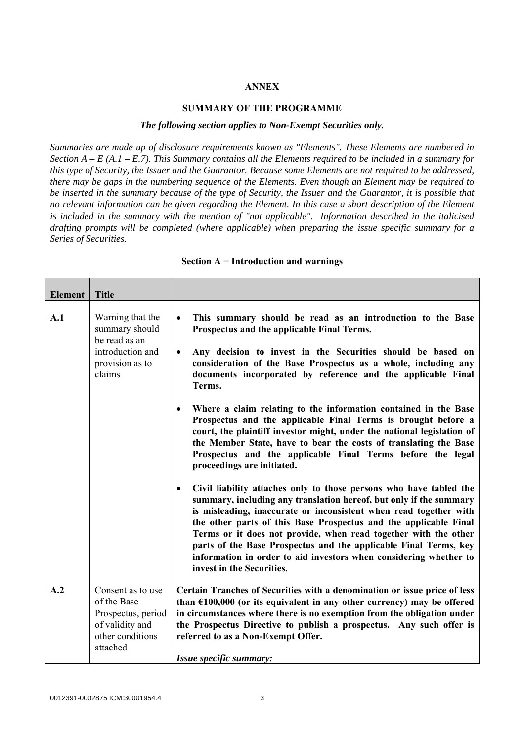**ANNEX**

**SUMMARY OF THE PROGRAMME**

***The following section applies to Non-Exempt Securities only.***

*Summaries are made up of disclosure requirements known as "Elements". These Elements are numbered in Section A – E (A.1 – E.7). This Summary contains all the Elements required to be included in a summary for this type of Security, the Issuer and the Guarantor. Because some Elements are not required to be addressed, there may be gaps in the numbering sequence of the Elements. Even though an Element may be required to be inserted in the summary because of the type of Security, the Issuer and the Guarantor, it is possible that no relevant information can be given regarding the Element. In this case a short description of the Element is included in the summary with the mention of "not applicable". Information described in the italicised drafting prompts will be completed (where applicable) when preparing the issue specific summary for a Series of Securities.*

**Section A − Introduction and warnings**

| **Element** | **Title** | |
|---|---|---|
| **A.1** | Warning that the summary should be read as an introduction and provision as to claims | • **This summary should be read as an introduction to the Base Prospectus and the applicable Final Terms.**<br><br>• **Any decision to invest in the Securities should be based on consideration of the Base Prospectus as a whole, including any documents incorporated by reference and the applicable Final Terms.**<br><br>• **Where a claim relating to the information contained in the Base Prospectus and the applicable Final Terms is brought before a court, the plaintiff investor might, under the national legislation of the Member State, have to bear the costs of translating the Base Prospectus and the applicable Final Terms before the legal proceedings are initiated.**<br><br>• **Civil liability attaches only to those persons who have tabled the summary, including any translation hereof, but only if the summary is misleading, inaccurate or inconsistent when read together with the other parts of this Base Prospectus and the applicable Final Terms or it does not provide, when read together with the other parts of the Base Prospectus and the applicable Final Terms, key information in order to aid investors when considering whether to invest in the Securities.** |
| **A.2** | Consent as to use of the Base Prospectus, period of validity and other conditions attached | **Certain Tranches of Securities with a denomination or issue price of less than €100,000 (or its equivalent in any other currency) may be offered in circumstances where there is no exemption from the obligation under the Prospectus Directive to publish a prospectus. Any such offer is referred to as a Non-Exempt Offer.**<br><br>***Issue specific summary:*** |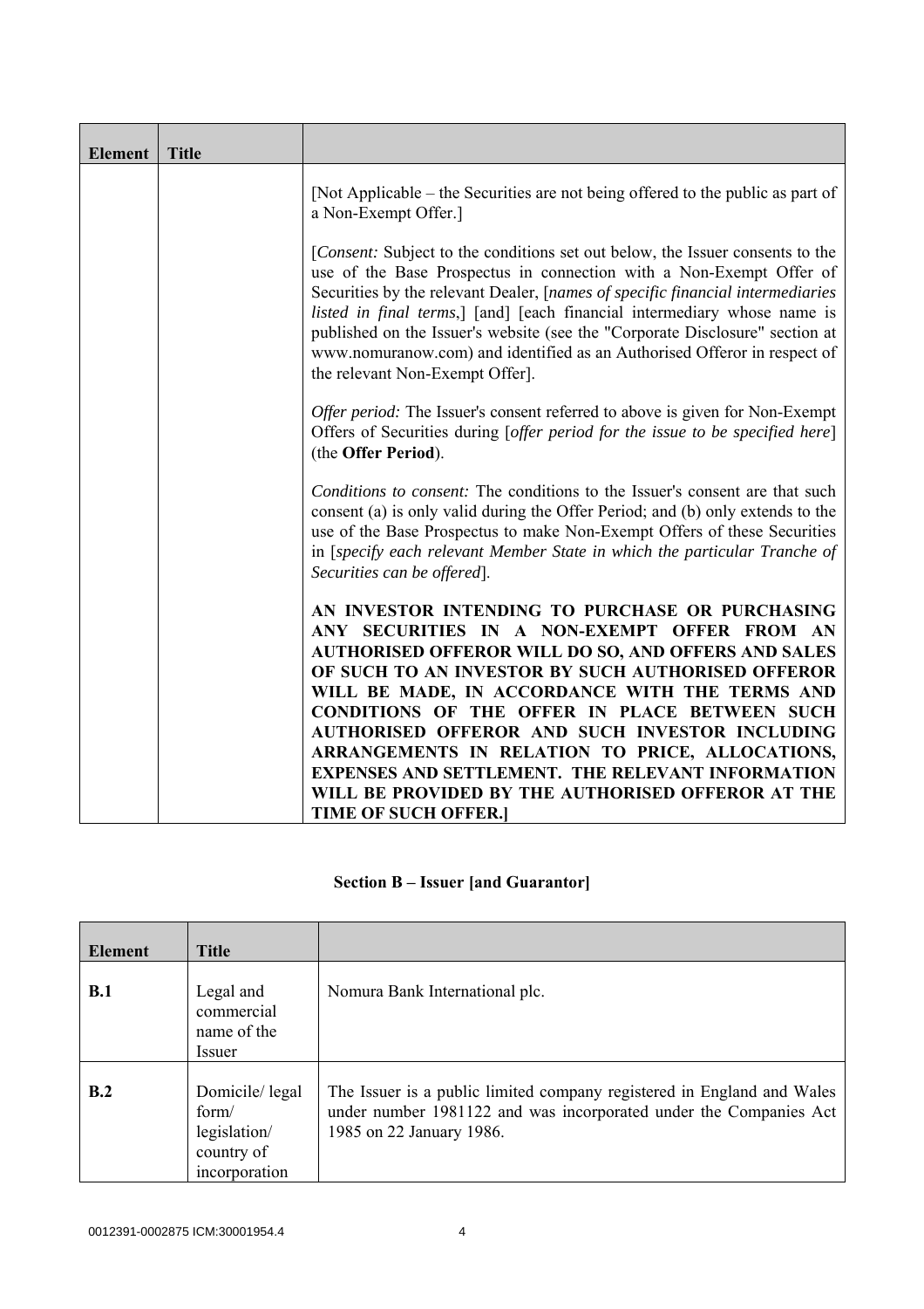| Element | Title | |
|---|---|---|
| | | [Not Applicable – the Securities are not being offered to the public as part of a Non-Exempt Offer.]<br><br>[*Consent:* Subject to the conditions set out below, the Issuer consents to the use of the Base Prospectus in connection with a Non-Exempt Offer of Securities by the relevant Dealer, [*names of specific financial intermediaries listed in final terms*,] [and] [each financial intermediary whose name is published on the Issuer's website (see the "Corporate Disclosure" section at www.nomuranow.com) and identified as an Authorised Offeror in respect of the relevant Non-Exempt Offer].<br><br>*Offer period:* The Issuer's consent referred to above is given for Non-Exempt Offers of Securities during [*offer period for the issue to be specified here*] (the **Offer Period**).<br><br>*Conditions to consent:* The conditions to the Issuer's consent are that such consent (a) is only valid during the Offer Period; and (b) only extends to the use of the Base Prospectus to make Non-Exempt Offers of these Securities in [*specify each relevant Member State in which the particular Tranche of Securities can be offered*].<br><br>**AN INVESTOR INTENDING TO PURCHASE OR PURCHASING ANY SECURITIES IN A NON-EXEMPT OFFER FROM AN AUTHORISED OFFEROR WILL DO SO, AND OFFERS AND SALES OF SUCH TO AN INVESTOR BY SUCH AUTHORISED OFFEROR WILL BE MADE, IN ACCORDANCE WITH THE TERMS AND CONDITIONS OF THE OFFER IN PLACE BETWEEN SUCH AUTHORISED OFFEROR AND SUCH INVESTOR INCLUDING ARRANGEMENTS IN RELATION TO PRICE, ALLOCATIONS, EXPENSES AND SETTLEMENT. THE RELEVANT INFORMATION WILL BE PROVIDED BY THE AUTHORISED OFFEROR AT THE TIME OF SUCH OFFER.]** |

## Section B – Issuer [and Guarantor]

| Element | Title | |
|---|---|---|
| **B.1** | Legal and commercial name of the Issuer | Nomura Bank International plc. |
| **B.2** | Domicile/ legal form/ legislation/ country of incorporation | The Issuer is a public limited company registered in England and Wales under number 1981122 and was incorporated under the Companies Act 1985 on 22 January 1986. |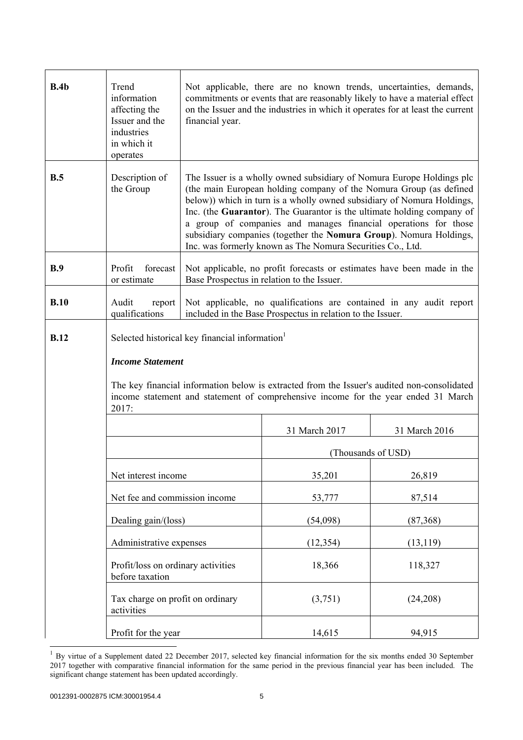| | | |
|---|---|---|
| **B.4b** | Trend information affecting the Issuer and the industries in which it operates | Not applicable, there are no known trends, uncertainties, demands, commitments or events that are reasonably likely to have a material effect on the Issuer and the industries in which it operates for at least the current financial year. |
| **B.5** | Description of the Group | The Issuer is a wholly owned subsidiary of Nomura Europe Holdings plc (the main European holding company of the Nomura Group (as defined below)) which in turn is a wholly owned subsidiary of Nomura Holdings, Inc. (the **Guarantor**). The Guarantor is the ultimate holding company of a group of companies and manages financial operations for those subsidiary companies (together the **Nomura Group**). Nomura Holdings, Inc. was formerly known as The Nomura Securities Co., Ltd. |
| **B.9** | Profit forecast or estimate | Not applicable, no profit forecasts or estimates have been made in the Base Prospectus in relation to the Issuer. |
| **B.10** | Audit report qualifications | Not applicable, no qualifications are contained in any audit report included in the Base Prospectus in relation to the Issuer. |
| **B.12** | Selected historical key financial information[1] | |

***Income Statement***

The key financial information below is extracted from the Issuer's audited non-consolidated income statement and statement of comprehensive income for the year ended 31 March 2017:

| | 31 March 2017 | 31 March 2016 |
|---|---|---|
| | (Thousands of USD) | |
| Net interest income | 35,201 | 26,819 |
| Net fee and commission income | 53,777 | 87,514 |
| Dealing gain/(loss) | (54,098) | (87,368) |
| Administrative expenses | (12,354) | (13,119) |
| Profit/loss on ordinary activities before taxation | 18,366 | 118,327 |
| Tax charge on profit on ordinary activities | (3,751) | (24,208) |
| Profit for the year | 14,615 | 94,915 |

[1] By virtue of a Supplement dated 22 December 2017, selected key financial information for the six months ended 30 September 2017 together with comparative financial information for the same period in the previous financial year has been included. The significant change statement has been updated accordingly.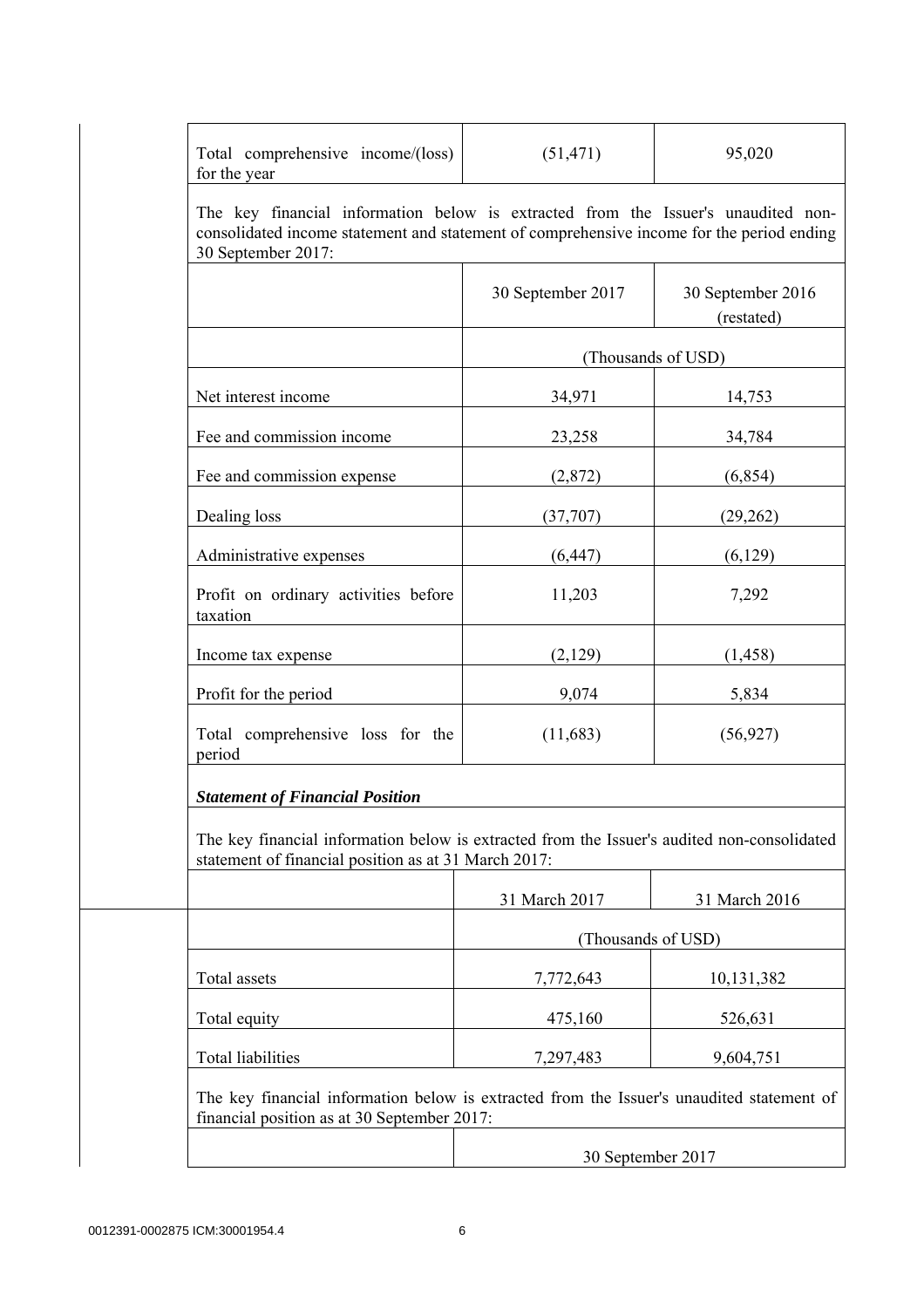| Total comprehensive income/(loss) for the year | (51,471) | 95,020 |
|---|---|---|

The key financial information below is extracted from the Issuer's unaudited non-consolidated income statement and statement of comprehensive income for the period ending 30 September 2017:

| | 30 September 2017 | 30 September 2016 (restated) |
|---|---|---|
| | (Thousands of USD) | |
| Net interest income | 34,971 | 14,753 |
| Fee and commission income | 23,258 | 34,784 |
| Fee and commission expense | (2,872) | (6,854) |
| Dealing loss | (37,707) | (29,262) |
| Administrative expenses | (6,447) | (6,129) |
| Profit on ordinary activities before taxation | 11,203 | 7,292 |
| Income tax expense | (2,129) | (1,458) |
| Profit for the period | 9,074 | 5,834 |
| Total comprehensive loss for the period | (11,683) | (56,927) |

***Statement of Financial Position***

The key financial information below is extracted from the Issuer's audited non-consolidated statement of financial position as at 31 March 2017:

| | 31 March 2017 | 31 March 2016 |
|---|---|---|
| | (Thousands of USD) | |
| Total assets | 7,772,643 | 10,131,382 |
| Total equity | 475,160 | 526,631 |
| Total liabilities | 7,297,483 | 9,604,751 |

The key financial information below is extracted from the Issuer's unaudited statement of financial position as at 30 September 2017:

| | 30 September 2017 |
|---|---|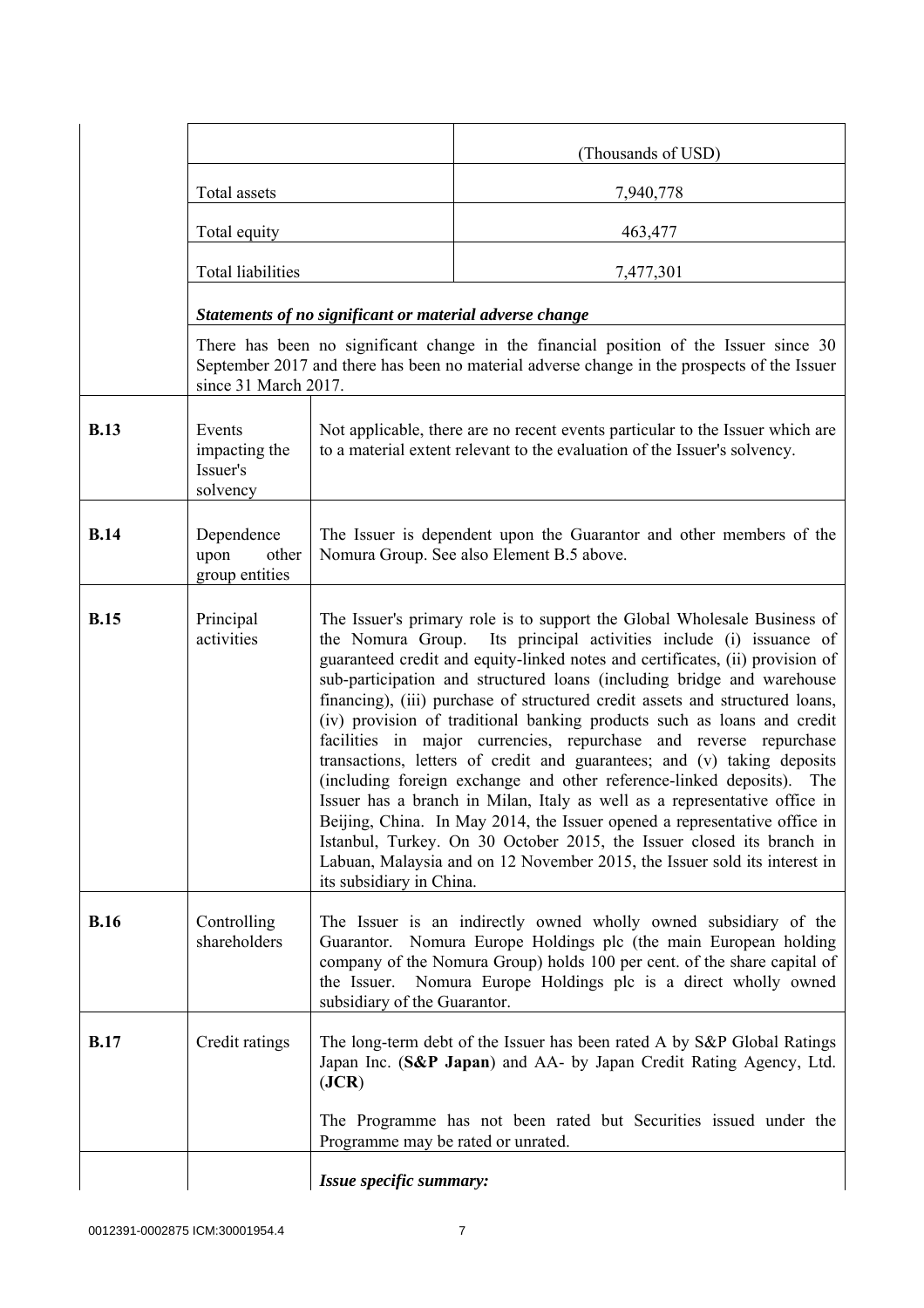| | | (Thousands of USD) |
|---|---|---|
| | Total assets | 7,940,778 |
| | Total equity | 463,477 |
| | Total liabilities | 7,477,301 |
| | ***Statements of no significant or material adverse change*** | |
| | There has been no significant change in the financial position of the Issuer since 30 September 2017 and there has been no material adverse change in the prospects of the Issuer since 31 March 2017. | |
| **B.13** | Events impacting the Issuer's solvency | Not applicable, there are no recent events particular to the Issuer which are to a material extent relevant to the evaluation of the Issuer's solvency. |
| **B.14** | Dependence upon other group entities | The Issuer is dependent upon the Guarantor and other members of the Nomura Group. See also Element B.5 above. |
| **B.15** | Principal activities | The Issuer's primary role is to support the Global Wholesale Business of the Nomura Group. Its principal activities include (i) issuance of guaranteed credit and equity-linked notes and certificates, (ii) provision of sub-participation and structured loans (including bridge and warehouse financing), (iii) purchase of structured credit assets and structured loans, (iv) provision of traditional banking products such as loans and credit facilities in major currencies, repurchase and reverse repurchase transactions, letters of credit and guarantees; and (v) taking deposits (including foreign exchange and other reference-linked deposits). The Issuer has a branch in Milan, Italy as well as a representative office in Beijing, China. In May 2014, the Issuer opened a representative office in Istanbul, Turkey. On 30 October 2015, the Issuer closed its branch in Labuan, Malaysia and on 12 November 2015, the Issuer sold its interest in its subsidiary in China. |
| **B.16** | Controlling shareholders | The Issuer is an indirectly owned wholly owned subsidiary of the Guarantor. Nomura Europe Holdings plc (the main European holding company of the Nomura Group) holds 100 per cent. of the share capital of the Issuer. Nomura Europe Holdings plc is a direct wholly owned subsidiary of the Guarantor. |
| **B.17** | Credit ratings | The long-term debt of the Issuer has been rated A by S&P Global Ratings Japan Inc. (**S&P Japan**) and AA- by Japan Credit Rating Agency, Ltd. (**JCR**)<br><br>The Programme has not been rated but Securities issued under the Programme may be rated or unrated. |
| | | ***Issue specific summary:*** |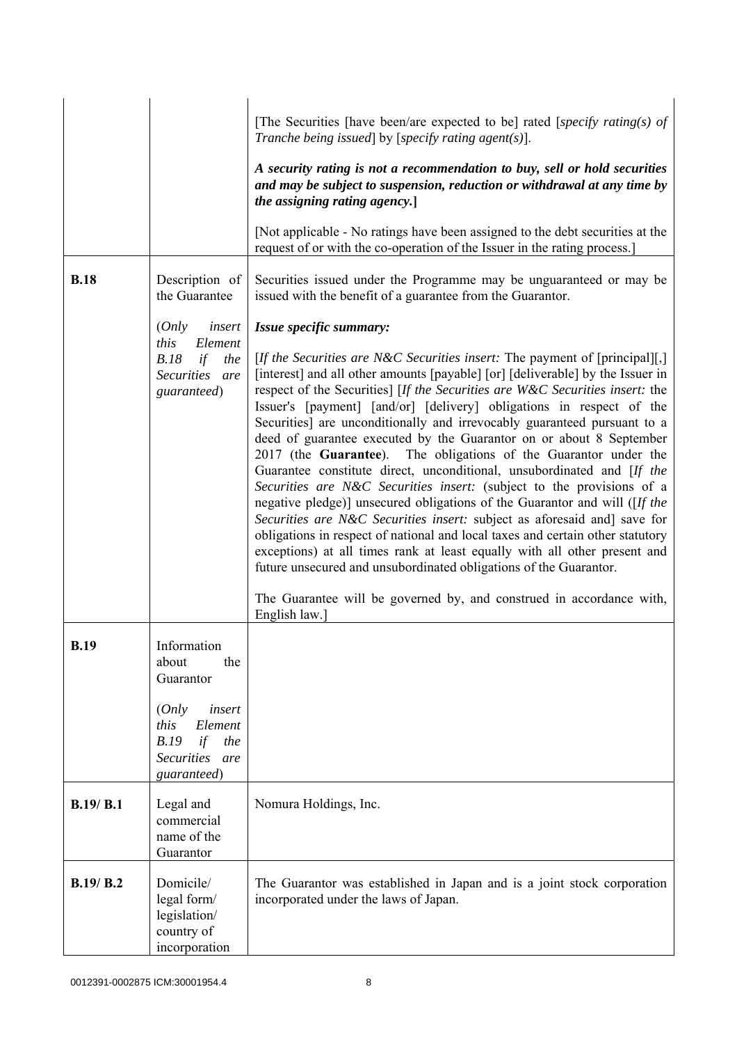| | | |
|---|---|---|
| | | [The Securities [have been/are expected to be] rated [*specify rating(s) of Tranche being issued*] by [*specify rating agent(s)*].<br><br>***A security rating is not a recommendation to buy, sell or hold securities and may be subject to suspension, reduction or withdrawal at any time by the assigning rating agency.*****]**<br><br>[Not applicable - No ratings have been assigned to the debt securities at the request of or with the co-operation of the Issuer in the rating process.] |
| **B.18** | Description of the Guarantee<br><br>(*Only insert this Element B.18 if the Securities are guaranteed*) | Securities issued under the Programme may be unguaranteed or may be issued with the benefit of a guarantee from the Guarantor.<br><br>***Issue specific summary:***<br><br>[*If the Securities are N&C Securities insert:* The payment of [principal][,] [interest] and all other amounts [payable] [or] [deliverable] by the Issuer in respect of the Securities] [*If the Securities are W&C Securities insert:* the Issuer's [payment] [and/or] [delivery] obligations in respect of the Securities] are unconditionally and irrevocably guaranteed pursuant to a deed of guarantee executed by the Guarantor on or about 8 September 2017 (the **Guarantee**). The obligations of the Guarantor under the Guarantee constitute direct, unconditional, unsubordinated and [*If the Securities are N&C Securities insert:* (subject to the provisions of a negative pledge)] unsecured obligations of the Guarantor and will ([*If the Securities are N&C Securities insert:* subject as aforesaid and] save for obligations in respect of national and local taxes and certain other statutory exceptions) at all times rank at least equally with all other present and future unsecured and unsubordinated obligations of the Guarantor.<br><br>The Guarantee will be governed by, and construed in accordance with, English law.] |
| **B.19** | Information about the Guarantor<br><br>(*Only insert this Element B.19 if the Securities are guaranteed*) | |
| **B.19/ B.1** | Legal and commercial name of the Guarantor | Nomura Holdings, Inc. |
| **B.19/ B.2** | Domicile/ legal form/ legislation/ country of incorporation | The Guarantor was established in Japan and is a joint stock corporation incorporated under the laws of Japan. |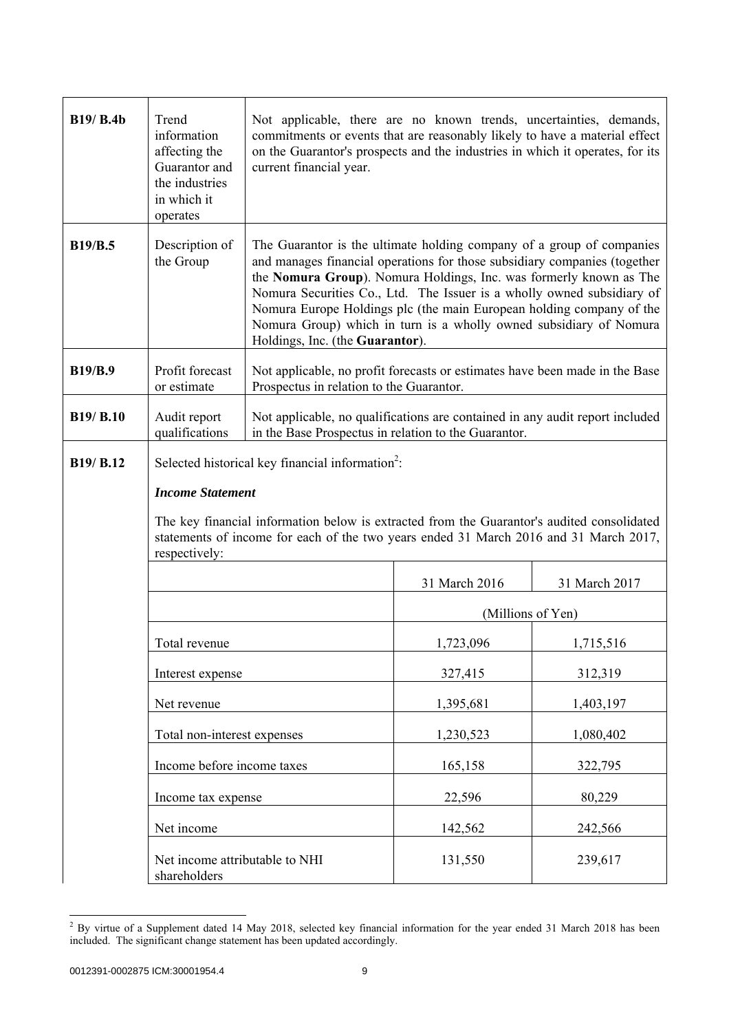| | | |
|---|---|---|
| **B19/ B.4b** | Trend information affecting the Guarantor and the industries in which it operates | Not applicable, there are no known trends, uncertainties, demands, commitments or events that are reasonably likely to have a material effect on the Guarantor's prospects and the industries in which it operates, for its current financial year. |
| **B19/B.5** | Description of the Group | The Guarantor is the ultimate holding company of a group of companies and manages financial operations for those subsidiary companies (together the **Nomura Group**). Nomura Holdings, Inc. was formerly known as The Nomura Securities Co., Ltd. The Issuer is a wholly owned subsidiary of Nomura Europe Holdings plc (the main European holding company of the Nomura Group) which in turn is a wholly owned subsidiary of Nomura Holdings, Inc. (the **Guarantor**). |
| **B19/B.9** | Profit forecast or estimate | Not applicable, no profit forecasts or estimates have been made in the Base Prospectus in relation to the Guarantor. |
| **B19/ B.10** | Audit report qualifications | Not applicable, no qualifications are contained in any audit report included in the Base Prospectus in relation to the Guarantor. |
| **B19/ B.12** | Selected historical key financial information[2]: | |

***Income Statement***

The key financial information below is extracted from the Guarantor's audited consolidated statements of income for each of the two years ended 31 March 2016 and 31 March 2017, respectively:

| | 31 March 2016 | 31 March 2017 |
|---|---|---|
| | (Millions of Yen) | |
| Total revenue | 1,723,096 | 1,715,516 |
| Interest expense | 327,415 | 312,319 |
| Net revenue | 1,395,681 | 1,403,197 |
| Total non-interest expenses | 1,230,523 | 1,080,402 |
| Income before income taxes | 165,158 | 322,795 |
| Income tax expense | 22,596 | 80,229 |
| Net income | 142,562 | 242,566 |
| Net income attributable to NHI shareholders | 131,550 | 239,617 |

[2] By virtue of a Supplement dated 14 May 2018, selected key financial information for the year ended 31 March 2018 has been included. The significant change statement has been updated accordingly.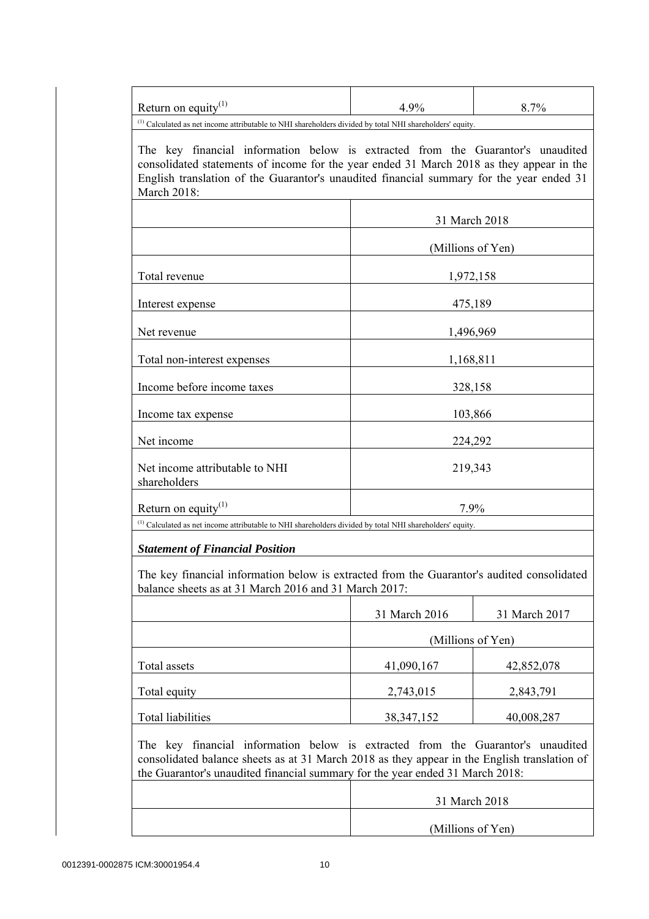| Return on equity[(1)] | 4.9% | 8.7% |
|---|---|---|

[(1)] Calculated as net income attributable to NHI shareholders divided by total NHI shareholders' equity.

The key financial information below is extracted from the Guarantor's unaudited consolidated statements of income for the year ended 31 March 2018 as they appear in the English translation of the Guarantor's unaudited financial summary for the year ended 31 March 2018:

| | 31 March 2018 |
|---|---|
| | (Millions of Yen) |
| Total revenue | 1,972,158 |
| Interest expense | 475,189 |
| Net revenue | 1,496,969 |
| Total non-interest expenses | 1,168,811 |
| Income before income taxes | 328,158 |
| Income tax expense | 103,866 |
| Net income | 224,292 |
| Net income attributable to NHI shareholders | 219,343 |
| Return on equity[(1)] | 7.9% |

[(1)] Calculated as net income attributable to NHI shareholders divided by total NHI shareholders' equity.

***Statement of Financial Position***

The key financial information below is extracted from the Guarantor's audited consolidated balance sheets as at 31 March 2016 and 31 March 2017:

| | 31 March 2016 | 31 March 2017 |
|---|---|---|
| | (Millions of Yen) | |
| Total assets | 41,090,167 | 42,852,078 |
| Total equity | 2,743,015 | 2,843,791 |
| Total liabilities | 38,347,152 | 40,008,287 |

The key financial information below is extracted from the Guarantor's unaudited consolidated balance sheets as at 31 March 2018 as they appear in the English translation of the Guarantor's unaudited financial summary for the year ended 31 March 2018:

| | 31 March 2018 |
|---|---|
| | (Millions of Yen) |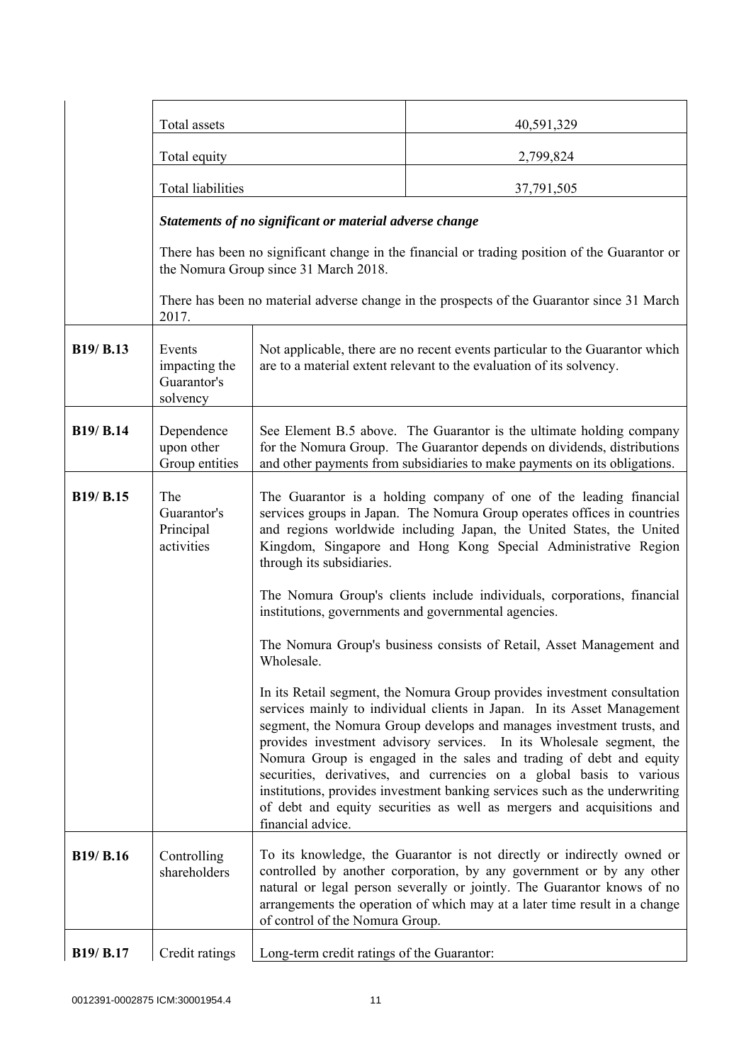| | | |
|---|---|---|
| | Total assets | 40,591,329 |
| | Total equity | 2,799,824 |
| | Total liabilities | 37,791,505 |

***Statements of no significant or material adverse change***

There has been no significant change in the financial or trading position of the Guarantor or the Nomura Group since 31 March 2018.

There has been no material adverse change in the prospects of the Guarantor since 31 March 2017.

| | | |
|---|---|---|
| **B19/ B.13** | Events impacting the Guarantor's solvency | Not applicable, there are no recent events particular to the Guarantor which are to a material extent relevant to the evaluation of its solvency. |
| **B19/ B.14** | Dependence upon other Group entities | See Element B.5 above. The Guarantor is the ultimate holding company for the Nomura Group. The Guarantor depends on dividends, distributions and other payments from subsidiaries to make payments on its obligations. |
| **B19/ B.15** | The Guarantor's Principal activities | The Guarantor is a holding company of one of the leading financial services groups in Japan. The Nomura Group operates offices in countries and regions worldwide including Japan, the United States, the United Kingdom, Singapore and Hong Kong Special Administrative Region through its subsidiaries.<br><br>The Nomura Group's clients include individuals, corporations, financial institutions, governments and governmental agencies.<br><br>The Nomura Group's business consists of Retail, Asset Management and Wholesale.<br><br>In its Retail segment, the Nomura Group provides investment consultation services mainly to individual clients in Japan. In its Asset Management segment, the Nomura Group develops and manages investment trusts, and provides investment advisory services. In its Wholesale segment, the Nomura Group is engaged in the sales and trading of debt and equity securities, derivatives, and currencies on a global basis to various institutions, provides investment banking services such as the underwriting of debt and equity securities as well as mergers and acquisitions and financial advice. |
| **B19/ B.16** | Controlling shareholders | To its knowledge, the Guarantor is not directly or indirectly owned or controlled by another corporation, by any government or by any other natural or legal person severally or jointly. The Guarantor knows of no arrangements the operation of which may at a later time result in a change of control of the Nomura Group. |
| **B19/ B.17** | Credit ratings | Long-term credit ratings of the Guarantor: |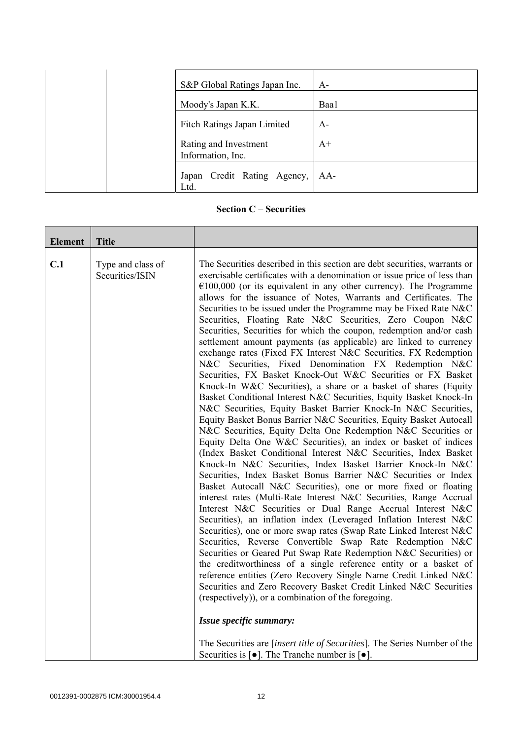| | | | |
|---|---|---|---|
| | | S&P Global Ratings Japan Inc. | A- |
| | | Moody's Japan K.K. | Baa1 |
| | | Fitch Ratings Japan Limited | A- |
| | | Rating and Investment Information, Inc. | A+ |
| | | Japan Credit Rating Agency, Ltd. | AA- |

**Section C – Securities**

| Element | Title | |
|---|---|---|
| **C.1** | Type and class of Securities/ISIN | The Securities described in this section are debt securities, warrants or exercisable certificates with a denomination or issue price of less than €100,000 (or its equivalent in any other currency). The Programme allows for the issuance of Notes, Warrants and Certificates. The Securities to be issued under the Programme may be Fixed Rate N&C Securities, Floating Rate N&C Securities, Zero Coupon N&C Securities, Securities for which the coupon, redemption and/or cash settlement amount payments (as applicable) are linked to currency exchange rates (Fixed FX Interest N&C Securities, FX Redemption N&C Securities, Fixed Denomination FX Redemption N&C Securities, FX Basket Knock-Out W&C Securities or FX Basket Knock-In W&C Securities), a share or a basket of shares (Equity Basket Conditional Interest N&C Securities, Equity Basket Knock-In N&C Securities, Equity Basket Barrier Knock-In N&C Securities, Equity Basket Bonus Barrier N&C Securities, Equity Basket Autocall N&C Securities, Equity Delta One Redemption N&C Securities or Equity Delta One W&C Securities), an index or basket of indices (Index Basket Conditional Interest N&C Securities, Index Basket Knock-In N&C Securities, Index Basket Barrier Knock-In N&C Securities, Index Basket Bonus Barrier N&C Securities or Index Basket Autocall N&C Securities), one or more fixed or floating interest rates (Multi-Rate Interest N&C Securities, Range Accrual Interest N&C Securities or Dual Range Accrual Interest N&C Securities), an inflation index (Leveraged Inflation Interest N&C Securities), one or more swap rates (Swap Rate Linked Interest N&C Securities, Reverse Convertible Swap Rate Redemption N&C Securities or Geared Put Swap Rate Redemption N&C Securities) or the creditworthiness of a single reference entity or a basket of reference entities (Zero Recovery Single Name Credit Linked N&C Securities and Zero Recovery Basket Credit Linked N&C Securities (respectively)), or a combination of the foregoing.<br><br>***Issue specific summary:***<br><br>The Securities are [*insert title of Securities*]. The Series Number of the Securities is [●]. The Tranche number is [●]. |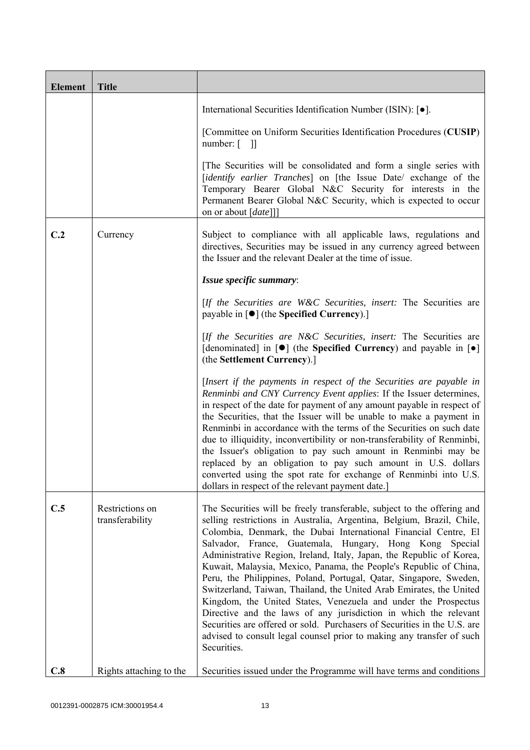| Element | Title | |
|---|---|---|
| | | International Securities Identification Number (ISIN): [●].<br><br>[Committee on Uniform Securities Identification Procedures (**CUSIP**) number: [ ]]<br><br>[The Securities will be consolidated and form a single series with [*identify earlier Tranches*] on [the Issue Date/ exchange of the Temporary Bearer Global N&C Security for interests in the Permanent Bearer Global N&C Security, which is expected to occur on or about [*date*]]] |
| **C.2** | Currency | Subject to compliance with all applicable laws, regulations and directives, Securities may be issued in any currency agreed between the Issuer and the relevant Dealer at the time of issue.<br><br>***Issue specific summary***:<br><br>[*If the Securities are W&C Securities, insert:* The Securities are payable in [●] (the **Specified Currency**).]<br><br>[*If the Securities are N&C Securities, insert:* The Securities are [denominated] in [●] (the **Specified Currency**) and payable in [●] (the **Settlement Currency**).]<br><br>[*Insert if the payments in respect of the Securities are payable in Renminbi and CNY Currency Event applies*: If the Issuer determines, in respect of the date for payment of any amount payable in respect of the Securities, that the Issuer will be unable to make a payment in Renminbi in accordance with the terms of the Securities on such date due to illiquidity, inconvertibility or non-transferability of Renminbi, the Issuer's obligation to pay such amount in Renminbi may be replaced by an obligation to pay such amount in U.S. dollars converted using the spot rate for exchange of Renminbi into U.S. dollars in respect of the relevant payment date.] |
| **C.5** | Restrictions on transferability | The Securities will be freely transferable, subject to the offering and selling restrictions in Australia, Argentina, Belgium, Brazil, Chile, Colombia, Denmark, the Dubai International Financial Centre, El Salvador, France, Guatemala, Hungary, Hong Kong Special Administrative Region, Ireland, Italy, Japan, the Republic of Korea, Kuwait, Malaysia, Mexico, Panama, the People's Republic of China, Peru, the Philippines, Poland, Portugal, Qatar, Singapore, Sweden, Switzerland, Taiwan, Thailand, the United Arab Emirates, the United Kingdom, the United States, Venezuela and under the Prospectus Directive and the laws of any jurisdiction in which the relevant Securities are offered or sold. Purchasers of Securities in the U.S. are advised to consult legal counsel prior to making any transfer of such Securities. |
| **C.8** | Rights attaching to the | Securities issued under the Programme will have terms and conditions |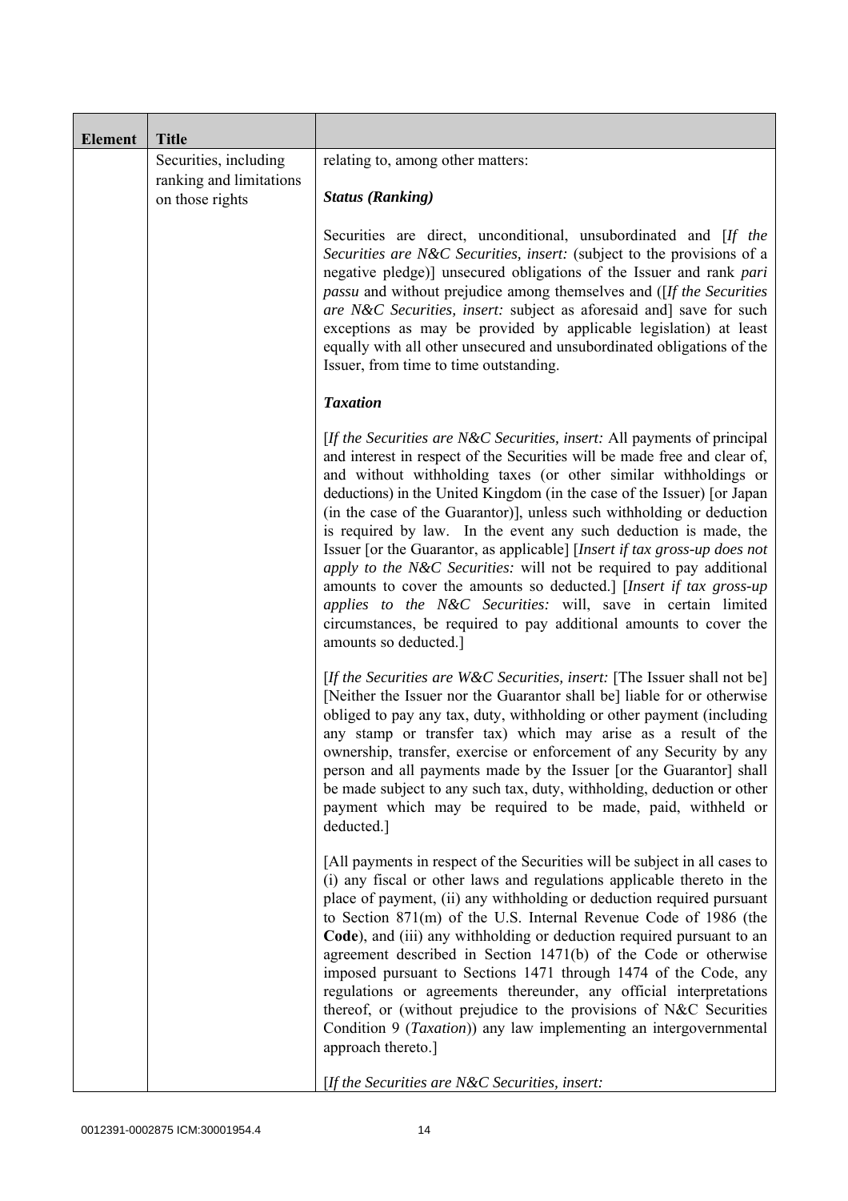| Element | Title | |
|---|---|---|
| | Securities, including ranking and limitations on those rights | relating to, among other matters:<br><br>***Status (Ranking)***<br><br>Securities are direct, unconditional, unsubordinated and [*If the Securities are N&C Securities, insert:* (subject to the provisions of a negative pledge)] unsecured obligations of the Issuer and rank *pari passu* and without prejudice among themselves and ([*If the Securities are N&C Securities, insert:* subject as aforesaid and] save for such exceptions as may be provided by applicable legislation) at least equally with all other unsecured and unsubordinated obligations of the Issuer, from time to time outstanding.<br><br>***Taxation***<br><br>[*If the Securities are N&C Securities, insert:* All payments of principal and interest in respect of the Securities will be made free and clear of, and without withholding taxes (or other similar withholdings or deductions) in the United Kingdom (in the case of the Issuer) [or Japan (in the case of the Guarantor)], unless such withholding or deduction is required by law. In the event any such deduction is made, the Issuer [or the Guarantor, as applicable] [*Insert if tax gross-up does not apply to the N&C Securities:* will not be required to pay additional amounts to cover the amounts so deducted.] [*Insert if tax gross-up applies to the N&C Securities:* will, save in certain limited circumstances, be required to pay additional amounts to cover the amounts so deducted.]<br><br>[*If the Securities are W&C Securities, insert:* [The Issuer shall not be] [Neither the Issuer nor the Guarantor shall be] liable for or otherwise obliged to pay any tax, duty, withholding or other payment (including any stamp or transfer tax) which may arise as a result of the ownership, transfer, exercise or enforcement of any Security by any person and all payments made by the Issuer [or the Guarantor] shall be made subject to any such tax, duty, withholding, deduction or other payment which may be required to be made, paid, withheld or deducted.]<br><br>[All payments in respect of the Securities will be subject in all cases to (i) any fiscal or other laws and regulations applicable thereto in the place of payment, (ii) any withholding or deduction required pursuant to Section 871(m) of the U.S. Internal Revenue Code of 1986 (the **Code**), and (iii) any withholding or deduction required pursuant to an agreement described in Section 1471(b) of the Code or otherwise imposed pursuant to Sections 1471 through 1474 of the Code, any regulations or agreements thereunder, any official interpretations thereof, or (without prejudice to the provisions of N&C Securities Condition 9 (*Taxation*)) any law implementing an intergovernmental approach thereto.]<br><br>[*If the Securities are N&C Securities, insert:* |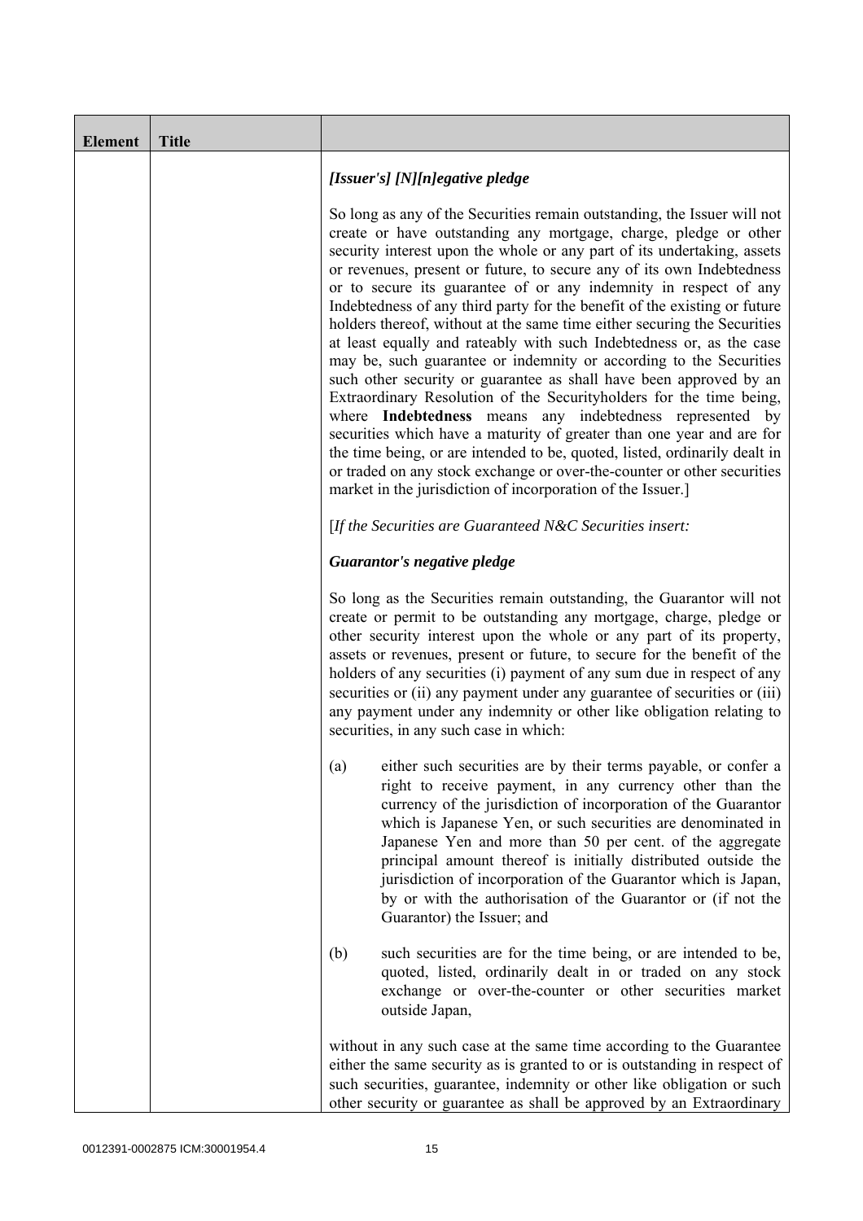| Element | Title | |
|---|---|---|
| | | *[Issuer's] [N][n]egative pledge*<br><br>So long as any of the Securities remain outstanding, the Issuer will not create or have outstanding any mortgage, charge, pledge or other security interest upon the whole or any part of its undertaking, assets or revenues, present or future, to secure any of its own Indebtedness or to secure its guarantee of or any indemnity in respect of any Indebtedness of any third party for the benefit of the existing or future holders thereof, without at the same time either securing the Securities at least equally and rateably with such Indebtedness or, as the case may be, such guarantee or indemnity or according to the Securities such other security or guarantee as shall have been approved by an Extraordinary Resolution of the Securityholders for the time being, where **Indebtedness** means any indebtedness represented by securities which have a maturity of greater than one year and are for the time being, or are intended to be, quoted, listed, ordinarily dealt in or traded on any stock exchange or over-the-counter or other securities market in the jurisdiction of incorporation of the Issuer.]<br><br>[*If the Securities are Guaranteed N&C Securities insert:*<br><br>***Guarantor's negative pledge***<br><br>So long as the Securities remain outstanding, the Guarantor will not create or permit to be outstanding any mortgage, charge, pledge or other security interest upon the whole or any part of its property, assets or revenues, present or future, to secure for the benefit of the holders of any securities (i) payment of any sum due in respect of any securities or (ii) any payment under any guarantee of securities or (iii) any payment under any indemnity or other like obligation relating to securities, in any such case in which:<br><br>(a) either such securities are by their terms payable, or confer a right to receive payment, in any currency other than the currency of the jurisdiction of incorporation of the Guarantor which is Japanese Yen, or such securities are denominated in Japanese Yen and more than 50 per cent. of the aggregate principal amount thereof is initially distributed outside the jurisdiction of incorporation of the Guarantor which is Japan, by or with the authorisation of the Guarantor or (if not the Guarantor) the Issuer; and<br><br>(b) such securities are for the time being, or are intended to be, quoted, listed, ordinarily dealt in or traded on any stock exchange or over-the-counter or other securities market outside Japan,<br><br>without in any such case at the same time according to the Guarantee either the same security as is granted to or is outstanding in respect of such securities, guarantee, indemnity or other like obligation or such other security or guarantee as shall be approved by an Extraordinary |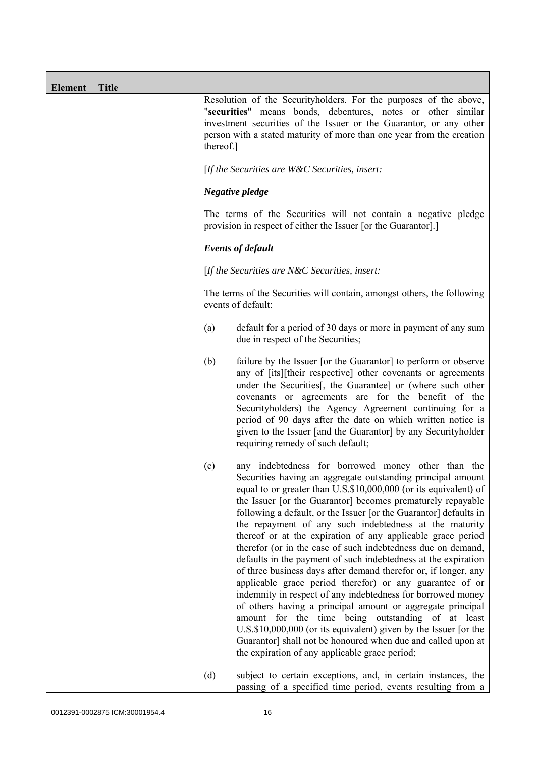| Element | Title | |
|---|---|---|
| | | Resolution of the Securityholders. For the purposes of the above, "**securities**" means bonds, debentures, notes or other similar investment securities of the Issuer or the Guarantor, or any other person with a stated maturity of more than one year from the creation thereof.]<br><br>[*If the Securities are W&C Securities, insert:*<br><br>***Negative pledge***<br><br>The terms of the Securities will not contain a negative pledge provision in respect of either the Issuer [or the Guarantor].]<br><br>***Events of default***<br><br>[*If the Securities are N&C Securities, insert:*<br><br>The terms of the Securities will contain, amongst others, the following events of default:<br><br>(a) default for a period of 30 days or more in payment of any sum due in respect of the Securities;<br><br>(b) failure by the Issuer [or the Guarantor] to perform or observe any of [its][their respective] other covenants or agreements under the Securities[, the Guarantee] or (where such other covenants or agreements are for the benefit of the Securityholders) the Agency Agreement continuing for a period of 90 days after the date on which written notice is given to the Issuer [and the Guarantor] by any Securityholder requiring remedy of such default;<br><br>(c) any indebtedness for borrowed money other than the Securities having an aggregate outstanding principal amount equal to or greater than U.S.$10,000,000 (or its equivalent) of the Issuer [or the Guarantor] becomes prematurely repayable following a default, or the Issuer [or the Guarantor] defaults in the repayment of any such indebtedness at the maturity thereof or at the expiration of any applicable grace period therefor (or in the case of such indebtedness due on demand, defaults in the payment of such indebtedness at the expiration of three business days after demand therefor or, if longer, any applicable grace period therefor) or any guarantee of or indemnity in respect of any indebtedness for borrowed money of others having a principal amount or aggregate principal amount for the time being outstanding of at least U.S.$10,000,000 (or its equivalent) given by the Issuer [or the Guarantor] shall not be honoured when due and called upon at the expiration of any applicable grace period;<br><br>(d) subject to certain exceptions, and, in certain instances, the passing of a specified time period, events resulting from a |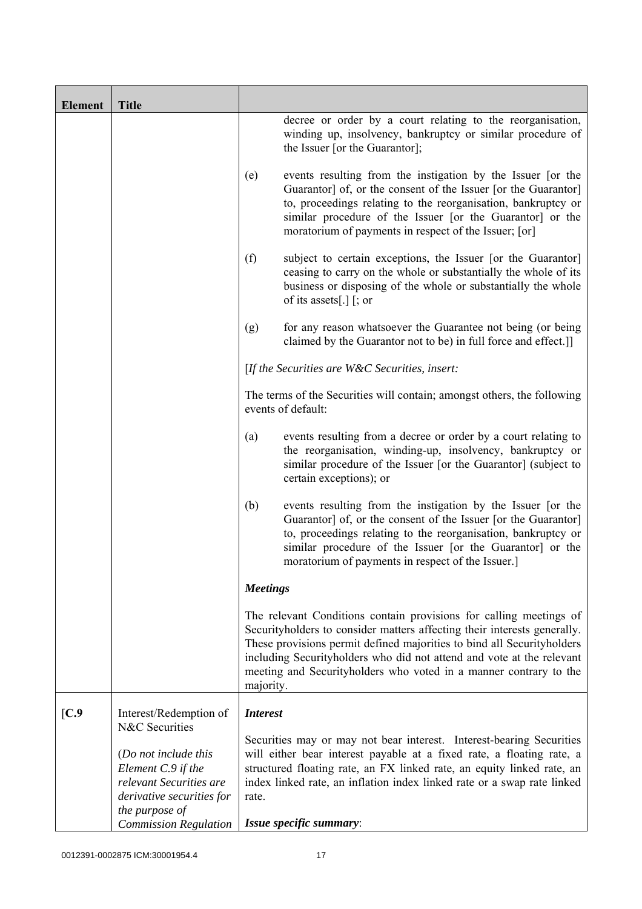| Element | Title | |
|---|---|---|
| | | decree or order by a court relating to the reorganisation, winding up, insolvency, bankruptcy or similar procedure of the Issuer [or the Guarantor];<br><br>(e) events resulting from the instigation by the Issuer [or the Guarantor] of, or the consent of the Issuer [or the Guarantor] to, proceedings relating to the reorganisation, bankruptcy or similar procedure of the Issuer [or the Guarantor] or the moratorium of payments in respect of the Issuer; [or]<br><br>(f) subject to certain exceptions, the Issuer [or the Guarantor] ceasing to carry on the whole or substantially the whole of its business or disposing of the whole or substantially the whole of its assets[.] [; or<br><br>(g) for any reason whatsoever the Guarantee not being (or being claimed by the Guarantor not to be) in full force and effect.]]<br><br>[*If the Securities are W&C Securities, insert:*<br><br>The terms of the Securities will contain; amongst others, the following events of default:<br><br>(a) events resulting from a decree or order by a court relating to the reorganisation, winding-up, insolvency, bankruptcy or similar procedure of the Issuer [or the Guarantor] (subject to certain exceptions); or<br><br>(b) events resulting from the instigation by the Issuer [or the Guarantor] of, or the consent of the Issuer [or the Guarantor] to, proceedings relating to the reorganisation, bankruptcy or similar procedure of the Issuer [or the Guarantor] or the moratorium of payments in respect of the Issuer.]<br><br>***Meetings***<br><br>The relevant Conditions contain provisions for calling meetings of Securityholders to consider matters affecting their interests generally. These provisions permit defined majorities to bind all Securityholders including Securityholders who did not attend and vote at the relevant meeting and Securityholders who voted in a manner contrary to the majority. |
| [C.9 | Interest/Redemption of N&C Securities<br><br>(*Do not include this Element C.9 if the relevant Securities are derivative securities for the purpose of Commission Regulation* | ***Interest***<br><br>Securities may or may not bear interest. Interest-bearing Securities will either bear interest payable at a fixed rate, a floating rate, a structured floating rate, an FX linked rate, an equity linked rate, an index linked rate, an inflation index linked rate or a swap rate linked rate.<br><br>***Issue specific summary***: |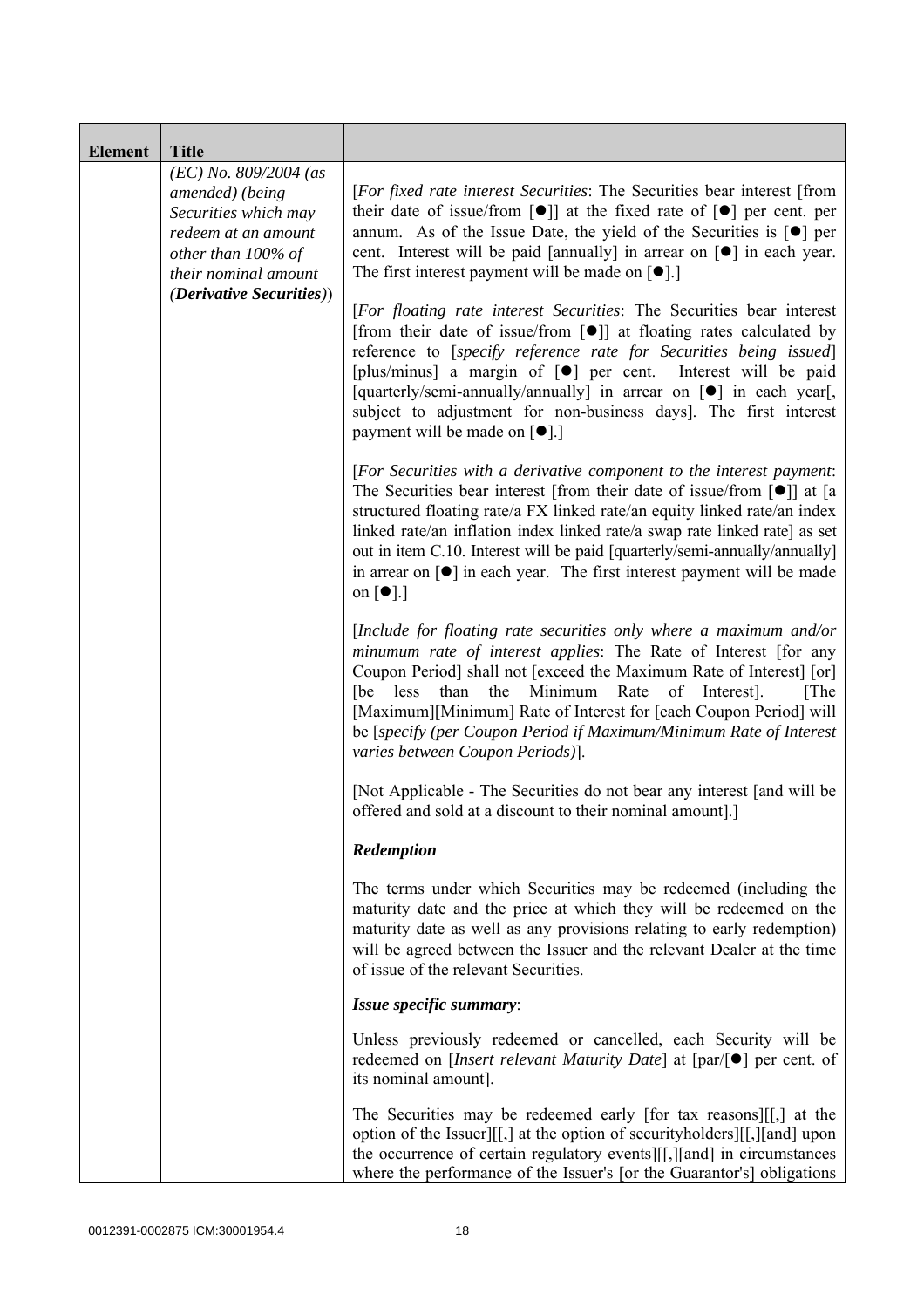| Element | Title | |
|---|---|---|
| | *(EC) No. 809/2004 (as amended) (being Securities which may redeem at an amount other than 100% of their nominal amount (**Derivative Securities**))* | [*For fixed rate interest Securities*: The Securities bear interest [from their date of issue/from [●]] at the fixed rate of [●] per cent. per annum. As of the Issue Date, the yield of the Securities is [●] per cent. Interest will be paid [annually] in arrear on [●] in each year. The first interest payment will be made on [●].]<br><br>[*For floating rate interest Securities*: The Securities bear interest [from their date of issue/from [●]] at floating rates calculated by reference to [*specify reference rate for Securities being issued*] [plus/minus] a margin of [●] per cent. Interest will be paid [quarterly/semi-annually/annually] in arrear on [●] in each year[, subject to adjustment for non-business days]. The first interest payment will be made on [●].]<br><br>[*For Securities with a derivative component to the interest payment*: The Securities bear interest [from their date of issue/from [●]] at [a structured floating rate/a FX linked rate/an equity linked rate/an index linked rate/an inflation index linked rate/a swap rate linked rate] as set out in item C.10. Interest will be paid [quarterly/semi-annually/annually] in arrear on [●] in each year. The first interest payment will be made on [●].]<br><br>[*Include for floating rate securities only where a maximum and/or minumum rate of interest applies*: The Rate of Interest [for any Coupon Period] shall not [exceed the Maximum Rate of Interest] [or] [be less than the Minimum Rate of Interest]. [The [Maximum][Minimum] Rate of Interest for [each Coupon Period] will be [*specify (per Coupon Period if Maximum/Minimum Rate of Interest varies between Coupon Periods)*].<br><br>[Not Applicable - The Securities do not bear any interest [and will be offered and sold at a discount to their nominal amount].]<br><br>***Redemption***<br><br>The terms under which Securities may be redeemed (including the maturity date and the price at which they will be redeemed on the maturity date as well as any provisions relating to early redemption) will be agreed between the Issuer and the relevant Dealer at the time of issue of the relevant Securities.<br><br>***Issue specific summary***:<br><br>Unless previously redeemed or cancelled, each Security will be redeemed on [*Insert relevant Maturity Date*] at [par/[●] per cent. of its nominal amount].<br><br>The Securities may be redeemed early [for tax reasons][[,] at the option of the Issuer][[,] at the option of securityholders][[,][and] upon the occurrence of certain regulatory events][[,][and] in circumstances where the performance of the Issuer's [or the Guarantor's] obligations |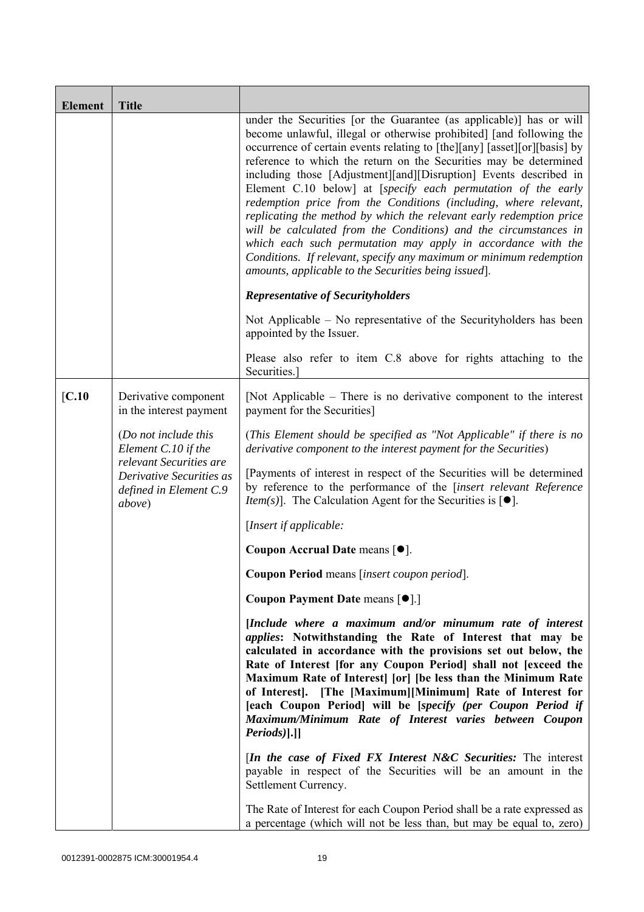| Element | Title | |
|---|---|---|
| | | under the Securities [or the Guarantee (as applicable)] has or will become unlawful, illegal or otherwise prohibited] [and following the occurrence of certain events relating to [the][any] [asset][or][basis] by reference to which the return on the Securities may be determined including those [Adjustment][and][Disruption] Events described in Element C.10 below] at [*specify each permutation of the early redemption price from the Conditions (including, where relevant, replicating the method by which the relevant early redemption price will be calculated from the Conditions) and the circumstances in which each such permutation may apply in accordance with the Conditions. If relevant, specify any maximum or minimum redemption amounts, applicable to the Securities being issued*].<br><br>***Representative of Securityholders***<br><br>Not Applicable – No representative of the Securityholders has been appointed by the Issuer.<br><br>Please also refer to item C.8 above for rights attaching to the Securities.] |
| [C.10 | Derivative component in the interest payment<br><br>(*Do not include this Element C.10 if the relevant Securities are Derivative Securities as defined in Element C.9 above*) | [Not Applicable – There is no derivative component to the interest payment for the Securities]<br><br>(*This Element should be specified as "Not Applicable" if there is no derivative component to the interest payment for the Securities*)<br><br>[Payments of interest in respect of the Securities will be determined by reference to the performance of the [*insert relevant Reference Item(s)*]. The Calculation Agent for the Securities is [●].<br><br>[*Insert if applicable:*<br><br>**Coupon Accrual Date** means [●].<br><br>**Coupon Period** means [*insert coupon period*].<br><br>**Coupon Payment Date** means [●].]<br><br>**[*Include where a maximum and/or minumum rate of interest applies*: Notwithstanding the Rate of Interest that may be calculated in accordance with the provisions set out below, the Rate of Interest [for any Coupon Period] shall not [exceed the Maximum Rate of Interest] [or] [be less than the Minimum Rate of Interest]. [The [Maximum][Minimum] Rate of Interest for [each Coupon Period] will be [*specify (per Coupon Period if Maximum/Minimum Rate of Interest varies between Coupon Periods)*].]]**<br><br>[***In the case of Fixed FX Interest N&C Securities:*** The interest payable in respect of the Securities will be an amount in the Settlement Currency.<br><br>The Rate of Interest for each Coupon Period shall be a rate expressed as a percentage (which will not be less than, but may be equal to, zero) |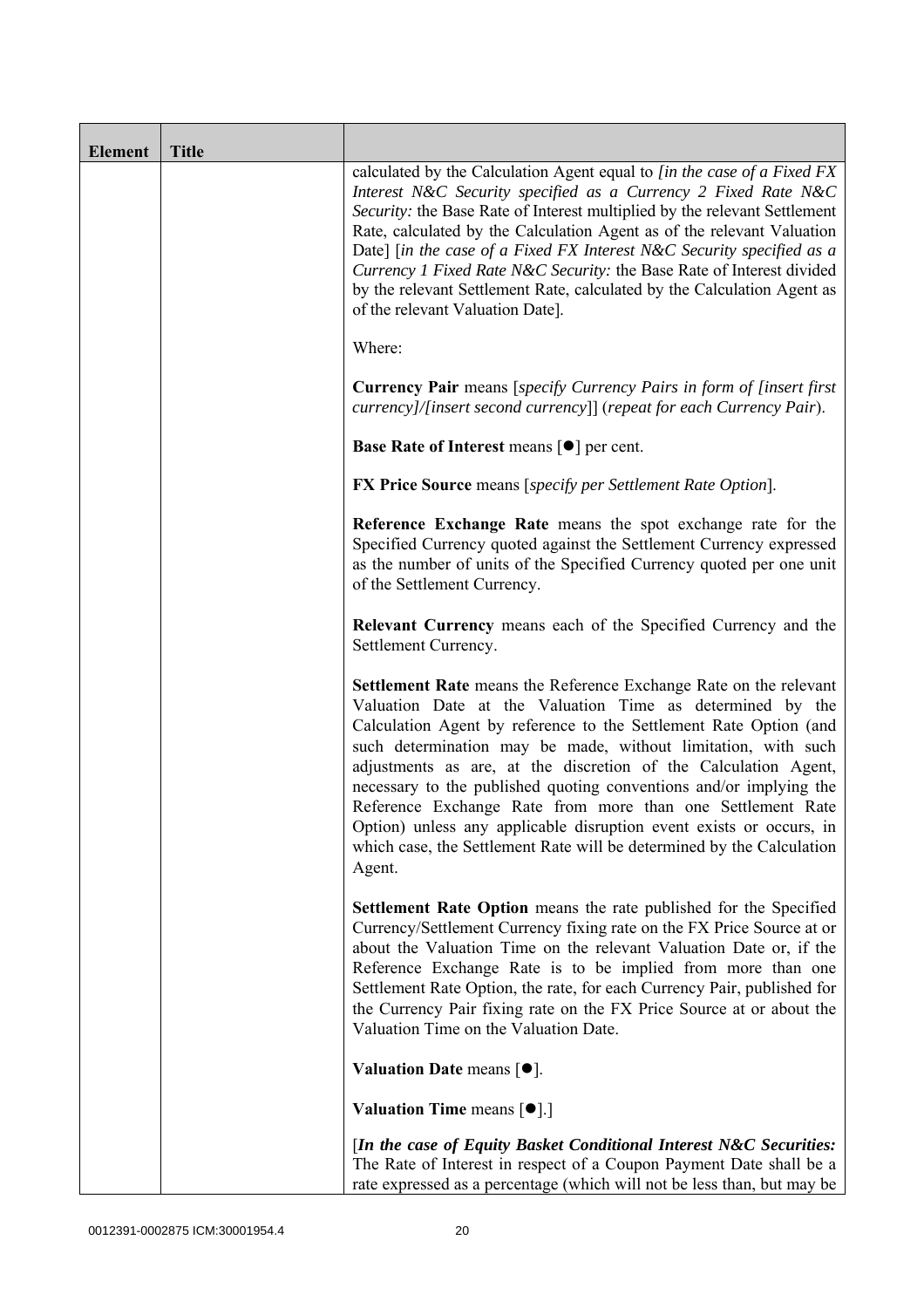| Element | Title | |
|---|---|---|
| | | calculated by the Calculation Agent equal to [*in the case of a Fixed FX Interest N&C Security specified as a Currency 2 Fixed Rate N&C Security:* the Base Rate of Interest multiplied by the relevant Settlement Rate, calculated by the Calculation Agent as of the relevant Valuation Date] [*in the case of a Fixed FX Interest N&C Security specified as a Currency 1 Fixed Rate N&C Security:* the Base Rate of Interest divided by the relevant Settlement Rate, calculated by the Calculation Agent as of the relevant Valuation Date].<br><br>Where:<br><br>**Currency Pair** means [*specify Currency Pairs in form of [insert first currency]/[insert second currency]*] (*repeat for each Currency Pair*).<br><br>**Base Rate of Interest** means [●] per cent.<br><br>**FX Price Source** means [*specify per Settlement Rate Option*].<br><br>**Reference Exchange Rate** means the spot exchange rate for the Specified Currency quoted against the Settlement Currency expressed as the number of units of the Specified Currency quoted per one unit of the Settlement Currency.<br><br>**Relevant Currency** means each of the Specified Currency and the Settlement Currency.<br><br>**Settlement Rate** means the Reference Exchange Rate on the relevant Valuation Date at the Valuation Time as determined by the Calculation Agent by reference to the Settlement Rate Option (and such determination may be made, without limitation, with such adjustments as are, at the discretion of the Calculation Agent, necessary to the published quoting conventions and/or implying the Reference Exchange Rate from more than one Settlement Rate Option) unless any applicable disruption event exists or occurs, in which case, the Settlement Rate will be determined by the Calculation Agent.<br><br>**Settlement Rate Option** means the rate published for the Specified Currency/Settlement Currency fixing rate on the FX Price Source at or about the Valuation Time on the relevant Valuation Date or, if the Reference Exchange Rate is to be implied from more than one Settlement Rate Option, the rate, for each Currency Pair, published for the Currency Pair fixing rate on the FX Price Source at or about the Valuation Time on the Valuation Date.<br><br>**Valuation Date** means [●].<br><br>**Valuation Time** means [●].]<br><br>[***In the case of Equity Basket Conditional Interest N&C Securities:*** The Rate of Interest in respect of a Coupon Payment Date shall be a rate expressed as a percentage (which will not be less than, but may be |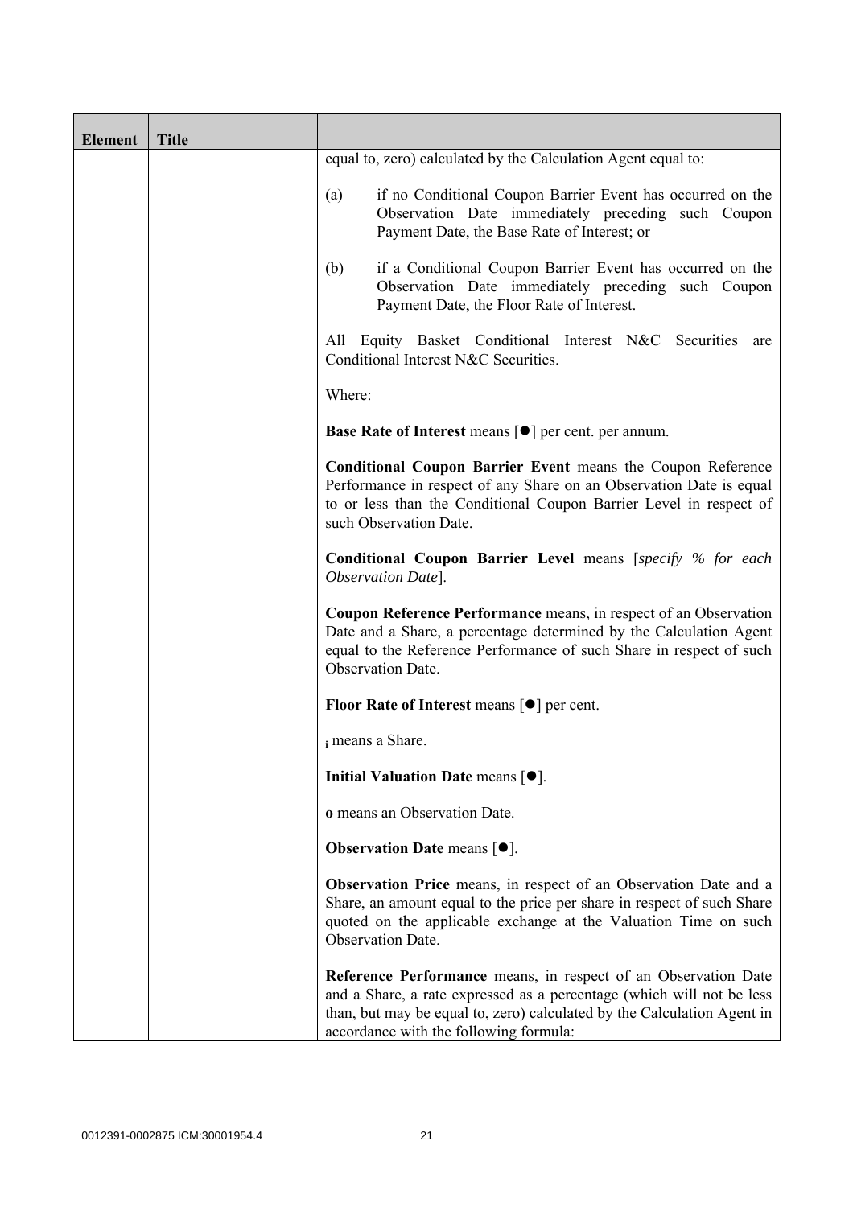| Element | Title | |
|---|---|---|
| | | equal to, zero) calculated by the Calculation Agent equal to:<br><br>(a) if no Conditional Coupon Barrier Event has occurred on the Observation Date immediately preceding such Coupon Payment Date, the Base Rate of Interest; or<br><br>(b) if a Conditional Coupon Barrier Event has occurred on the Observation Date immediately preceding such Coupon Payment Date, the Floor Rate of Interest.<br><br>All Equity Basket Conditional Interest N&C Securities are Conditional Interest N&C Securities.<br><br>Where:<br><br>**Base Rate of Interest** means [●] per cent. per annum.<br><br>**Conditional Coupon Barrier Event** means the Coupon Reference Performance in respect of any Share on an Observation Date is equal to or less than the Conditional Coupon Barrier Level in respect of such Observation Date.<br><br>**Conditional Coupon Barrier Level** means [*specify % for each Observation Date*].<br><br>**Coupon Reference Performance** means, in respect of an Observation Date and a Share, a percentage determined by the Calculation Agent equal to the Reference Performance of such Share in respect of such Observation Date.<br><br>**Floor Rate of Interest** means [●] per cent.<br><br>$_{\mathbf{i}}$ means a Share.<br><br>**Initial Valuation Date** means [●].<br><br>**o** means an Observation Date.<br><br>**Observation Date** means [●].<br><br>**Observation Price** means, in respect of an Observation Date and a Share, an amount equal to the price per share in respect of such Share quoted on the applicable exchange at the Valuation Time on such Observation Date.<br><br>**Reference Performance** means, in respect of an Observation Date and a Share, a rate expressed as a percentage (which will not be less than, but may be equal to, zero) calculated by the Calculation Agent in accordance with the following formula: |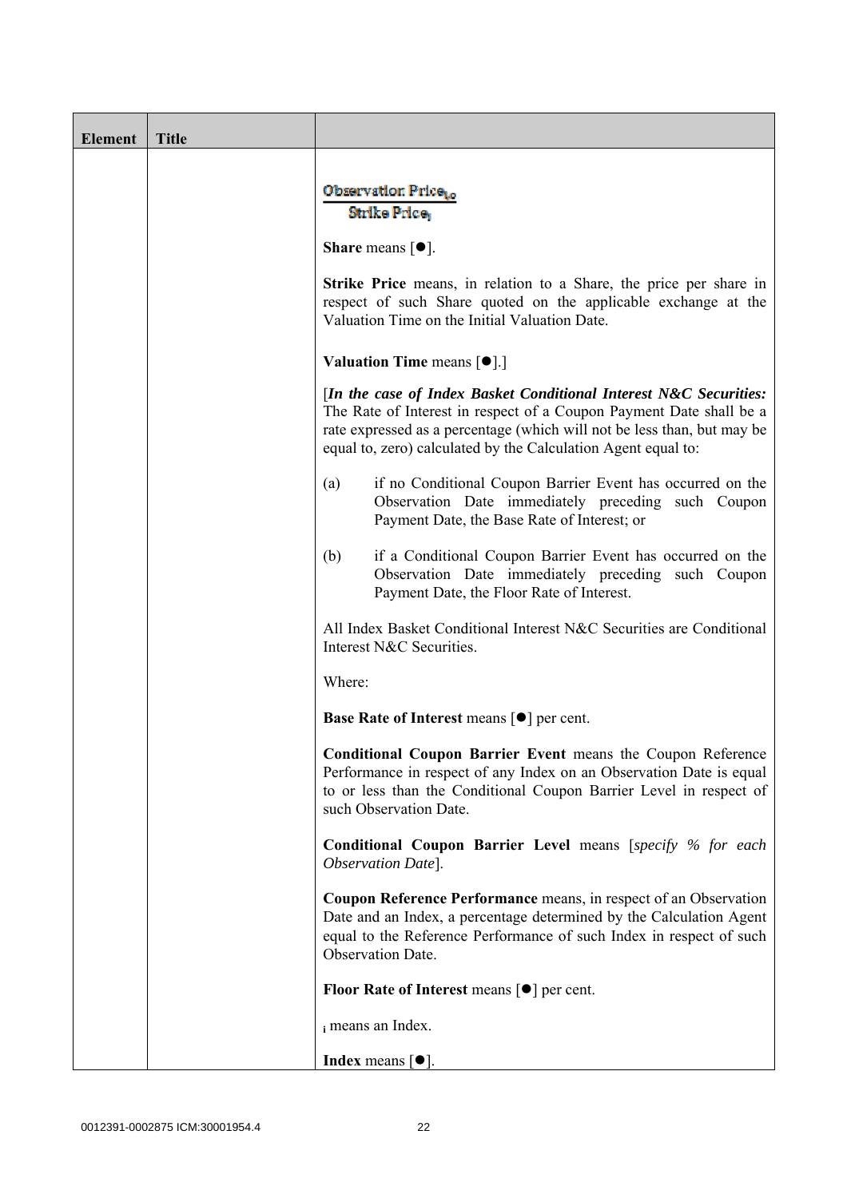| Element | Title | |
|---|---|---|
| | | $$\frac{\text{Observation Price}_{i,o}}{\text{Strike Price}_i}$$<br><br>**Share** means [●].<br><br>**Strike Price** means, in relation to a Share, the price per share in respect of such Share quoted on the applicable exchange at the Valuation Time on the Initial Valuation Date.<br><br>**Valuation Time** means [●].]<br><br>[***In the case of Index Basket Conditional Interest N&C Securities:*** The Rate of Interest in respect of a Coupon Payment Date shall be a rate expressed as a percentage (which will not be less than, but may be equal to, zero) calculated by the Calculation Agent equal to:<br><br>(a) if no Conditional Coupon Barrier Event has occurred on the Observation Date immediately preceding such Coupon Payment Date, the Base Rate of Interest; or<br><br>(b) if a Conditional Coupon Barrier Event has occurred on the Observation Date immediately preceding such Coupon Payment Date, the Floor Rate of Interest.<br><br>All Index Basket Conditional Interest N&C Securities are Conditional Interest N&C Securities.<br><br>Where:<br><br>**Base Rate of Interest** means [●] per cent.<br><br>**Conditional Coupon Barrier Event** means the Coupon Reference Performance in respect of any Index on an Observation Date is equal to or less than the Conditional Coupon Barrier Level in respect of such Observation Date.<br><br>**Conditional Coupon Barrier Level** means [*specify % for each Observation Date*].<br><br>**Coupon Reference Performance** means, in respect of an Observation Date and an Index, a percentage determined by the Calculation Agent equal to the Reference Performance of such Index in respect of such Observation Date.<br><br>**Floor Rate of Interest** means [●] per cent.<br><br>$_i$ means an Index.<br><br>**Index** means [●]. |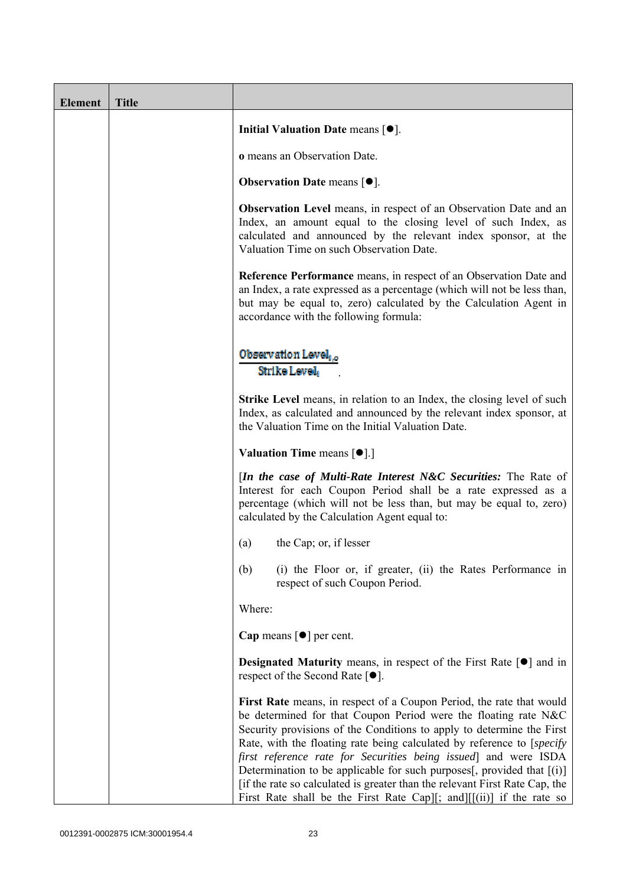| Element | Title |  |
|---|---|---|
| | | **Initial Valuation Date** means [●].<br><br>**o** means an Observation Date.<br><br>**Observation Date** means [●].<br><br>**Observation Level** means, in respect of an Observation Date and an Index, an amount equal to the closing level of such Index, as calculated and announced by the relevant index sponsor, at the Valuation Time on such Observation Date.<br><br>**Reference Performance** means, in respect of an Observation Date and an Index, a rate expressed as a percentage (which will not be less than, but may be equal to, zero) calculated by the Calculation Agent in accordance with the following formula:<br><br>$\frac{\text{Observation Level}_{i,o}}{\text{Strike Level}_{i}}$.<br><br>**Strike Level** means, in relation to an Index, the closing level of such Index, as calculated and announced by the relevant index sponsor, at the Valuation Time on the Initial Valuation Date.<br><br>**Valuation Time** means [●].]<br><br>[***In the case of Multi-Rate Interest N&C Securities:*** The Rate of Interest for each Coupon Period shall be a rate expressed as a percentage (which will not be less than, but may be equal to, zero) calculated by the Calculation Agent equal to:<br><br>(a) the Cap; or, if lesser<br><br>(b) (i) the Floor or, if greater, (ii) the Rates Performance in respect of such Coupon Period.<br><br>Where:<br><br>**Cap** means [●] per cent.<br><br>**Designated Maturity** means, in respect of the First Rate [●] and in respect of the Second Rate [●].<br><br>**First Rate** means, in respect of a Coupon Period, the rate that would be determined for that Coupon Period were the floating rate N&C Security provisions of the Conditions to apply to determine the First Rate, with the floating rate being calculated by reference to [*specify first reference rate for Securities being issued*] and were ISDA Determination to be applicable for such purposes[, provided that [(i)] [if the rate so calculated is greater than the relevant First Rate Cap, the First Rate shall be the First Rate Cap][; and][[(ii)] if the rate so |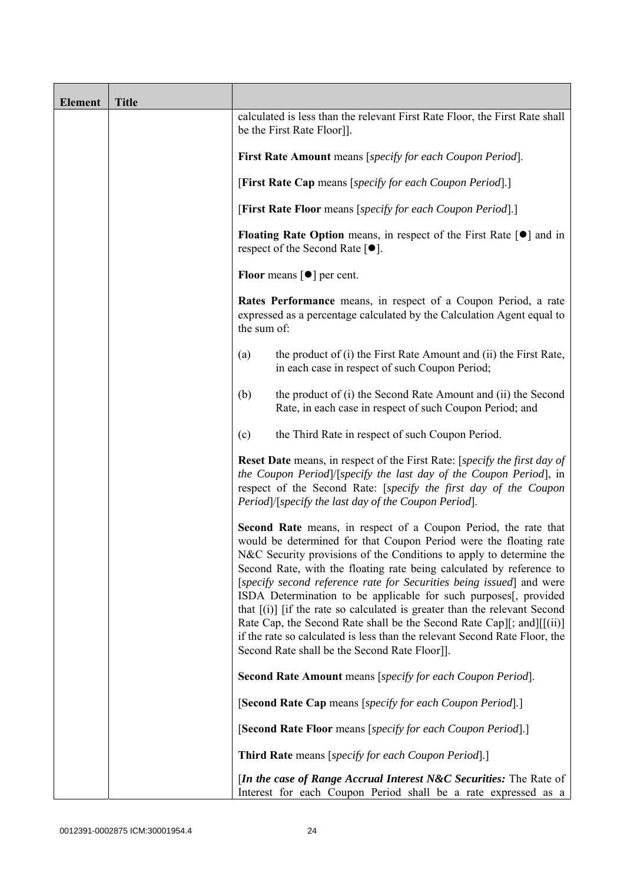| Element | Title | |
|---|---|---|
| | | calculated is less than the relevant First Rate Floor, the First Rate shall be the First Rate Floor]].<br><br>**First Rate Amount** means [*specify for each Coupon Period*].<br><br>[**First Rate Cap** means [*specify for each Coupon Period*].]<br><br>[**First Rate Floor** means [*specify for each Coupon Period*].]<br><br>**Floating Rate Option** means, in respect of the First Rate [●] and in respect of the Second Rate [●].<br><br>**Floor** means [●] per cent.<br><br>**Rates Performance** means, in respect of a Coupon Period, a rate expressed as a percentage calculated by the Calculation Agent equal to the sum of:<br><br>(a) the product of (i) the First Rate Amount and (ii) the First Rate, in each case in respect of such Coupon Period;<br><br>(b) the product of (i) the Second Rate Amount and (ii) the Second Rate, in each case in respect of such Coupon Period; and<br><br>(c) the Third Rate in respect of such Coupon Period.<br><br>**Reset Date** means, in respect of the First Rate: [*specify the first day of the Coupon Period*]/[*specify the last day of the Coupon Period*], in respect of the Second Rate: [*specify the first day of the Coupon Period*]/[*specify the last day of the Coupon Period*].<br><br>**Second Rate** means, in respect of a Coupon Period, the rate that would be determined for that Coupon Period were the floating rate N&C Security provisions of the Conditions to apply to determine the Second Rate, with the floating rate being calculated by reference to [*specify second reference rate for Securities being issued*] and were ISDA Determination to be applicable for such purposes[, provided that [(i)] [if the rate so calculated is greater than the relevant Second Rate Cap, the Second Rate shall be the Second Rate Cap][; and][[(ii)] if the rate so calculated is less than the relevant Second Rate Floor, the Second Rate shall be the Second Rate Floor]].<br><br>**Second Rate Amount** means [*specify for each Coupon Period*].<br><br>[**Second Rate Cap** means [*specify for each Coupon Period*].]<br><br>[**Second Rate Floor** means [*specify for each Coupon Period*].]<br><br>**Third Rate** means [*specify for each Coupon Period*].]<br><br>[***In the case of Range Accrual Interest N&C Securities:*** The Rate of Interest for each Coupon Period shall be a rate expressed as a |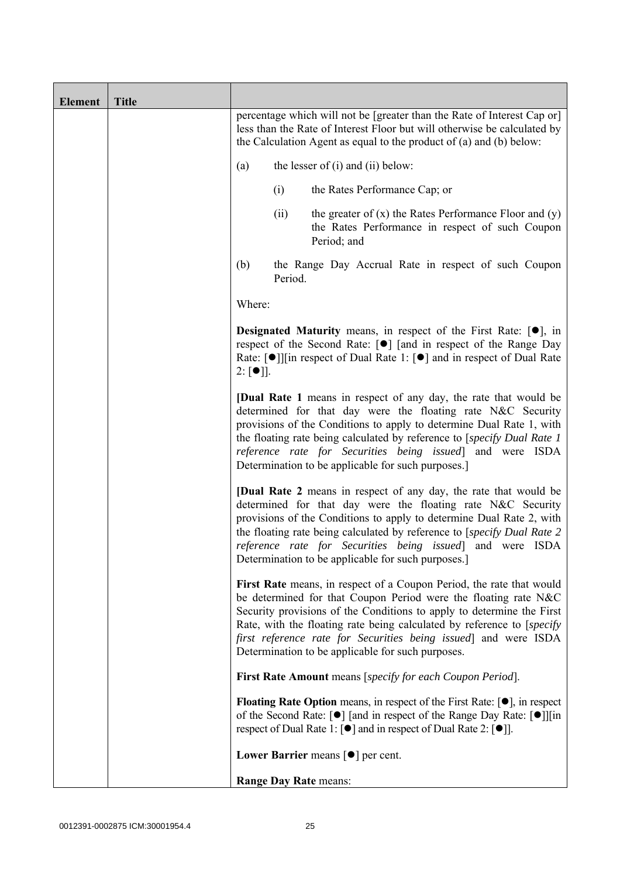| Element | Title | |
|---|---|---|
| | | percentage which will not be [greater than the Rate of Interest Cap or] less than the Rate of Interest Floor but will otherwise be calculated by the Calculation Agent as equal to the product of (a) and (b) below:<br><br>(a) the lesser of (i) and (ii) below:<br><br>(i) the Rates Performance Cap; or<br><br>(ii) the greater of (x) the Rates Performance Floor and (y) the Rates Performance in respect of such Coupon Period; and<br><br>(b) the Range Day Accrual Rate in respect of such Coupon Period.<br><br>Where:<br><br>**Designated Maturity** means, in respect of the First Rate: [●], in respect of the Second Rate: [●] [and in respect of the Range Day Rate: [●]][in respect of Dual Rate 1: [●] and in respect of Dual Rate 2: [●]].<br><br>[**Dual Rate 1** means in respect of any day, the rate that would be determined for that day were the floating rate N&C Security provisions of the Conditions to apply to determine Dual Rate 1, with the floating rate being calculated by reference to [*specify Dual Rate 1 reference rate for Securities being issued*] and were ISDA Determination to be applicable for such purposes.]<br><br>[**Dual Rate 2** means in respect of any day, the rate that would be determined for that day were the floating rate N&C Security provisions of the Conditions to apply to determine Dual Rate 2, with the floating rate being calculated by reference to [*specify Dual Rate 2 reference rate for Securities being issued*] and were ISDA Determination to be applicable for such purposes.]<br><br>**First Rate** means, in respect of a Coupon Period, the rate that would be determined for that Coupon Period were the floating rate N&C Security provisions of the Conditions to apply to determine the First Rate, with the floating rate being calculated by reference to [*specify first reference rate for Securities being issued*] and were ISDA Determination to be applicable for such purposes.<br><br>**First Rate Amount** means [*specify for each Coupon Period*].<br><br>**Floating Rate Option** means, in respect of the First Rate: [●], in respect of the Second Rate: [●] [and in respect of the Range Day Rate: [●]][in respect of Dual Rate 1: [●] and in respect of Dual Rate 2: [●]].<br><br>**Lower Barrier** means [●] per cent.<br><br>**Range Day Rate** means: |

0012391-0002875 ICM:30001954.4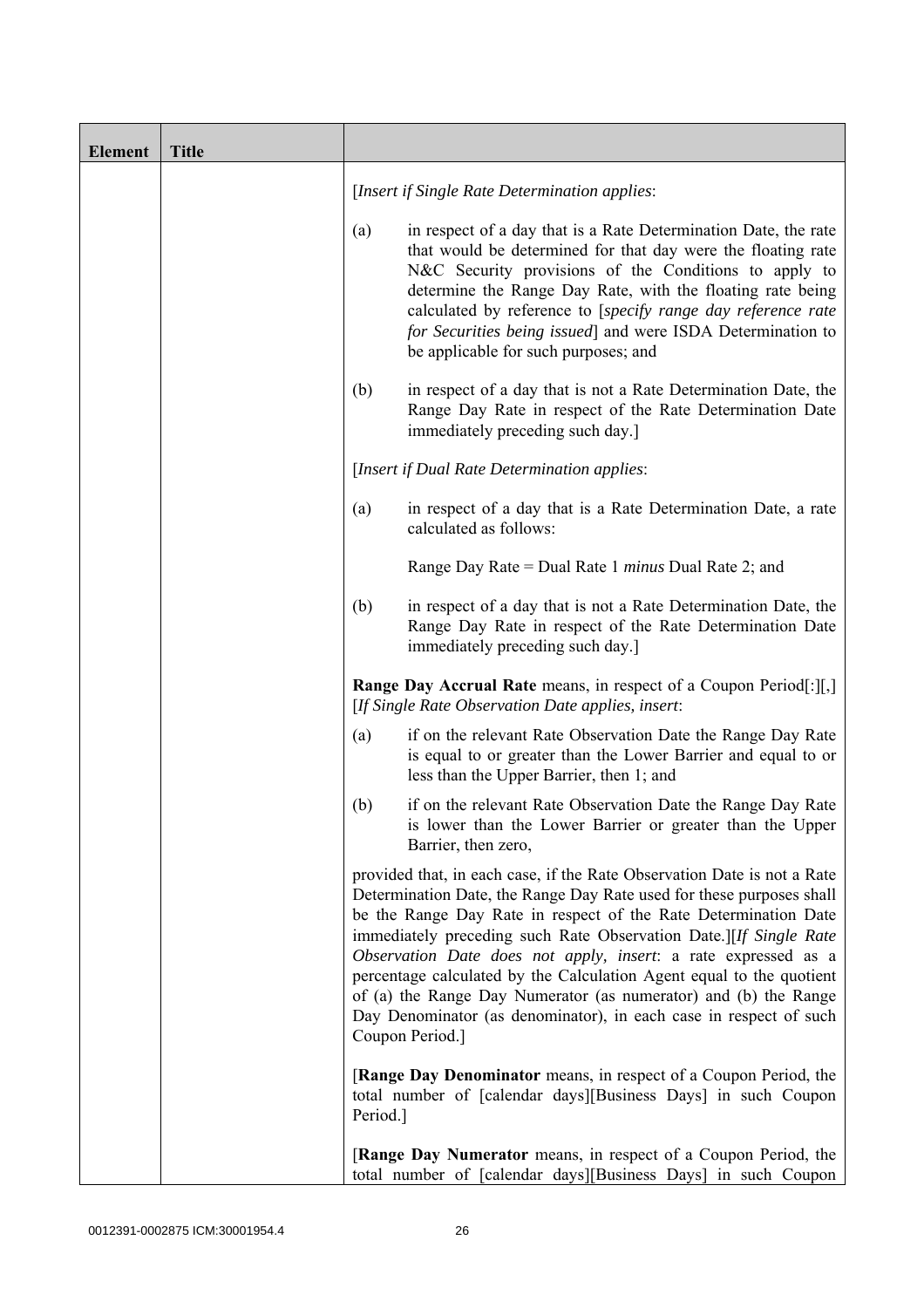| Element | Title | |
|---|---|---|
| | | [*Insert if Single Rate Determination applies*:<br><br>(a) in respect of a day that is a Rate Determination Date, the rate that would be determined for that day were the floating rate N&C Security provisions of the Conditions to apply to determine the Range Day Rate, with the floating rate being calculated by reference to [*specify range day reference rate for Securities being issued*] and were ISDA Determination to be applicable for such purposes; and<br><br>(b) in respect of a day that is not a Rate Determination Date, the Range Day Rate in respect of the Rate Determination Date immediately preceding such day.]<br><br>[*Insert if Dual Rate Determination applies*:<br><br>(a) in respect of a day that is a Rate Determination Date, a rate calculated as follows:<br><br>Range Day Rate = Dual Rate 1 *minus* Dual Rate 2; and<br><br>(b) in respect of a day that is not a Rate Determination Date, the Range Day Rate in respect of the Rate Determination Date immediately preceding such day.]<br><br>**Range Day Accrual Rate** means, in respect of a Coupon Period[:][,] [*If Single Rate Observation Date applies, insert*:<br><br>(a) if on the relevant Rate Observation Date the Range Day Rate is equal to or greater than the Lower Barrier and equal to or less than the Upper Barrier, then 1; and<br><br>(b) if on the relevant Rate Observation Date the Range Day Rate is lower than the Lower Barrier or greater than the Upper Barrier, then zero,<br><br>provided that, in each case, if the Rate Observation Date is not a Rate Determination Date, the Range Day Rate used for these purposes shall be the Range Day Rate in respect of the Rate Determination Date immediately preceding such Rate Observation Date.][*If Single Rate Observation Date does not apply, insert*: a rate expressed as a percentage calculated by the Calculation Agent equal to the quotient of (a) the Range Day Numerator (as numerator) and (b) the Range Day Denominator (as denominator), in each case in respect of such Coupon Period.]<br><br>[**Range Day Denominator** means, in respect of a Coupon Period, the total number of [calendar days][Business Days] in such Coupon Period.]<br><br>[**Range Day Numerator** means, in respect of a Coupon Period, the total number of [calendar days][Business Days] in such Coupon |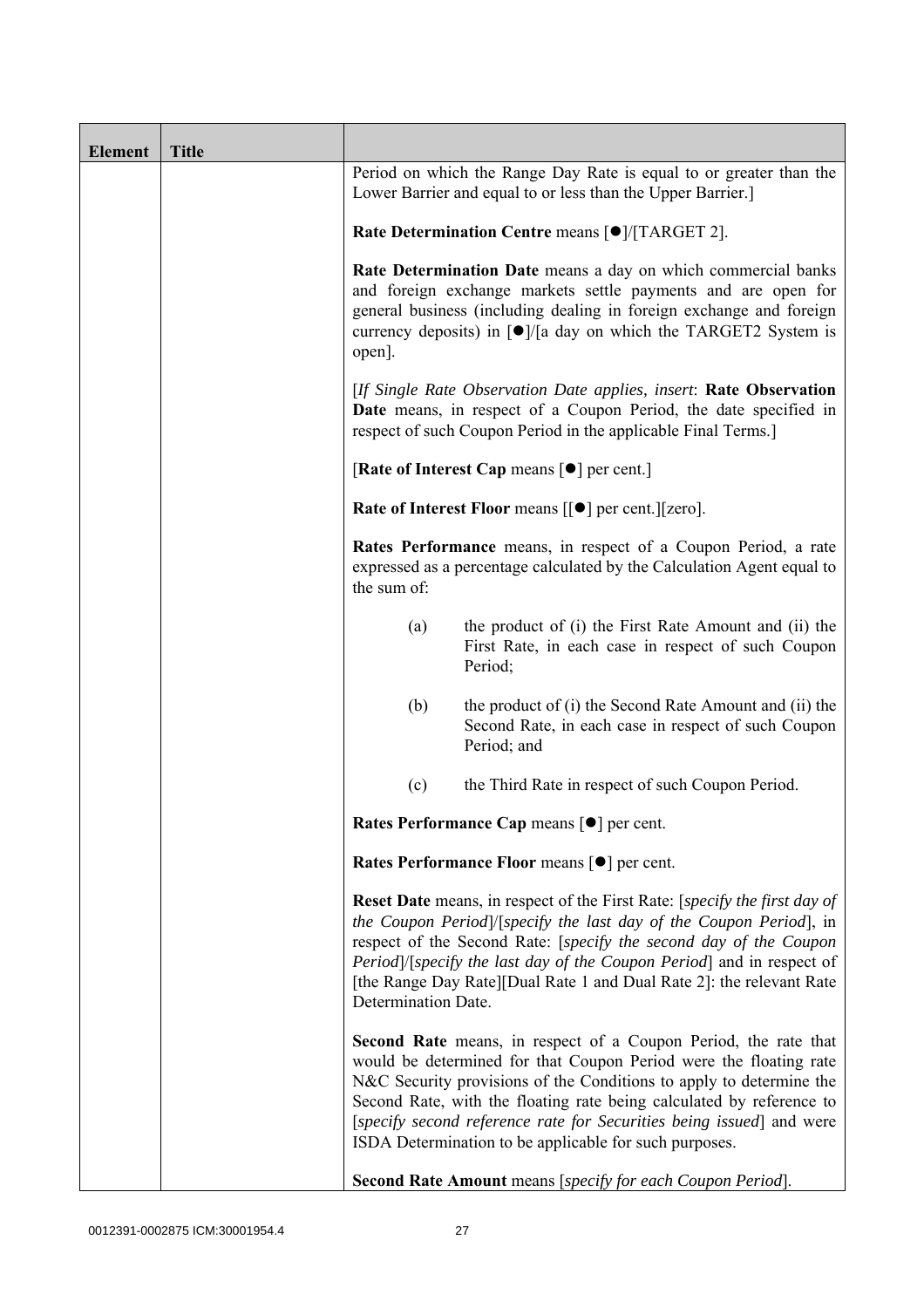| Element | Title | |
|---|---|---|
| | | Period on which the Range Day Rate is equal to or greater than the Lower Barrier and equal to or less than the Upper Barrier.]<br><br>**Rate Determination Centre** means [●]/[TARGET 2].<br><br>**Rate Determination Date** means a day on which commercial banks and foreign exchange markets settle payments and are open for general business (including dealing in foreign exchange and foreign currency deposits) in [●]/[a day on which the TARGET2 System is open].<br><br>[*If Single Rate Observation Date applies, insert*: **Rate Observation Date** means, in respect of a Coupon Period, the date specified in respect of such Coupon Period in the applicable Final Terms.]<br><br>[**Rate of Interest Cap** means [●] per cent.]<br><br>**Rate of Interest Floor** means [[●] per cent.][zero].<br><br>**Rates Performance** means, in respect of a Coupon Period, a rate expressed as a percentage calculated by the Calculation Agent equal to the sum of:<br><br>(a) the product of (i) the First Rate Amount and (ii) the First Rate, in each case in respect of such Coupon Period;<br><br>(b) the product of (i) the Second Rate Amount and (ii) the Second Rate, in each case in respect of such Coupon Period; and<br><br>(c) the Third Rate in respect of such Coupon Period.<br><br>**Rates Performance Cap** means [●] per cent.<br><br>**Rates Performance Floor** means [●] per cent.<br><br>**Reset Date** means, in respect of the First Rate: [*specify the first day of the Coupon Period*]/[*specify the last day of the Coupon Period*], in respect of the Second Rate: [*specify the second day of the Coupon Period*]/[*specify the last day of the Coupon Period*] and in respect of [the Range Day Rate][Dual Rate 1 and Dual Rate 2]: the relevant Rate Determination Date.<br><br>**Second Rate** means, in respect of a Coupon Period, the rate that would be determined for that Coupon Period were the floating rate N&C Security provisions of the Conditions to apply to determine the Second Rate, with the floating rate being calculated by reference to [*specify second reference rate for Securities being issued*] and were ISDA Determination to be applicable for such purposes.<br><br>**Second Rate Amount** means [*specify for each Coupon Period*]. |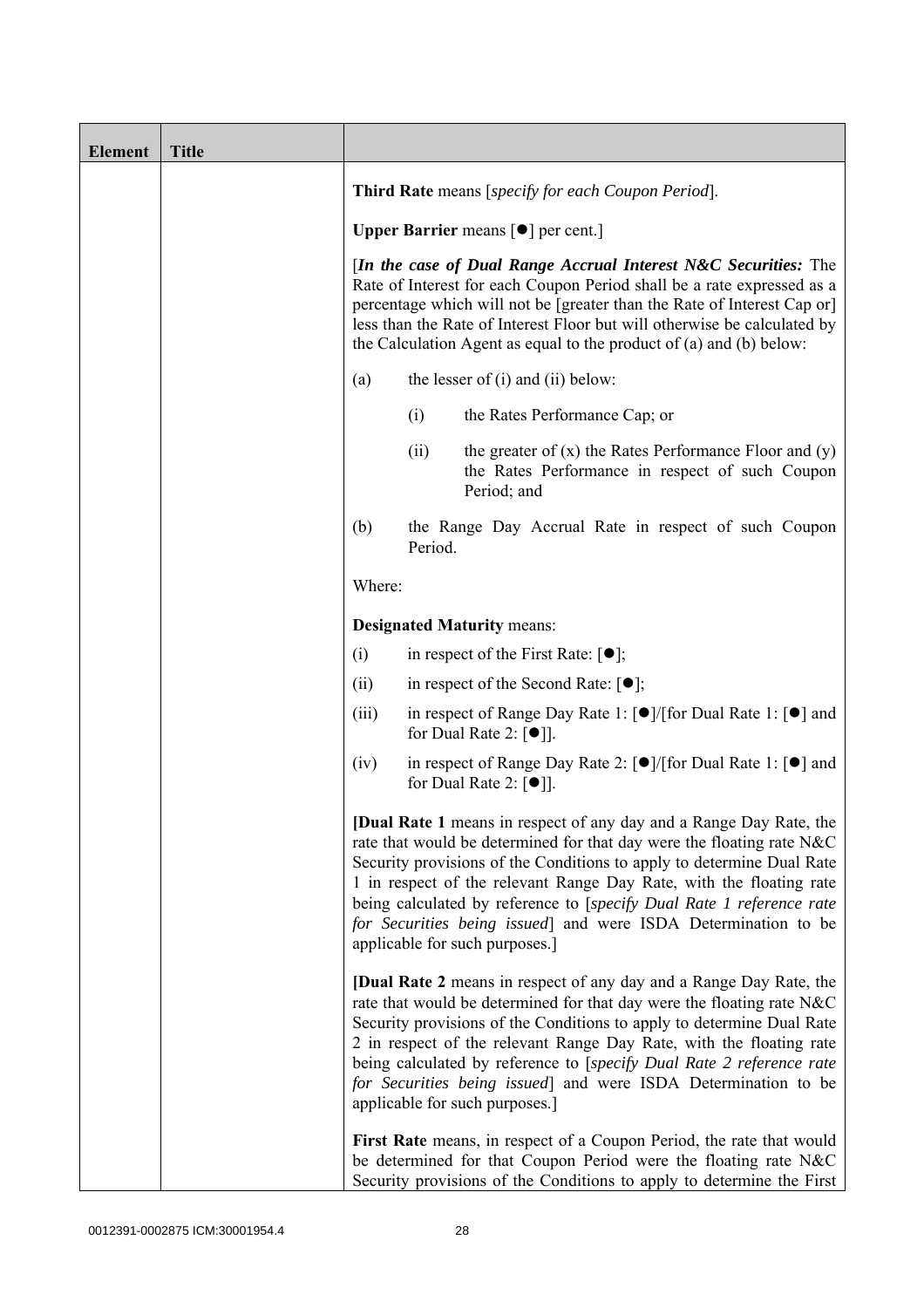| Element | Title | |
|---|---|---|
| | | **Third Rate** means [*specify for each Coupon Period*].<br><br>**Upper Barrier** means [●] per cent.]<br><br>[***In the case of Dual Range Accrual Interest N&C Securities:*** The Rate of Interest for each Coupon Period shall be a rate expressed as a percentage which will not be [greater than the Rate of Interest Cap or] less than the Rate of Interest Floor but will otherwise be calculated by the Calculation Agent as equal to the product of (a) and (b) below:<br><br>(a) the lesser of (i) and (ii) below:<br><br>(i) the Rates Performance Cap; or<br><br>(ii) the greater of (x) the Rates Performance Floor and (y) the Rates Performance in respect of such Coupon Period; and<br><br>(b) the Range Day Accrual Rate in respect of such Coupon Period.<br><br>Where:<br><br>**Designated Maturity** means:<br><br>(i) in respect of the First Rate: [●];<br><br>(ii) in respect of the Second Rate: [●];<br><br>(iii) in respect of Range Day Rate 1: [●]/[for Dual Rate 1: [●] and for Dual Rate 2: [●]].<br><br>(iv) in respect of Range Day Rate 2: [●]/[for Dual Rate 1: [●] and for Dual Rate 2: [●]].<br><br>[**Dual Rate 1** means in respect of any day and a Range Day Rate, the rate that would be determined for that day were the floating rate N&C Security provisions of the Conditions to apply to determine Dual Rate 1 in respect of the relevant Range Day Rate, with the floating rate being calculated by reference to [*specify Dual Rate 1 reference rate for Securities being issued*] and were ISDA Determination to be applicable for such purposes.]<br><br>[**Dual Rate 2** means in respect of any day and a Range Day Rate, the rate that would be determined for that day were the floating rate N&C Security provisions of the Conditions to apply to determine Dual Rate 2 in respect of the relevant Range Day Rate, with the floating rate being calculated by reference to [*specify Dual Rate 2 reference rate for Securities being issued*] and were ISDA Determination to be applicable for such purposes.]<br><br>**First Rate** means, in respect of a Coupon Period, the rate that would be determined for that Coupon Period were the floating rate N&C Security provisions of the Conditions to apply to determine the First |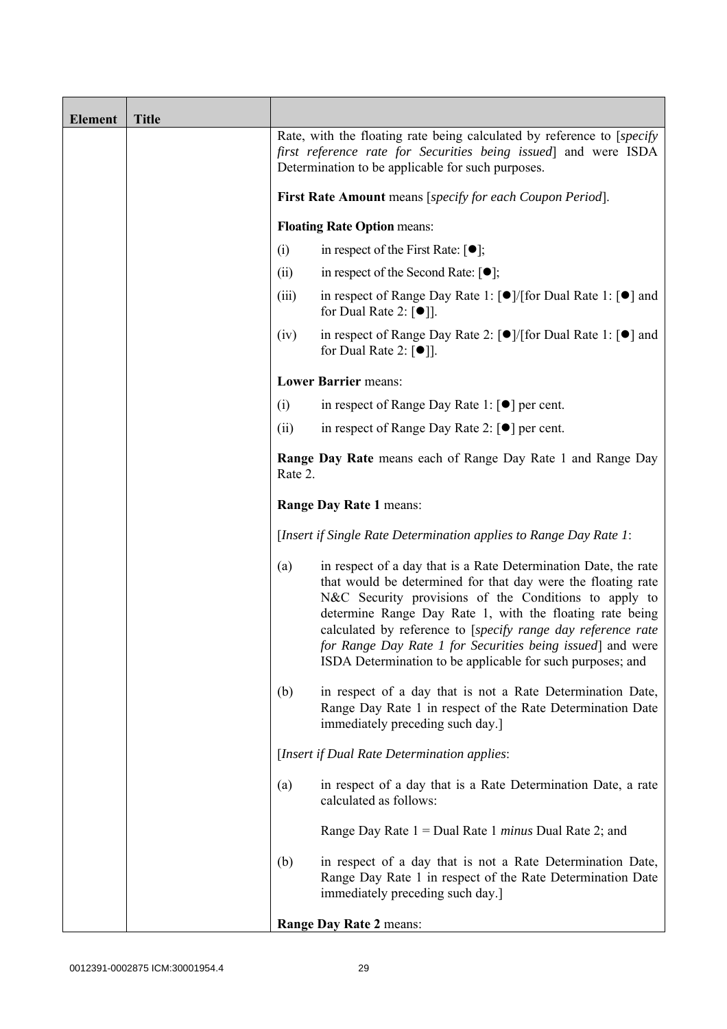| Element | Title | |
|---|---|---|
| | | Rate, with the floating rate being calculated by reference to [*specify first reference rate for Securities being issued*] and were ISDA Determination to be applicable for such purposes.<br><br>**First Rate Amount** means [*specify for each Coupon Period*].<br><br>**Floating Rate Option** means:<br><br>(i) in respect of the First Rate: [●];<br><br>(ii) in respect of the Second Rate: [●];<br><br>(iii) in respect of Range Day Rate 1: [●]/[for Dual Rate 1: [●] and for Dual Rate 2: [●]].<br><br>(iv) in respect of Range Day Rate 2: [●]/[for Dual Rate 1: [●] and for Dual Rate 2: [●]].<br><br>**Lower Barrier** means:<br><br>(i) in respect of Range Day Rate 1: [●] per cent.<br><br>(ii) in respect of Range Day Rate 2: [●] per cent.<br><br>**Range Day Rate** means each of Range Day Rate 1 and Range Day Rate 2.<br><br>**Range Day Rate 1** means:<br><br>[*Insert if Single Rate Determination applies to Range Day Rate 1*:<br><br>(a) in respect of a day that is a Rate Determination Date, the rate that would be determined for that day were the floating rate N&C Security provisions of the Conditions to apply to determine Range Day Rate 1, with the floating rate being calculated by reference to [*specify range day reference rate for Range Day Rate 1 for Securities being issued*] and were ISDA Determination to be applicable for such purposes; and<br><br>(b) in respect of a day that is not a Rate Determination Date, Range Day Rate 1 in respect of the Rate Determination Date immediately preceding such day.]<br><br>[*Insert if Dual Rate Determination applies*:<br><br>(a) in respect of a day that is a Rate Determination Date, a rate calculated as follows:<br><br>Range Day Rate 1 = Dual Rate 1 *minus* Dual Rate 2; and<br><br>(b) in respect of a day that is not a Rate Determination Date, Range Day Rate 1 in respect of the Rate Determination Date immediately preceding such day.]<br><br>**Range Day Rate 2** means: |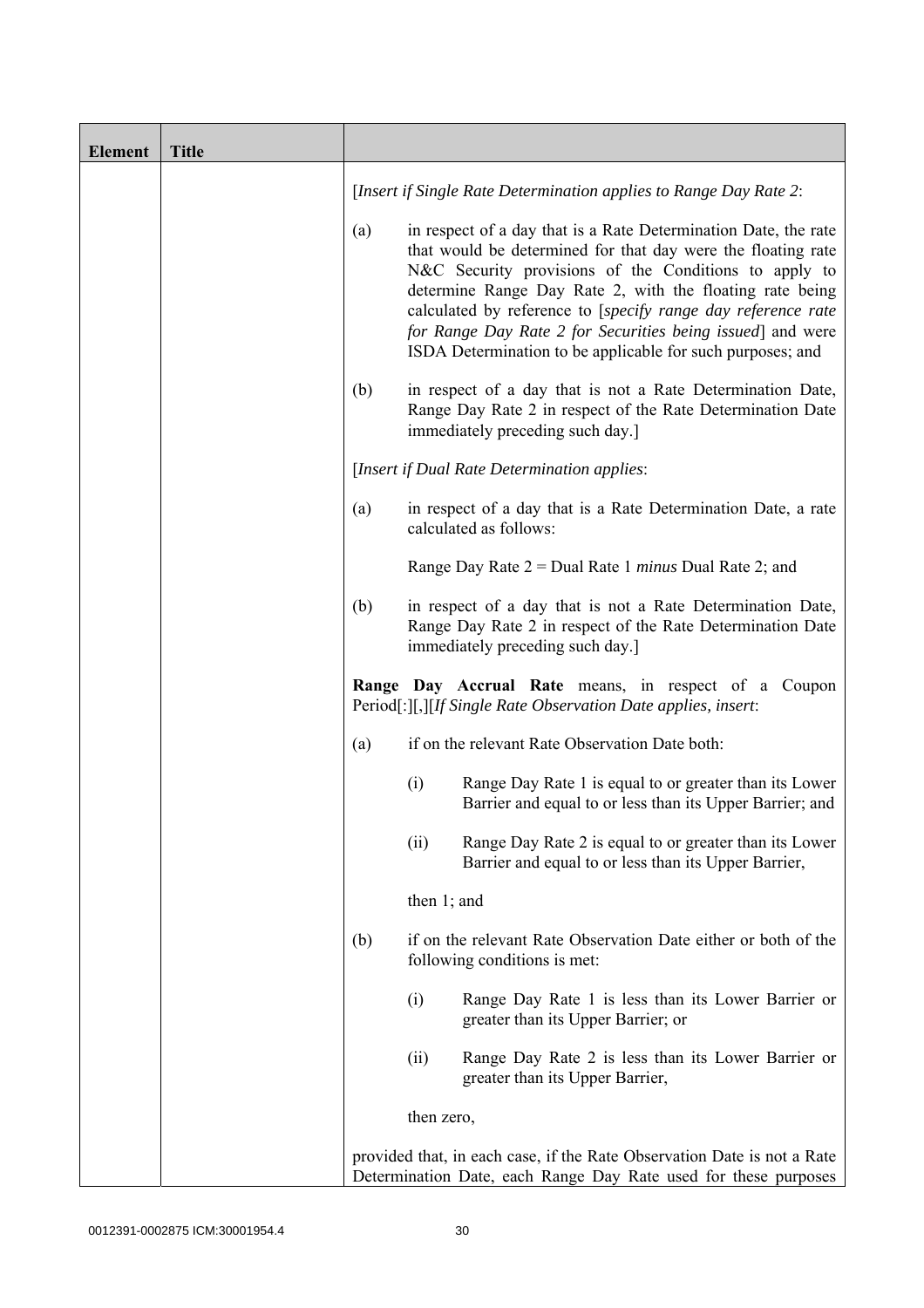| Element | Title | |
|---|---|---|
| | | [*Insert if Single Rate Determination applies to Range Day Rate 2*:<br><br>(a) in respect of a day that is a Rate Determination Date, the rate that would be determined for that day were the floating rate N&C Security provisions of the Conditions to apply to determine Range Day Rate 2, with the floating rate being calculated by reference to [*specify range day reference rate for Range Day Rate 2 for Securities being issued*] and were ISDA Determination to be applicable for such purposes; and<br><br>(b) in respect of a day that is not a Rate Determination Date, Range Day Rate 2 in respect of the Rate Determination Date immediately preceding such day.]<br><br>[*Insert if Dual Rate Determination applies*:<br><br>(a) in respect of a day that is a Rate Determination Date, a rate calculated as follows:<br><br>Range Day Rate 2 = Dual Rate 1 *minus* Dual Rate 2; and<br><br>(b) in respect of a day that is not a Rate Determination Date, Range Day Rate 2 in respect of the Rate Determination Date immediately preceding such day.]<br><br>**Range Day Accrual Rate** means, in respect of a Coupon Period[:][,][*If Single Rate Observation Date applies, insert*:<br><br>(a) if on the relevant Rate Observation Date both:<br><br>(i) Range Day Rate 1 is equal to or greater than its Lower Barrier and equal to or less than its Upper Barrier; and<br><br>(ii) Range Day Rate 2 is equal to or greater than its Lower Barrier and equal to or less than its Upper Barrier,<br><br>then 1; and<br><br>(b) if on the relevant Rate Observation Date either or both of the following conditions is met:<br><br>(i) Range Day Rate 1 is less than its Lower Barrier or greater than its Upper Barrier; or<br><br>(ii) Range Day Rate 2 is less than its Lower Barrier or greater than its Upper Barrier,<br><br>then zero,<br><br>provided that, in each case, if the Rate Observation Date is not a Rate Determination Date, each Range Day Rate used for these purposes |

0012391-0002875 ICM:30001954.4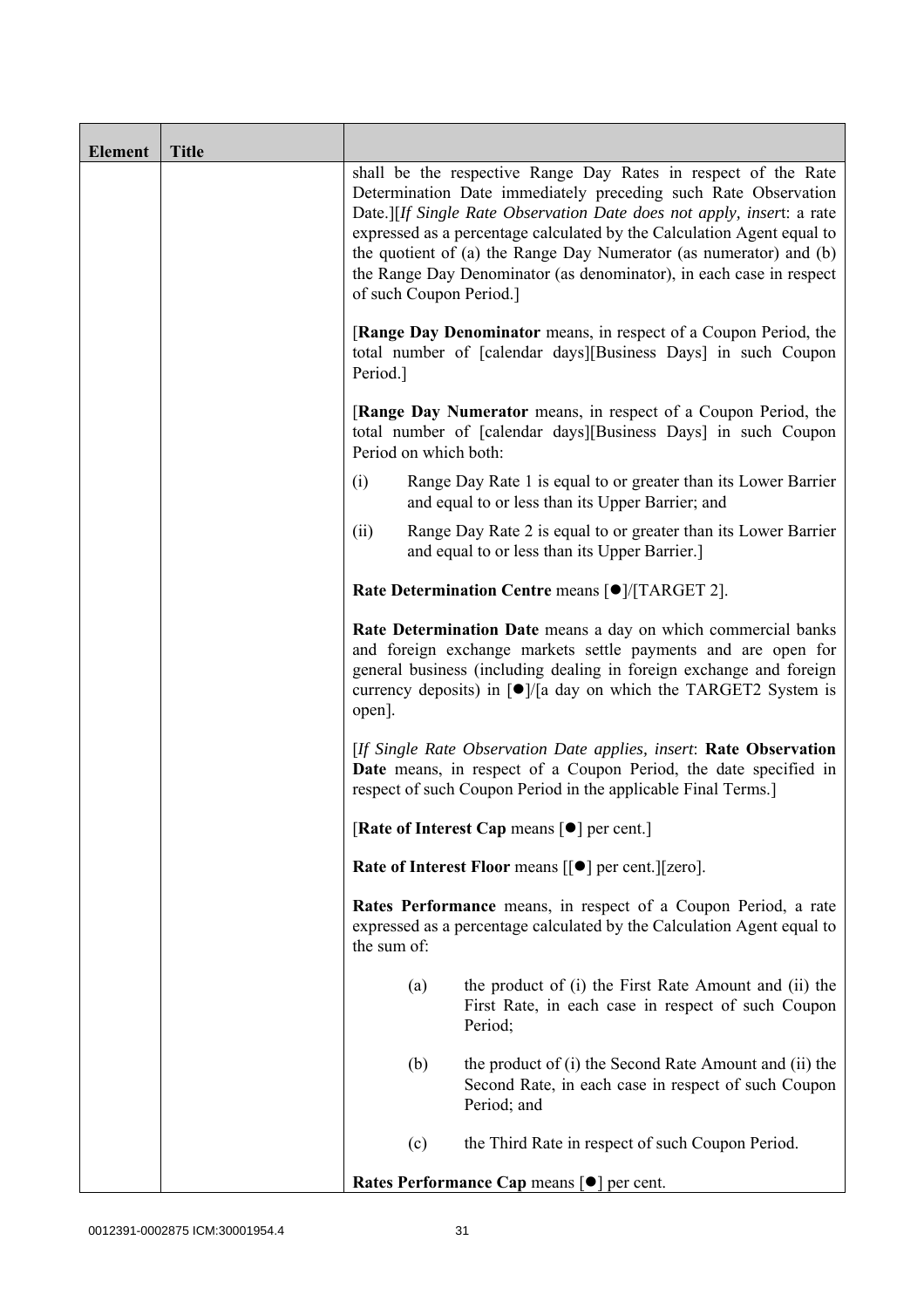| Element | Title | |
|---|---|---|
| | | shall be the respective Range Day Rates in respect of the Rate Determination Date immediately preceding such Rate Observation Date.][*If Single Rate Observation Date does not apply, insert*: a rate expressed as a percentage calculated by the Calculation Agent equal to the quotient of (a) the Range Day Numerator (as numerator) and (b) the Range Day Denominator (as denominator), in each case in respect of such Coupon Period.]<br><br>[**Range Day Denominator** means, in respect of a Coupon Period, the total number of [calendar days][Business Days] in such Coupon Period.]<br><br>[**Range Day Numerator** means, in respect of a Coupon Period, the total number of [calendar days][Business Days] in such Coupon Period on which both:<br><br>(i) Range Day Rate 1 is equal to or greater than its Lower Barrier and equal to or less than its Upper Barrier; and<br><br>(ii) Range Day Rate 2 is equal to or greater than its Lower Barrier and equal to or less than its Upper Barrier.]<br><br>**Rate Determination Centre** means [●]/[TARGET 2].<br><br>**Rate Determination Date** means a day on which commercial banks and foreign exchange markets settle payments and are open for general business (including dealing in foreign exchange and foreign currency deposits) in [●]/[a day on which the TARGET2 System is open].<br><br>[*If Single Rate Observation Date applies, insert*: **Rate Observation Date** means, in respect of a Coupon Period, the date specified in respect of such Coupon Period in the applicable Final Terms.]<br><br>[**Rate of Interest Cap** means [●] per cent.]<br><br>**Rate of Interest Floor** means [[●] per cent.][zero].<br><br>**Rates Performance** means, in respect of a Coupon Period, a rate expressed as a percentage calculated by the Calculation Agent equal to the sum of:<br><br>(a) the product of (i) the First Rate Amount and (ii) the First Rate, in each case in respect of such Coupon Period;<br><br>(b) the product of (i) the Second Rate Amount and (ii) the Second Rate, in each case in respect of such Coupon Period; and<br><br>(c) the Third Rate in respect of such Coupon Period.<br><br>**Rates Performance Cap** means [●] per cent. |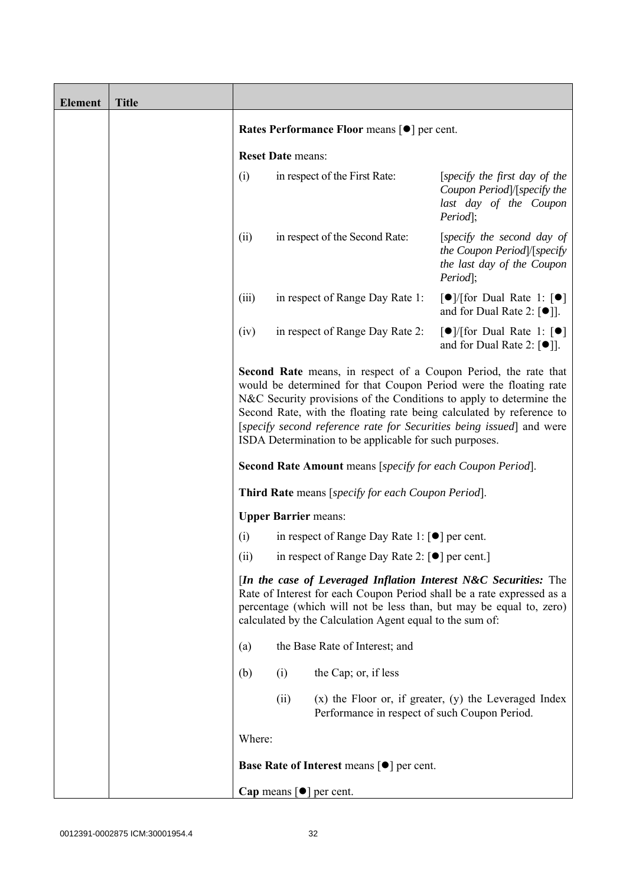| Element | Title | |
|---|---|---|
| | | **Rates Performance Floor** means [●] per cent.<br><br>**Reset Date** means:<br><br>(i) in respect of the First Rate: [*specify the first day of the Coupon Period*]/[*specify the last day of the Coupon Period*];<br><br>(ii) in respect of the Second Rate: [*specify the second day of the Coupon Period*]/[*specify the last day of the Coupon Period*];<br><br>(iii) in respect of Range Day Rate 1: [●]/[for Dual Rate 1: [●] and for Dual Rate 2: [●]].<br><br>(iv) in respect of Range Day Rate 2: [●]/[for Dual Rate 1: [●] and for Dual Rate 2: [●]].<br><br>**Second Rate** means, in respect of a Coupon Period, the rate that would be determined for that Coupon Period were the floating rate N&C Security provisions of the Conditions to apply to determine the Second Rate, with the floating rate being calculated by reference to [*specify second reference rate for Securities being issued*] and were ISDA Determination to be applicable for such purposes.<br><br>**Second Rate Amount** means [*specify for each Coupon Period*].<br><br>**Third Rate** means [*specify for each Coupon Period*].<br><br>**Upper Barrier** means:<br><br>(i) in respect of Range Day Rate 1: [●] per cent.<br><br>(ii) in respect of Range Day Rate 2: [●] per cent.]<br><br>[***In the case of Leveraged Inflation Interest N&C Securities:*** The Rate of Interest for each Coupon Period shall be a rate expressed as a percentage (which will not be less than, but may be equal to, zero) calculated by the Calculation Agent equal to the sum of:<br><br>(a) the Base Rate of Interest; and<br><br>(b) (i) the Cap; or, if less<br><br>(ii) (x) the Floor or, if greater, (y) the Leveraged Index Performance in respect of such Coupon Period.<br><br>Where:<br><br>**Base Rate of Interest** means [●] per cent.<br><br>**Cap** means [●] per cent. |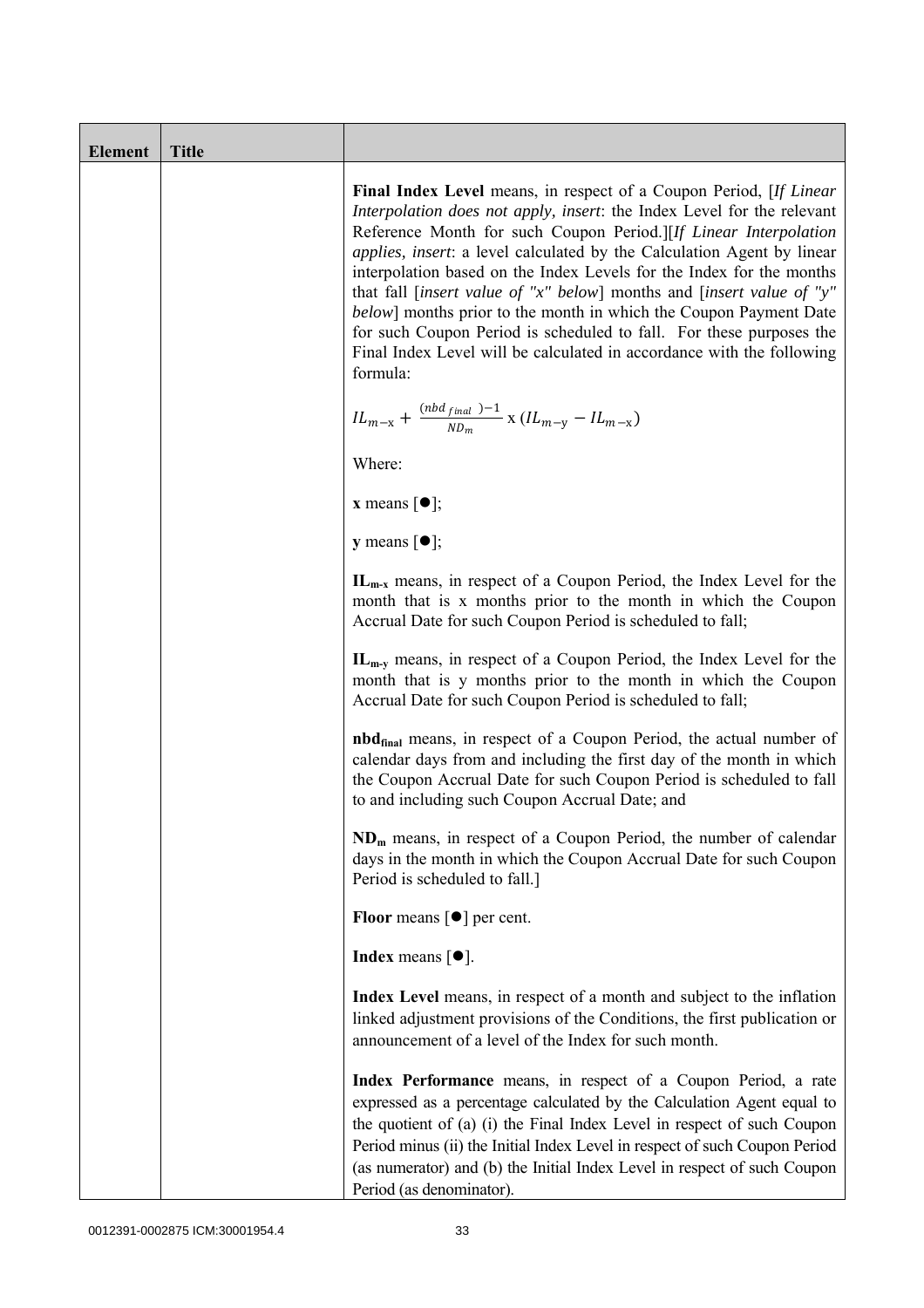| Element | Title | |
|---|---|---|
| | | **Final Index Level** means, in respect of a Coupon Period, [*If Linear Interpolation does not apply, insert*: the Index Level for the relevant Reference Month for such Coupon Period.][*If Linear Interpolation applies, insert*: a level calculated by the Calculation Agent by linear interpolation based on the Index Levels for the Index for the months that fall [*insert value of "x" below*] months and [*insert value of "y" below*] months prior to the month in which the Coupon Payment Date for such Coupon Period is scheduled to fall. For these purposes the Final Index Level will be calculated in accordance with the following formula:<br><br>$IL_{m-x} + \frac{(nbd_{final})-1}{ND_m} \text{ x } (IL_{m-y} - IL_{m-x})$<br><br>Where:<br><br>**x** means [●];<br><br>**y** means [●];<br><br>**$IL_{m-x}$** means, in respect of a Coupon Period, the Index Level for the month that is x months prior to the month in which the Coupon Accrual Date for such Coupon Period is scheduled to fall;<br><br>**$IL_{m-y}$** means, in respect of a Coupon Period, the Index Level for the month that is y months prior to the month in which the Coupon Accrual Date for such Coupon Period is scheduled to fall;<br><br>**$nbd_{final}$** means, in respect of a Coupon Period, the actual number of calendar days from and including the first day of the month in which the Coupon Accrual Date for such Coupon Period is scheduled to fall to and including such Coupon Accrual Date; and<br><br>**$ND_m$** means, in respect of a Coupon Period, the number of calendar days in the month in which the Coupon Accrual Date for such Coupon Period is scheduled to fall.]<br><br>**Floor** means [●] per cent.<br><br>**Index** means [●].<br><br>**Index Level** means, in respect of a month and subject to the inflation linked adjustment provisions of the Conditions, the first publication or announcement of a level of the Index for such month.<br><br>**Index Performance** means, in respect of a Coupon Period, a rate expressed as a percentage calculated by the Calculation Agent equal to the quotient of (a) (i) the Final Index Level in respect of such Coupon Period minus (ii) the Initial Index Level in respect of such Coupon Period (as numerator) and (b) the Initial Index Level in respect of such Coupon Period (as denominator). |

0012391-0002875 ICM:30001954.4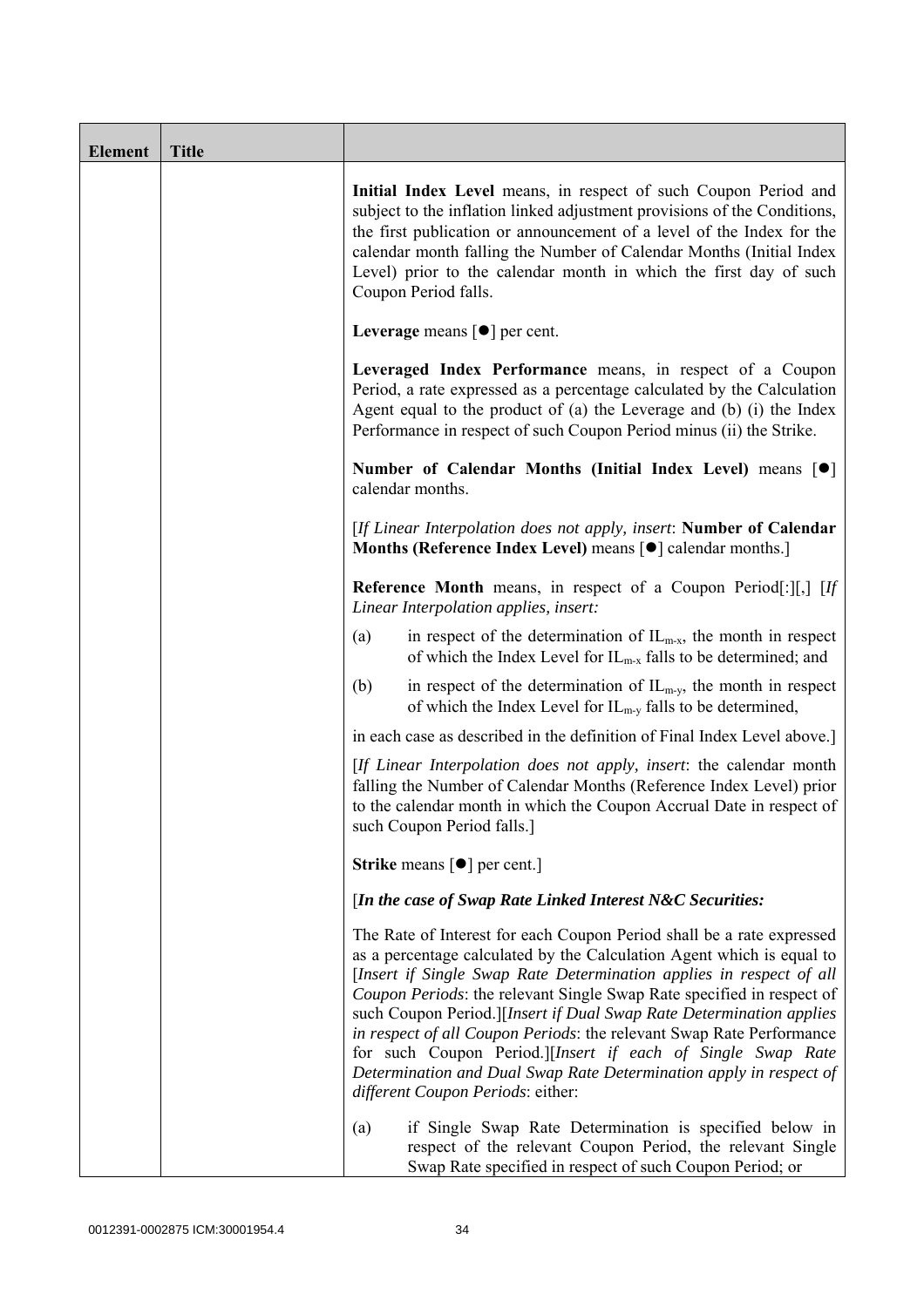| Element | Title | |
|---|---|---|
| | | **Initial Index Level** means, in respect of such Coupon Period and subject to the inflation linked adjustment provisions of the Conditions, the first publication or announcement of a level of the Index for the calendar month falling the Number of Calendar Months (Initial Index Level) prior to the calendar month in which the first day of such Coupon Period falls.<br><br>**Leverage** means [●] per cent.<br><br>**Leveraged Index Performance** means, in respect of a Coupon Period, a rate expressed as a percentage calculated by the Calculation Agent equal to the product of (a) the Leverage and (b) (i) the Index Performance in respect of such Coupon Period minus (ii) the Strike.<br><br>**Number of Calendar Months (Initial Index Level)** means [●] calendar months.<br><br>[*If Linear Interpolation does not apply, insert*: **Number of Calendar Months (Reference Index Level)** means [●] calendar months.]<br><br>**Reference Month** means, in respect of a Coupon Period[:][,] [*If Linear Interpolation applies, insert:*<br><br>(a) in respect of the determination of $IL_{m-x}$, the month in respect of which the Index Level for $IL_{m-x}$ falls to be determined; and<br><br>(b) in respect of the determination of $IL_{m-y}$, the month in respect of which the Index Level for $IL_{m-y}$ falls to be determined,<br><br>in each case as described in the definition of Final Index Level above.]<br><br>[*If Linear Interpolation does not apply, insert*: the calendar month falling the Number of Calendar Months (Reference Index Level) prior to the calendar month in which the Coupon Accrual Date in respect of such Coupon Period falls.]<br><br>**Strike** means [●] per cent.]<br><br>[***In the case of Swap Rate Linked Interest N&C Securities:***<br><br>The Rate of Interest for each Coupon Period shall be a rate expressed as a percentage calculated by the Calculation Agent which is equal to [*Insert if Single Swap Rate Determination applies in respect of all Coupon Periods*: the relevant Single Swap Rate specified in respect of such Coupon Period.][*Insert if Dual Swap Rate Determination applies in respect of all Coupon Periods*: the relevant Swap Rate Performance for such Coupon Period.][*Insert if each of Single Swap Rate Determination and Dual Swap Rate Determination apply in respect of different Coupon Periods*: either:<br><br>(a) if Single Swap Rate Determination is specified below in respect of the relevant Coupon Period, the relevant Single Swap Rate specified in respect of such Coupon Period; or |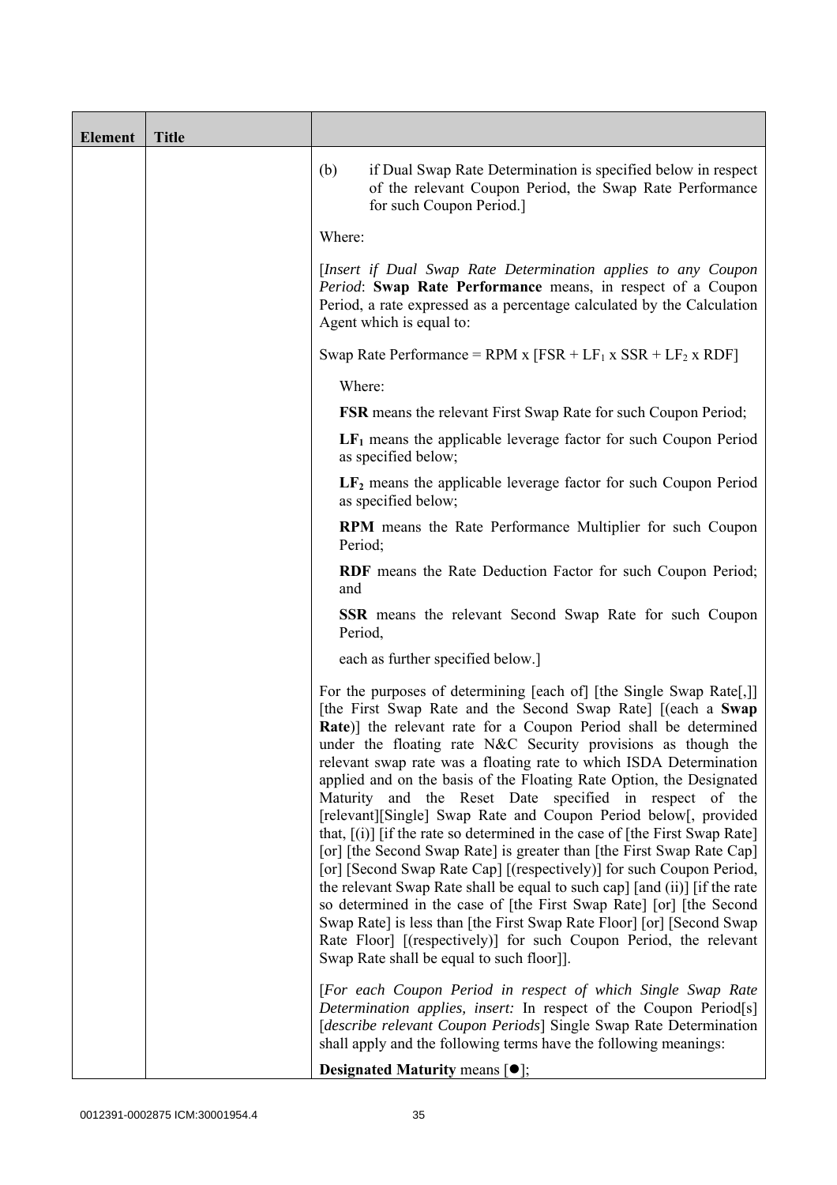| Element | Title | |
|---|---|---|
| | | (b) if Dual Swap Rate Determination is specified below in respect of the relevant Coupon Period, the Swap Rate Performance for such Coupon Period.]<br><br>Where:<br><br>[*Insert if Dual Swap Rate Determination applies to any Coupon Period*: **Swap Rate Performance** means, in respect of a Coupon Period, a rate expressed as a percentage calculated by the Calculation Agent which is equal to:<br><br>Swap Rate Performance = RPM x [FSR + $LF_1$ x SSR + $LF_2$ x RDF]<br><br>Where:<br><br>**FSR** means the relevant First Swap Rate for such Coupon Period;<br><br>**$LF_1$** means the applicable leverage factor for such Coupon Period as specified below;<br><br>**$LF_2$** means the applicable leverage factor for such Coupon Period as specified below;<br><br>**RPM** means the Rate Performance Multiplier for such Coupon Period;<br><br>**RDF** means the Rate Deduction Factor for such Coupon Period; and<br><br>**SSR** means the relevant Second Swap Rate for such Coupon Period,<br><br>each as further specified below.]<br><br>For the purposes of determining [each of] [the Single Swap Rate[,]] [the First Swap Rate and the Second Swap Rate] [(each a **Swap Rate**)] the relevant rate for a Coupon Period shall be determined under the floating rate N&C Security provisions as though the relevant swap rate was a floating rate to which ISDA Determination applied and on the basis of the Floating Rate Option, the Designated Maturity and the Reset Date specified in respect of the [relevant][Single] Swap Rate and Coupon Period below[, provided that, [(i)] [if the rate so determined in the case of [the First Swap Rate] [or] [the Second Swap Rate] is greater than [the First Swap Rate Cap] [or] [Second Swap Rate Cap] [(respectively)] for such Coupon Period, the relevant Swap Rate shall be equal to such cap] [and (ii)] [if the rate so determined in the case of [the First Swap Rate] [or] [the Second Swap Rate] is less than [the First Swap Rate Floor] [or] [Second Swap Rate Floor] [(respectively)] for such Coupon Period, the relevant Swap Rate shall be equal to such floor]].<br><br>[*For each Coupon Period in respect of which Single Swap Rate Determination applies, insert:* In respect of the Coupon Period[s] [*describe relevant Coupon Periods*] Single Swap Rate Determination shall apply and the following terms have the following meanings:<br><br>**Designated Maturity** means [●]; |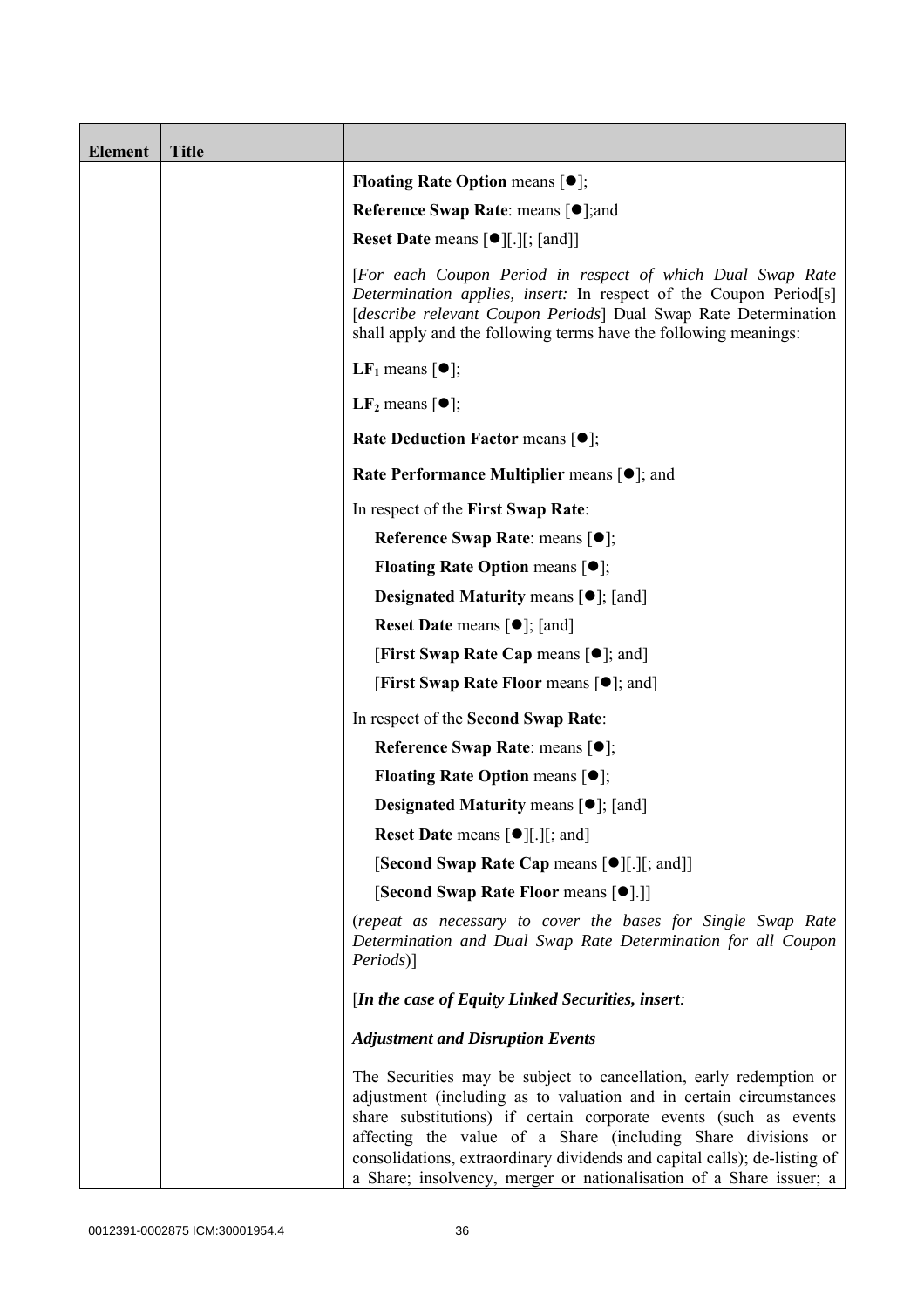| Element | Title | |
|---|---|---|
| | | **Floating Rate Option** means [●];<br><br>**Reference Swap Rate**: means [●];and<br><br>**Reset Date** means [●][.][; [and]]<br><br>[*For each Coupon Period in respect of which Dual Swap Rate Determination applies, insert:* In respect of the Coupon Period[s] [*describe relevant Coupon Periods*] Dual Swap Rate Determination shall apply and the following terms have the following meanings:<br><br>**$LF_1$** means [●];<br><br>**$LF_2$** means [●];<br><br>**Rate Deduction Factor** means [●];<br><br>**Rate Performance Multiplier** means [●]; and<br><br>In respect of the **First Swap Rate**:<br><br>**Reference Swap Rate**: means [●];<br><br>**Floating Rate Option** means [●];<br><br>**Designated Maturity** means [●]; [and]<br><br>**Reset Date** means [●]; [and]<br><br>[**First Swap Rate Cap** means [●]; and]<br><br>[**First Swap Rate Floor** means [●]; and]<br><br>In respect of the **Second Swap Rate**:<br><br>**Reference Swap Rate**: means [●];<br><br>**Floating Rate Option** means [●];<br><br>**Designated Maturity** means [●]; [and]<br><br>**Reset Date** means [●][.][; and]<br><br>[**Second Swap Rate Cap** means [●][.][; and]]<br><br>[**Second Swap Rate Floor** means [●].]]<br><br>(*repeat as necessary to cover the bases for Single Swap Rate Determination and Dual Swap Rate Determination for all Coupon Periods*)]<br><br>[***In the case of Equity Linked Securities, insert:***<br><br>***Adjustment and Disruption Events***<br><br>The Securities may be subject to cancellation, early redemption or adjustment (including as to valuation and in certain circumstances share substitutions) if certain corporate events (such as events affecting the value of a Share (including Share divisions or consolidations, extraordinary dividends and capital calls); de-listing of a Share; insolvency, merger or nationalisation of a Share issuer; a |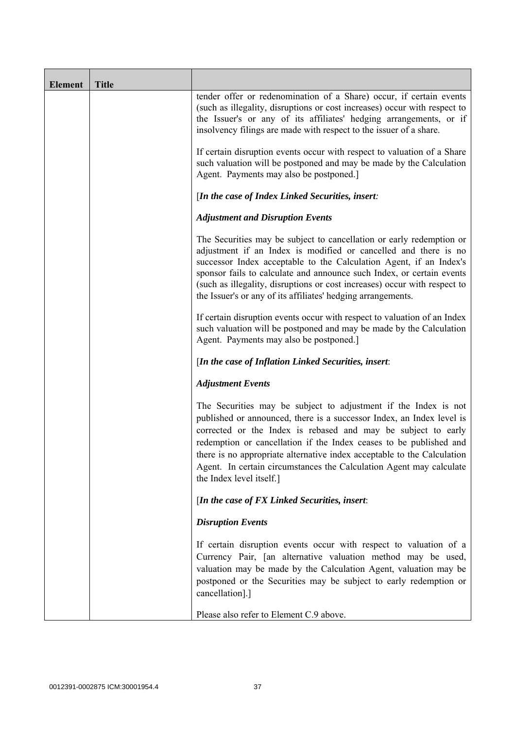| Element | Title | |
|---|---|---|
| | | tender offer or redenomination of a Share) occur, if certain events (such as illegality, disruptions or cost increases) occur with respect to the Issuer's or any of its affiliates' hedging arrangements, or if insolvency filings are made with respect to the issuer of a share.<br><br>If certain disruption events occur with respect to valuation of a Share such valuation will be postponed and may be made by the Calculation Agent. Payments may also be postponed.]<br><br>[***In the case of Index Linked Securities, insert:***<br><br>***Adjustment and Disruption Events***<br><br>The Securities may be subject to cancellation or early redemption or adjustment if an Index is modified or cancelled and there is no successor Index acceptable to the Calculation Agent, if an Index's sponsor fails to calculate and announce such Index, or certain events (such as illegality, disruptions or cost increases) occur with respect to the Issuer's or any of its affiliates' hedging arrangements.<br><br>If certain disruption events occur with respect to valuation of an Index such valuation will be postponed and may be made by the Calculation Agent. Payments may also be postponed.]<br><br>[***In the case of Inflation Linked Securities, insert***:<br><br>***Adjustment Events***<br><br>The Securities may be subject to adjustment if the Index is not published or announced, there is a successor Index, an Index level is corrected or the Index is rebased and may be subject to early redemption or cancellation if the Index ceases to be published and there is no appropriate alternative index acceptable to the Calculation Agent. In certain circumstances the Calculation Agent may calculate the Index level itself.]<br><br>[***In the case of FX Linked Securities, insert***:<br><br>***Disruption Events***<br><br>If certain disruption events occur with respect to valuation of a Currency Pair, [an alternative valuation method may be used, valuation may be made by the Calculation Agent, valuation may be postponed or the Securities may be subject to early redemption or cancellation].]<br><br>Please also refer to Element C.9 above. |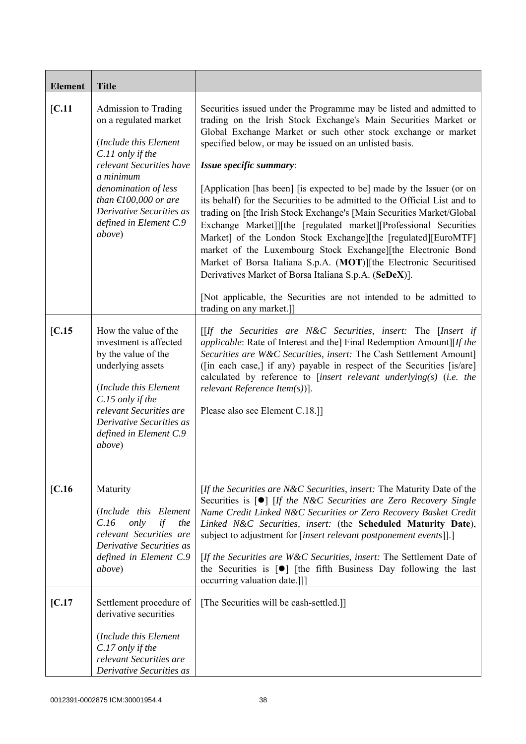| Element | Title | |
|---|---|---|
| [C.11 | Admission to Trading on a regulated market<br><br>(*Include this Element C.11 only if the relevant Securities have a minimum denomination of less than €100,000 or are Derivative Securities as defined in Element C.9 above*) | Securities issued under the Programme may be listed and admitted to trading on the Irish Stock Exchange's Main Securities Market or Global Exchange Market or such other stock exchange or market specified below, or may be issued on an unlisted basis.<br><br>***Issue specific summary*:**<br><br>[Application [has been] [is expected to be] made by the Issuer (or on its behalf) for the Securities to be admitted to the Official List and to trading on [the Irish Stock Exchange's [Main Securities Market/Global Exchange Market]][the [regulated market][Professional Securities Market] of the London Stock Exchange][the [regulated][EuroMTF] market of the Luxembourg Stock Exchange][the Electronic Bond Market of Borsa Italiana S.p.A. (**MOT**)][the Electronic Securitised Derivatives Market of Borsa Italiana S.p.A. (**SeDeX**)].<br><br>[Not applicable, the Securities are not intended to be admitted to trading on any market.]] |
| [C.15 | How the value of the investment is affected by the value of the underlying assets<br><br>(*Include this Element C.15 only if the relevant Securities are Derivative Securities as defined in Element C.9 above*) | [[*If the Securities are N&C Securities, insert:* The [*Insert if applicable*: Rate of Interest and the] Final Redemption Amount][*If the Securities are W&C Securities, insert:* The Cash Settlement Amount] ([in each case,] if any) payable in respect of the Securities [is/are] calculated by reference to [*insert relevant underlying(s)* (*i.e. the relevant Reference Item(s)*)].<br><br>Please also see Element C.18.]] |
| [C.16 | Maturity<br><br>(*Include this Element C.16 only if the relevant Securities are Derivative Securities as defined in Element C.9 above*) | [*If the Securities are N&C Securities, insert:* The Maturity Date of the Securities is [●] [*If the N&C Securities are Zero Recovery Single Name Credit Linked N&C Securities or Zero Recovery Basket Credit Linked N&C Securities, insert:* (the **Scheduled Maturity Date**), subject to adjustment for [*insert relevant postponement events*]].]<br><br>[*If the Securities are W&C Securities, insert:* The Settlement Date of the Securities is [●] [the fifth Business Day following the last occurring valuation date.]]] |
| [C.17 | Settlement procedure of derivative securities<br><br>(*Include this Element C.17 only if the relevant Securities are Derivative Securities as* | [The Securities will be cash-settled.]] |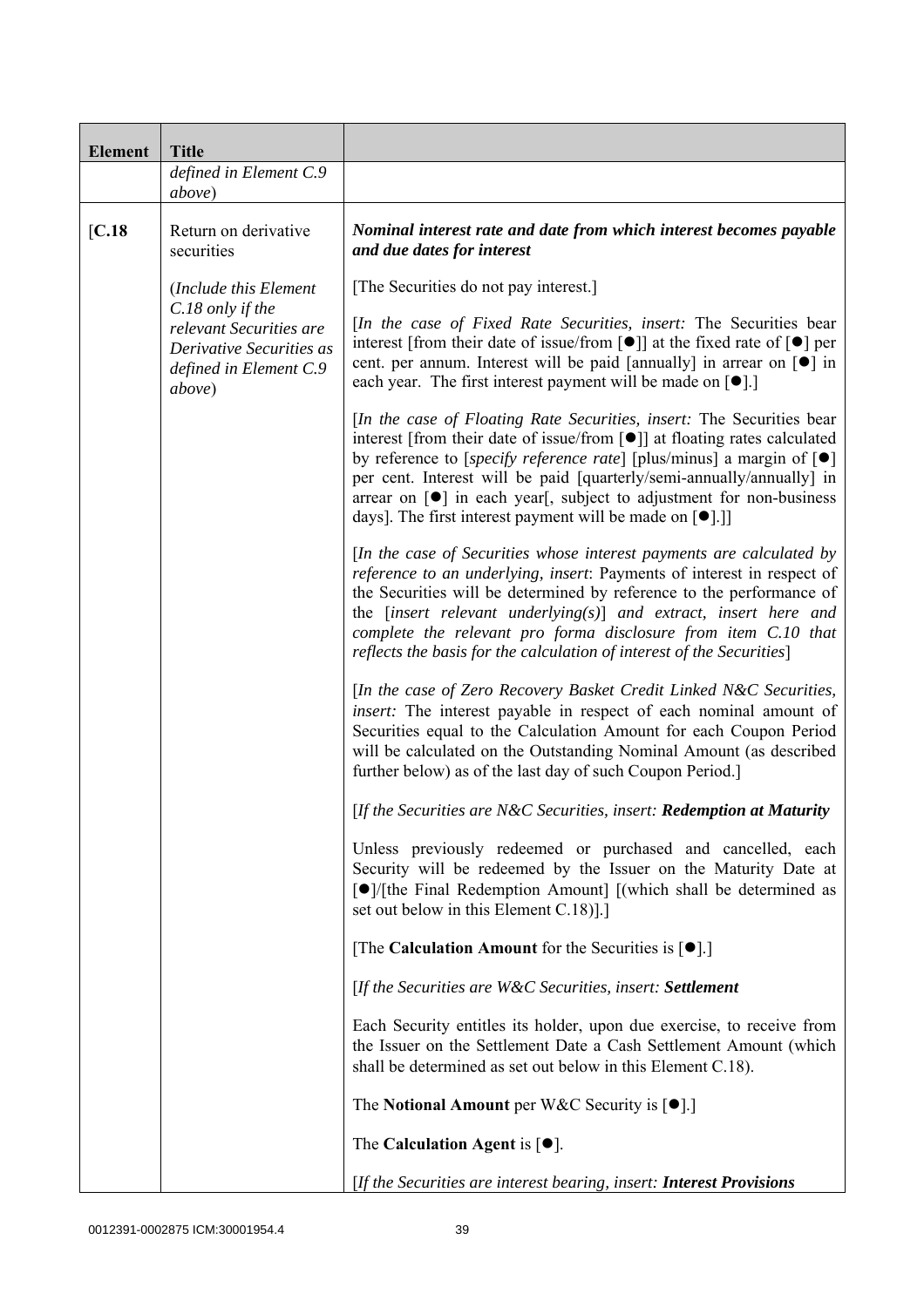| Element | Title | |
|---|---|---|
| | *defined in Element C.9 above*) | |
| [C.18 | Return on derivative securities<br><br>(*Include this Element C.18 only if the relevant Securities are Derivative Securities as defined in Element C.9 above*) | ***Nominal interest rate and date from which interest becomes payable and due dates for interest***<br><br>[The Securities do not pay interest.]<br><br>[*In the case of Fixed Rate Securities, insert:* The Securities bear interest [from their date of issue/from [●]] at the fixed rate of [●] per cent. per annum. Interest will be paid [annually] in arrear on [●] in each year. The first interest payment will be made on [●].]<br><br>[*In the case of Floating Rate Securities, insert:* The Securities bear interest [from their date of issue/from [●]] at floating rates calculated by reference to [*specify reference rate*] [plus/minus] a margin of [●] per cent. Interest will be paid [quarterly/semi-annually/annually] in arrear on [●] in each year[, subject to adjustment for non-business days]. The first interest payment will be made on [●].]]<br><br>[*In the case of Securities whose interest payments are calculated by reference to an underlying, insert*: Payments of interest in respect of the Securities will be determined by reference to the performance of the [*insert relevant underlying(s)*] *and extract, insert here and complete the relevant pro forma disclosure from item C.10 that reflects the basis for the calculation of interest of the Securities*]<br><br>[*In the case of Zero Recovery Basket Credit Linked N&C Securities, insert:* The interest payable in respect of each nominal amount of Securities equal to the Calculation Amount for each Coupon Period will be calculated on the Outstanding Nominal Amount (as described further below) as of the last day of such Coupon Period.]<br><br>[*If the Securities are N&C Securities, insert:* ***Redemption at Maturity***<br><br>Unless previously redeemed or purchased and cancelled, each Security will be redeemed by the Issuer on the Maturity Date at [●]/[the Final Redemption Amount] [(which shall be determined as set out below in this Element C.18)].]<br><br>[The **Calculation Amount** for the Securities is [●].]<br><br>[*If the Securities are W&C Securities, insert:* ***Settlement***<br><br>Each Security entitles its holder, upon due exercise, to receive from the Issuer on the Settlement Date a Cash Settlement Amount (which shall be determined as set out below in this Element C.18).<br><br>The **Notional Amount** per W&C Security is [●].]<br><br>The **Calculation Agent** is [●].<br><br>[*If the Securities are interest bearing, insert:* ***Interest Provisions*** |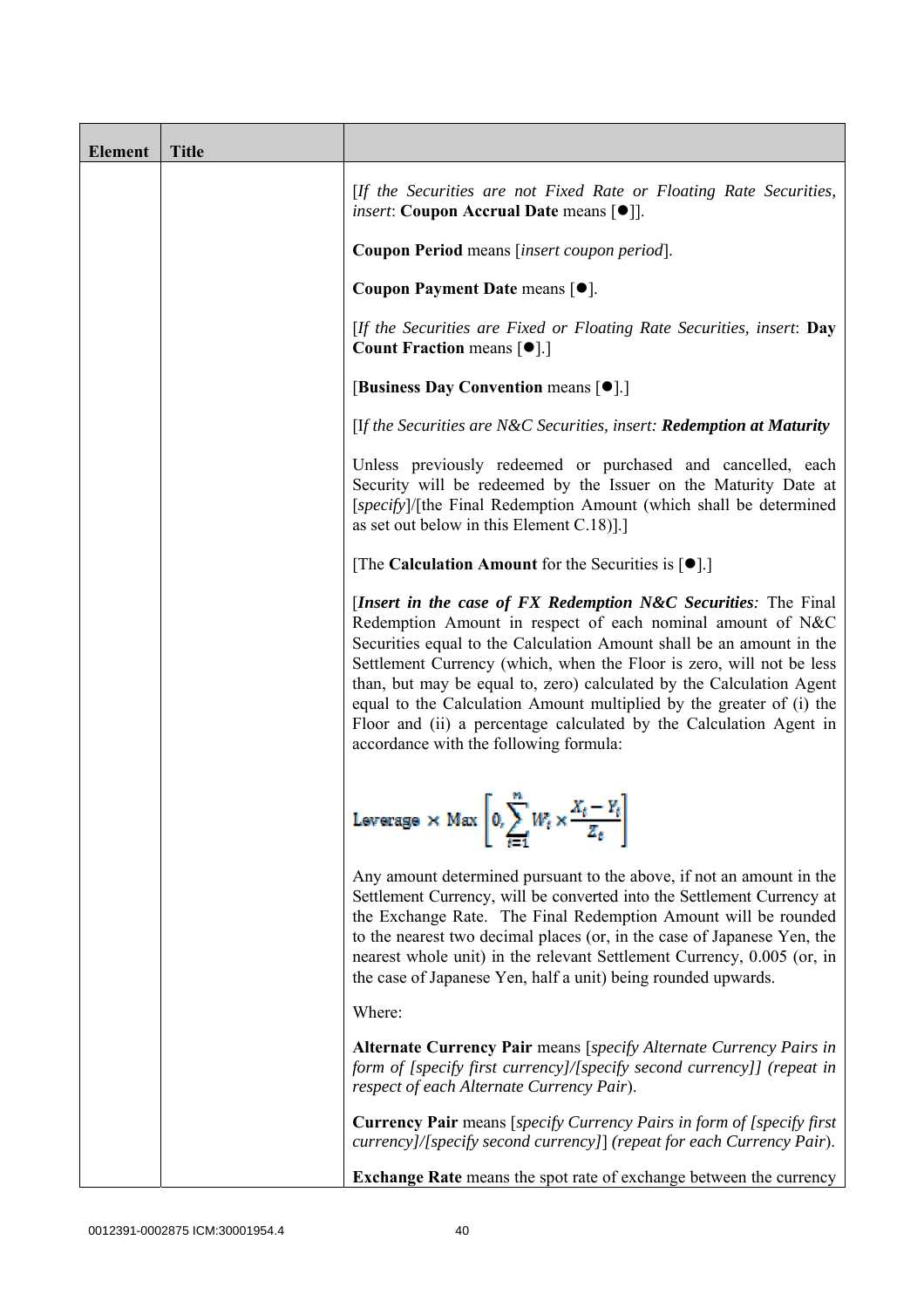| Element | Title | |
|---|---|---|
| | | [*If the Securities are not Fixed Rate or Floating Rate Securities, insert*: **Coupon Accrual Date** means [●]].<br><br>**Coupon Period** means [*insert coupon period*].<br><br>**Coupon Payment Date** means [●].<br><br>[*If the Securities are Fixed or Floating Rate Securities, insert*: **Day Count Fraction** means [●].]<br><br>[**Business Day Convention** means [●].]<br><br>[I*f the Securities are N&C Securities, insert:* ***Redemption at Maturity***<br><br>Unless previously redeemed or purchased and cancelled, each Security will be redeemed by the Issuer on the Maturity Date at [*specify*]/[the Final Redemption Amount (which shall be determined as set out below in this Element C.18)].]<br><br>[The **Calculation Amount** for the Securities is [●].]<br><br>[***Insert in the case of FX Redemption N&C Securities****:* The Final Redemption Amount in respect of each nominal amount of N&C Securities equal to the Calculation Amount shall be an amount in the Settlement Currency (which, when the Floor is zero, will not be less than, but may be equal to, zero) calculated by the Calculation Agent equal to the Calculation Amount multiplied by the greater of (i) the Floor and (ii) a percentage calculated by the Calculation Agent in accordance with the following formula:<br><br>$$\text{Leverage} \times \text{Max}\left[0, \sum_{t=1}^{n} W_t \times \frac{X_t - Y_t}{Z_t}\right]$$<br><br>Any amount determined pursuant to the above, if not an amount in the Settlement Currency, will be converted into the Settlement Currency at the Exchange Rate. The Final Redemption Amount will be rounded to the nearest two decimal places (or, in the case of Japanese Yen, the nearest whole unit) in the relevant Settlement Currency, 0.005 (or, in the case of Japanese Yen, half a unit) being rounded upwards.<br><br>Where:<br><br>**Alternate Currency Pair** means [*specify Alternate Currency Pairs in form of [specify first currency]/[specify second currency]] (repeat in respect of each Alternate Currency Pair*).<br><br>**Currency Pair** means [*specify Currency Pairs in form of [specify first currency]/[specify second currency]*] *(repeat for each Currency Pair*).<br><br>**Exchange Rate** means the spot rate of exchange between the currency |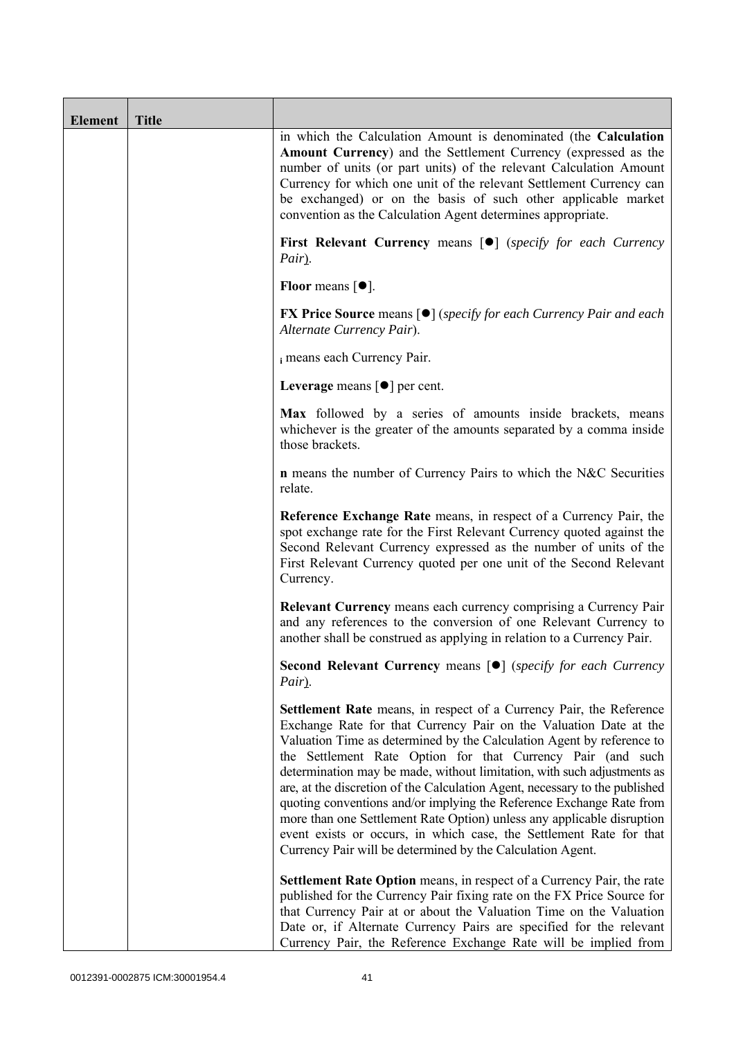| Element | Title | |
|---|---|---|
| | | in which the Calculation Amount is denominated (the **Calculation Amount Currency**) and the Settlement Currency (expressed as the number of units (or part units) of the relevant Calculation Amount Currency for which one unit of the relevant Settlement Currency can be exchanged) or on the basis of such other applicable market convention as the Calculation Agent determines appropriate.<br><br>**First Relevant Currency** means [●] (*specify for each Currency Pair*).<br><br>**Floor** means [●].<br><br>**FX Price Source** means [●] (*specify for each Currency Pair and each Alternate Currency Pair*).<br><br>$_i$ means each Currency Pair.<br><br>**Leverage** means [●] per cent.<br><br>**Max** followed by a series of amounts inside brackets, means whichever is the greater of the amounts separated by a comma inside those brackets.<br><br>**n** means the number of Currency Pairs to which the N&C Securities relate.<br><br>**Reference Exchange Rate** means, in respect of a Currency Pair, the spot exchange rate for the First Relevant Currency quoted against the Second Relevant Currency expressed as the number of units of the First Relevant Currency quoted per one unit of the Second Relevant Currency.<br><br>**Relevant Currency** means each currency comprising a Currency Pair and any references to the conversion of one Relevant Currency to another shall be construed as applying in relation to a Currency Pair.<br><br>**Second Relevant Currency** means [●] (*specify for each Currency Pair*).<br><br>**Settlement Rate** means, in respect of a Currency Pair, the Reference Exchange Rate for that Currency Pair on the Valuation Date at the Valuation Time as determined by the Calculation Agent by reference to the Settlement Rate Option for that Currency Pair (and such determination may be made, without limitation, with such adjustments as are, at the discretion of the Calculation Agent, necessary to the published quoting conventions and/or implying the Reference Exchange Rate from more than one Settlement Rate Option) unless any applicable disruption event exists or occurs, in which case, the Settlement Rate for that Currency Pair will be determined by the Calculation Agent.<br><br>**Settlement Rate Option** means, in respect of a Currency Pair, the rate published for the Currency Pair fixing rate on the FX Price Source for that Currency Pair at or about the Valuation Time on the Valuation Date or, if Alternate Currency Pairs are specified for the relevant Currency Pair, the Reference Exchange Rate will be implied from |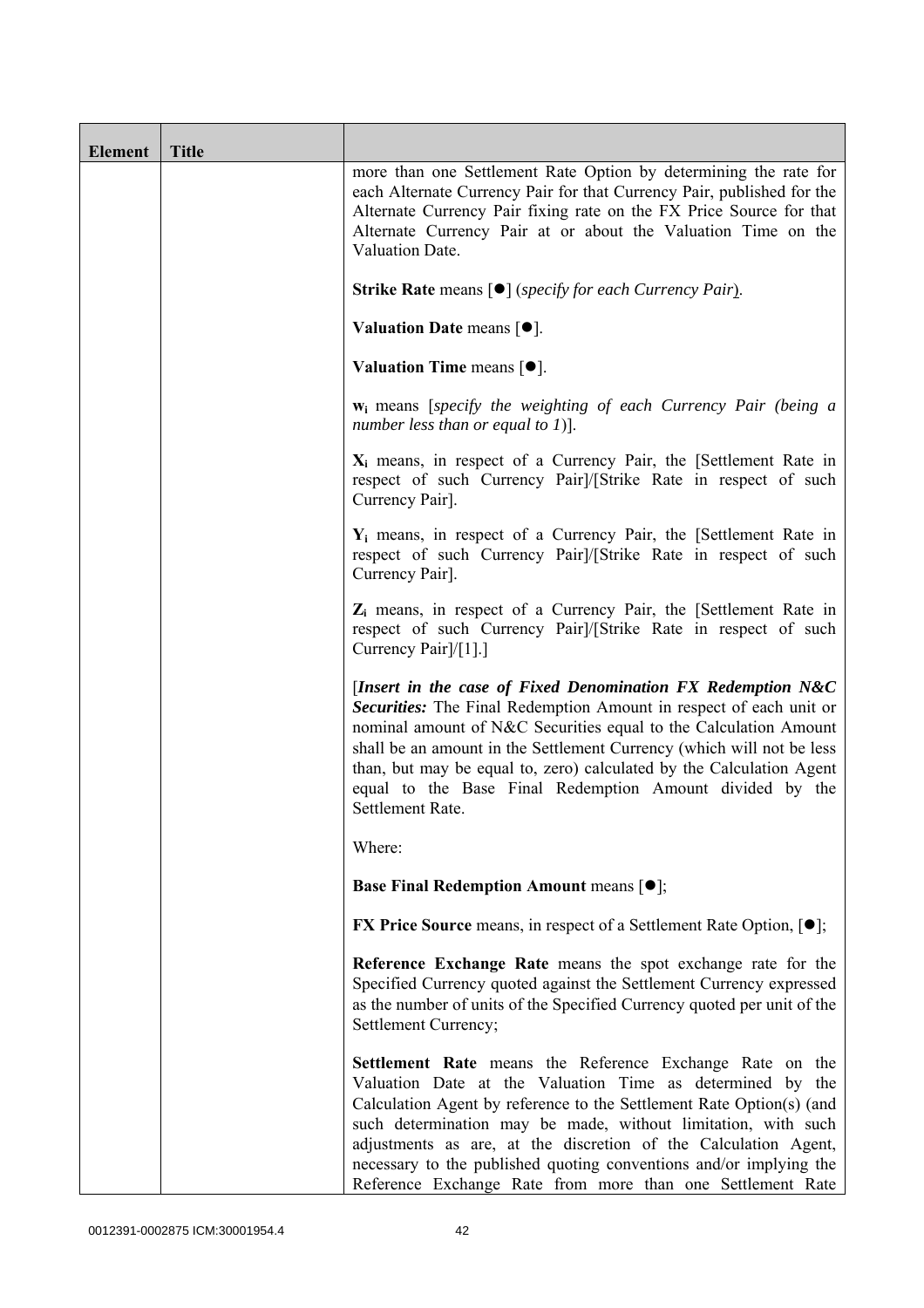| Element | Title | |
|---|---|---|
| | | more than one Settlement Rate Option by determining the rate for each Alternate Currency Pair for that Currency Pair, published for the Alternate Currency Pair fixing rate on the FX Price Source for that Alternate Currency Pair at or about the Valuation Time on the Valuation Date.<br><br>**Strike Rate** means [●] (*specify for each Currency Pair*).<br><br>**Valuation Date** means [●].<br><br>**Valuation Time** means [●].<br><br>$\mathbf{w_i}$ means [*specify the weighting of each Currency Pair (being a number less than or equal to 1)*].<br><br>$\mathbf{X_i}$ means, in respect of a Currency Pair, the [Settlement Rate in respect of such Currency Pair]/[Strike Rate in respect of such Currency Pair].<br><br>$\mathbf{Y_i}$ means, in respect of a Currency Pair, the [Settlement Rate in respect of such Currency Pair]/[Strike Rate in respect of such Currency Pair].<br><br>$\mathbf{Z_i}$ means, in respect of a Currency Pair, the [Settlement Rate in respect of such Currency Pair]/[Strike Rate in respect of such Currency Pair]/[1].]<br><br>[***Insert in the case of Fixed Denomination FX Redemption N&C Securities:*** The Final Redemption Amount in respect of each unit or nominal amount of N&C Securities equal to the Calculation Amount shall be an amount in the Settlement Currency (which will not be less than, but may be equal to, zero) calculated by the Calculation Agent equal to the Base Final Redemption Amount divided by the Settlement Rate.<br><br>Where:<br><br>**Base Final Redemption Amount** means [●];<br><br>**FX Price Source** means, in respect of a Settlement Rate Option, [●];<br><br>**Reference Exchange Rate** means the spot exchange rate for the Specified Currency quoted against the Settlement Currency expressed as the number of units of the Specified Currency quoted per unit of the Settlement Currency;<br><br>**Settlement Rate** means the Reference Exchange Rate on the Valuation Date at the Valuation Time as determined by the Calculation Agent by reference to the Settlement Rate Option(s) (and such determination may be made, without limitation, with such adjustments as are, at the discretion of the Calculation Agent, necessary to the published quoting conventions and/or implying the Reference Exchange Rate from more than one Settlement Rate |

0012391-0002875 ICM:30001954.4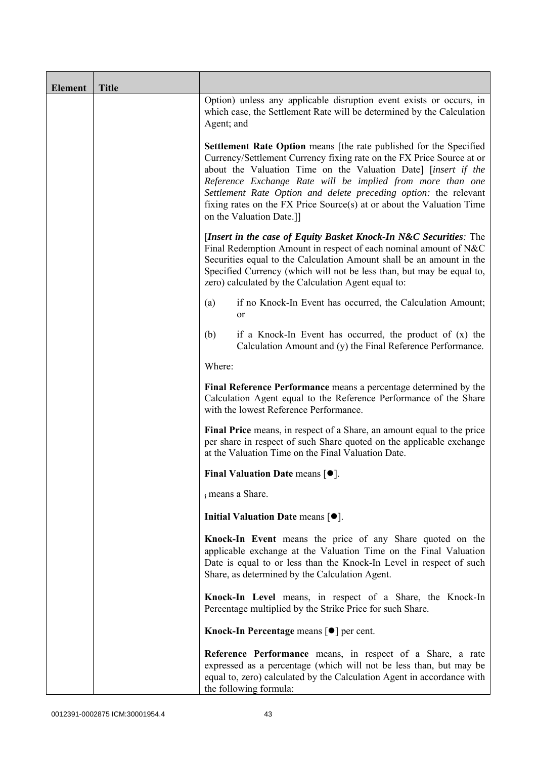| Element | Title | |
|---|---|---|
| | | Option) unless any applicable disruption event exists or occurs, in which case, the Settlement Rate will be determined by the Calculation Agent; and<br><br>**Settlement Rate Option** means [the rate published for the Specified Currency/Settlement Currency fixing rate on the FX Price Source at or about the Valuation Time on the Valuation Date] [*insert if the Reference Exchange Rate will be implied from more than one Settlement Rate Option and delete preceding option:* the relevant fixing rates on the FX Price Source(s) at or about the Valuation Time on the Valuation Date.]]<br><br>[***Insert in the case of Equity Basket Knock-In N&C Securities:*** The Final Redemption Amount in respect of each nominal amount of N&C Securities equal to the Calculation Amount shall be an amount in the Specified Currency (which will not be less than, but may be equal to, zero) calculated by the Calculation Agent equal to:<br><br>(a) if no Knock-In Event has occurred, the Calculation Amount; or<br><br>(b) if a Knock-In Event has occurred, the product of (x) the Calculation Amount and (y) the Final Reference Performance.<br><br>Where:<br><br>**Final Reference Performance** means a percentage determined by the Calculation Agent equal to the Reference Performance of the Share with the lowest Reference Performance.<br><br>**Final Price** means, in respect of a Share, an amount equal to the price per share in respect of such Share quoted on the applicable exchange at the Valuation Time on the Final Valuation Date.<br><br>**Final Valuation Date** means [●].<br><br>$_i$ means a Share.<br><br>**Initial Valuation Date** means [●].<br><br>**Knock-In Event** means the price of any Share quoted on the applicable exchange at the Valuation Time on the Final Valuation Date is equal to or less than the Knock-In Level in respect of such Share, as determined by the Calculation Agent.<br><br>**Knock-In Level** means, in respect of a Share, the Knock-In Percentage multiplied by the Strike Price for such Share.<br><br>**Knock-In Percentage** means [●] per cent.<br><br>**Reference Performance** means, in respect of a Share, a rate expressed as a percentage (which will not be less than, but may be equal to, zero) calculated by the Calculation Agent in accordance with the following formula: |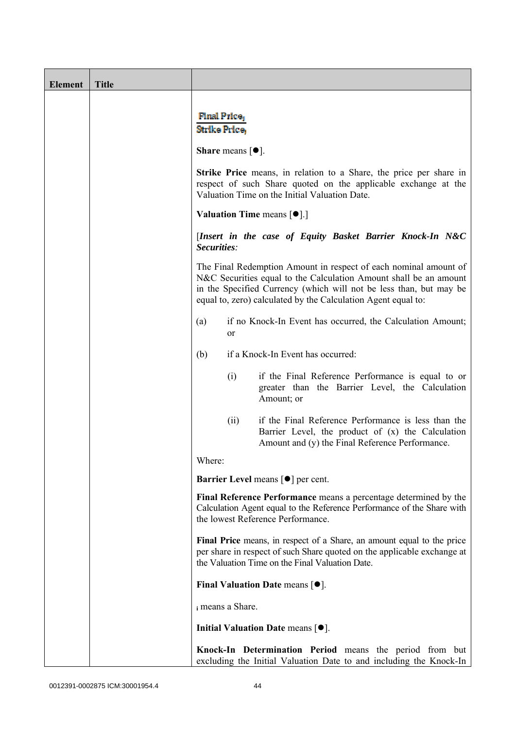| Element | Title | |
|---|---|---|
| | | $\frac{\text{Final Price}_i}{\text{Strike Price}_i}$<br><br>**Share** means [●].<br><br>**Strike Price** means, in relation to a Share, the price per share in respect of such Share quoted on the applicable exchange at the Valuation Time on the Initial Valuation Date.<br><br>**Valuation Time** means [●].]<br><br>[***Insert in the case of Equity Basket Barrier Knock-In N&C Securities:***<br><br>The Final Redemption Amount in respect of each nominal amount of N&C Securities equal to the Calculation Amount shall be an amount in the Specified Currency (which will not be less than, but may be equal to, zero) calculated by the Calculation Agent equal to:<br><br>(a) if no Knock-In Event has occurred, the Calculation Amount; or<br><br>(b) if a Knock-In Event has occurred:<br><br>(i) if the Final Reference Performance is equal to or greater than the Barrier Level, the Calculation Amount; or<br><br>(ii) if the Final Reference Performance is less than the Barrier Level, the product of (x) the Calculation Amount and (y) the Final Reference Performance.<br><br>Where:<br><br>**Barrier Level** means [●] per cent.<br><br>**Final Reference Performance** means a percentage determined by the Calculation Agent equal to the Reference Performance of the Share with the lowest Reference Performance.<br><br>**Final Price** means, in respect of a Share, an amount equal to the price per share in respect of such Share quoted on the applicable exchange at the Valuation Time on the Final Valuation Date.<br><br>**Final Valuation Date** means [●].<br><br>$_i$ means a Share.<br><br>**Initial Valuation Date** means [●].<br><br>**Knock-In Determination Period** means the period from but excluding the Initial Valuation Date to and including the Knock-In |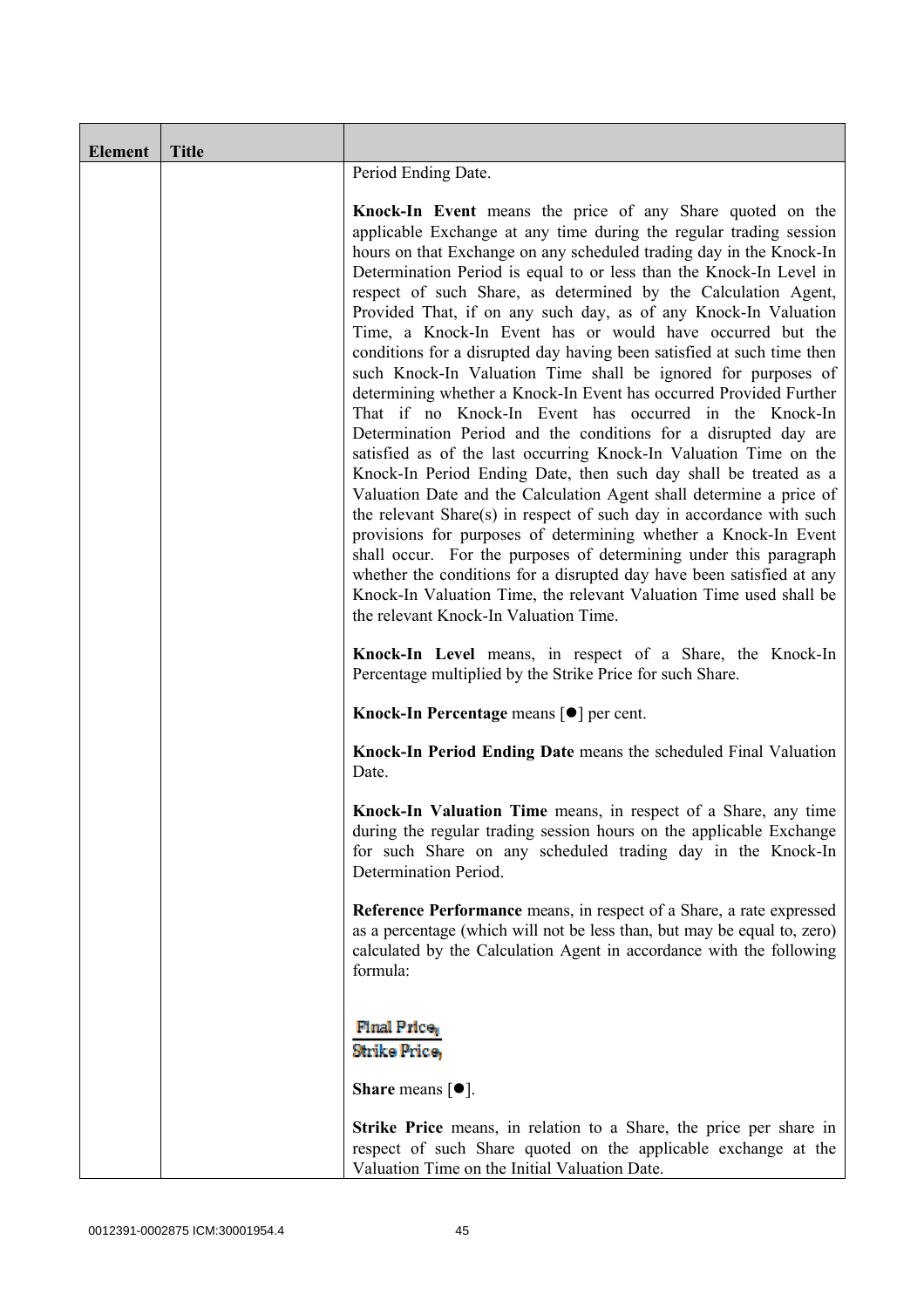| Element | Title | |
|---|---|---|
| | | Period Ending Date.<br><br>**Knock-In Event** means the price of any Share quoted on the applicable Exchange at any time during the regular trading session hours on that Exchange on any scheduled trading day in the Knock-In Determination Period is equal to or less than the Knock-In Level in respect of such Share, as determined by the Calculation Agent, Provided That, if on any such day, as of any Knock-In Valuation Time, a Knock-In Event has or would have occurred but the conditions for a disrupted day having been satisfied at such time then such Knock-In Valuation Time shall be ignored for purposes of determining whether a Knock-In Event has occurred Provided Further That if no Knock-In Event has occurred in the Knock-In Determination Period and the conditions for a disrupted day are satisfied as of the last occurring Knock-In Valuation Time on the Knock-In Period Ending Date, then such day shall be treated as a Valuation Date and the Calculation Agent shall determine a price of the relevant Share(s) in respect of such day in accordance with such provisions for purposes of determining whether a Knock-In Event shall occur. For the purposes of determining under this paragraph whether the conditions for a disrupted day have been satisfied at any Knock-In Valuation Time, the relevant Valuation Time used shall be the relevant Knock-In Valuation Time.<br><br>**Knock-In Level** means, in respect of a Share, the Knock-In Percentage multiplied by the Strike Price for such Share.<br><br>**Knock-In Percentage** means [●] per cent.<br><br>**Knock-In Period Ending Date** means the scheduled Final Valuation Date.<br><br>**Knock-In Valuation Time** means, in respect of a Share, any time during the regular trading session hours on the applicable Exchange for such Share on any scheduled trading day in the Knock-In Determination Period.<br><br>**Reference Performance** means, in respect of a Share, a rate expressed as a percentage (which will not be less than, but may be equal to, zero) calculated by the Calculation Agent in accordance with the following formula:<br><br>$\frac{\text{Final Price}_i}{\text{Strike Price}_i}$<br><br>**Share** means [●].<br><br>**Strike Price** means, in relation to a Share, the price per share in respect of such Share quoted on the applicable exchange at the Valuation Time on the Initial Valuation Date. |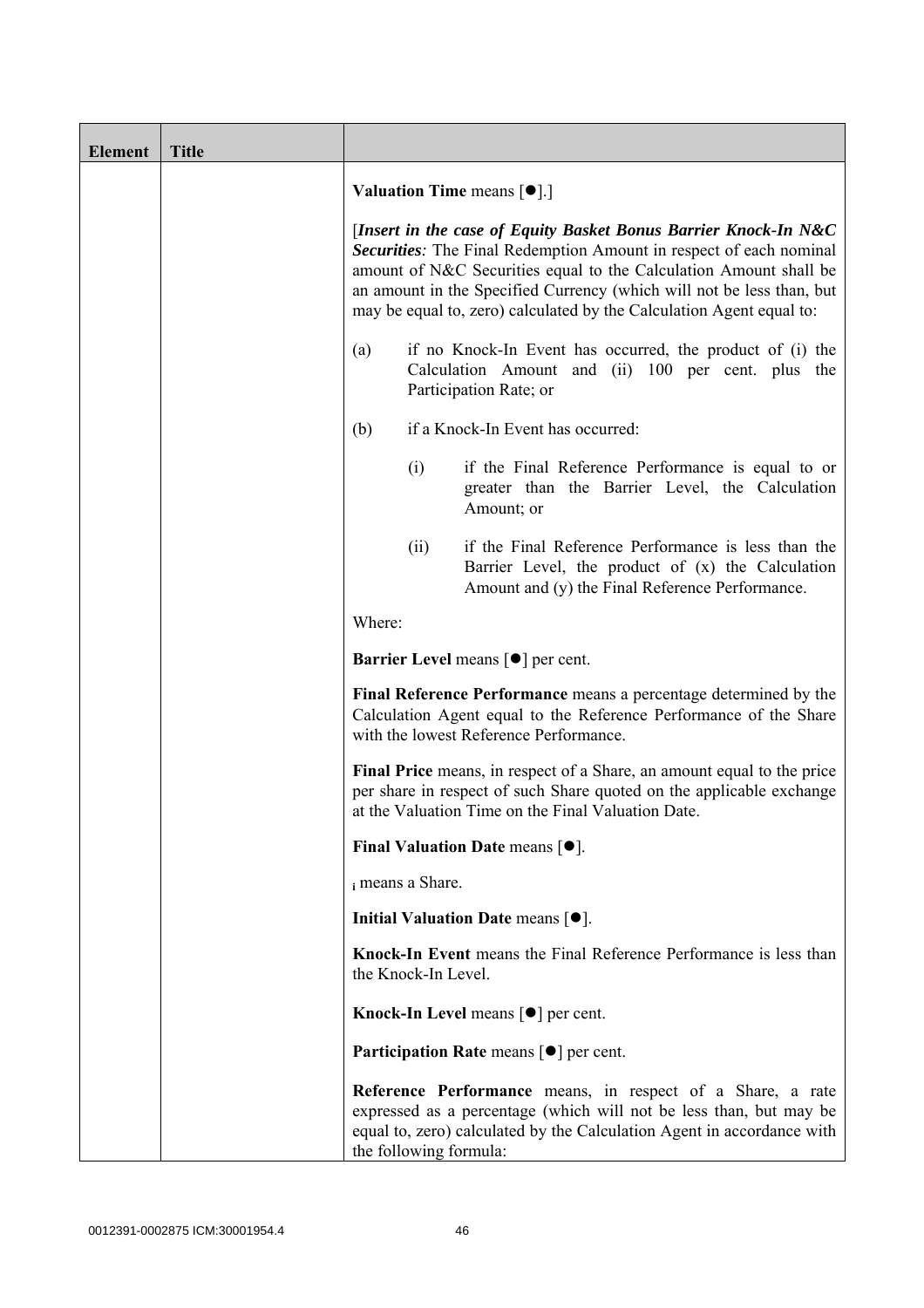| Element | Title | |
|---|---|---|
| | | **Valuation Time** means [●].]<br><br>[***Insert in the case of Equity Basket Bonus Barrier Knock-In N&C Securities****:* The Final Redemption Amount in respect of each nominal amount of N&C Securities equal to the Calculation Amount shall be an amount in the Specified Currency (which will not be less than, but may be equal to, zero) calculated by the Calculation Agent equal to:<br><br>(a) if no Knock-In Event has occurred, the product of (i) the Calculation Amount and (ii) 100 per cent. plus the Participation Rate; or<br><br>(b) if a Knock-In Event has occurred:<br><br>(i) if the Final Reference Performance is equal to or greater than the Barrier Level, the Calculation Amount; or<br><br>(ii) if the Final Reference Performance is less than the Barrier Level, the product of (x) the Calculation Amount and (y) the Final Reference Performance.<br><br>Where:<br><br>**Barrier Level** means [●] per cent.<br><br>**Final Reference Performance** means a percentage determined by the Calculation Agent equal to the Reference Performance of the Share with the lowest Reference Performance.<br><br>**Final Price** means, in respect of a Share, an amount equal to the price per share in respect of such Share quoted on the applicable exchange at the Valuation Time on the Final Valuation Date.<br><br>**Final Valuation Date** means [●].<br><br>$_i$ means a Share.<br><br>**Initial Valuation Date** means [●].<br><br>**Knock-In Event** means the Final Reference Performance is less than the Knock-In Level.<br><br>**Knock-In Level** means [●] per cent.<br><br>**Participation Rate** means [●] per cent.<br><br>**Reference Performance** means, in respect of a Share, a rate expressed as a percentage (which will not be less than, but may be equal to, zero) calculated by the Calculation Agent in accordance with the following formula: |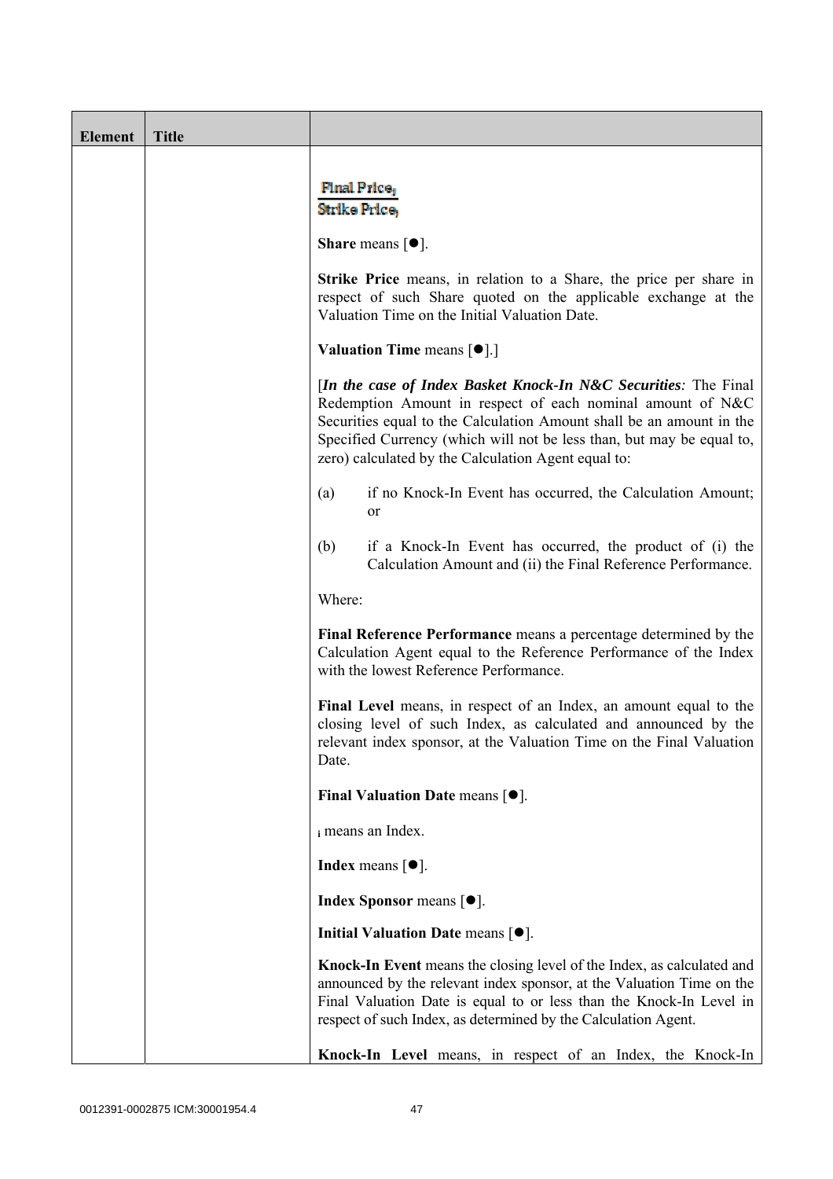| Element | Title | |
|---|---|---|
| | | $\frac{\text{Final Price}_i}{\text{Strike Price}_i}$ <br><br> **Share** means [●]. <br><br> **Strike Price** means, in relation to a Share, the price per share in respect of such Share quoted on the applicable exchange at the Valuation Time on the Initial Valuation Date. <br><br> **Valuation Time** means [●].] <br><br> [***In the case of Index Basket Knock-In N&C Securities****:* The Final Redemption Amount in respect of each nominal amount of N&C Securities equal to the Calculation Amount shall be an amount in the Specified Currency (which will not be less than, but may be equal to, zero) calculated by the Calculation Agent equal to: <br><br> (a) if no Knock-In Event has occurred, the Calculation Amount; or <br><br> (b) if a Knock-In Event has occurred, the product of (i) the Calculation Amount and (ii) the Final Reference Performance. <br><br> Where: <br><br> **Final Reference Performance** means a percentage determined by the Calculation Agent equal to the Reference Performance of the Index with the lowest Reference Performance. <br><br> **Final Level** means, in respect of an Index, an amount equal to the closing level of such Index, as calculated and announced by the relevant index sponsor, at the Valuation Time on the Final Valuation Date. <br><br> **Final Valuation Date** means [●]. <br><br> $_i$ means an Index. <br><br> **Index** means [●]. <br><br> **Index Sponsor** means [●]. <br><br> **Initial Valuation Date** means [●]. <br><br> **Knock-In Event** means the closing level of the Index, as calculated and announced by the relevant index sponsor, at the Valuation Time on the Final Valuation Date is equal to or less than the Knock-In Level in respect of such Index, as determined by the Calculation Agent. <br><br> **Knock-In Level** means, in respect of an Index, the Knock-In |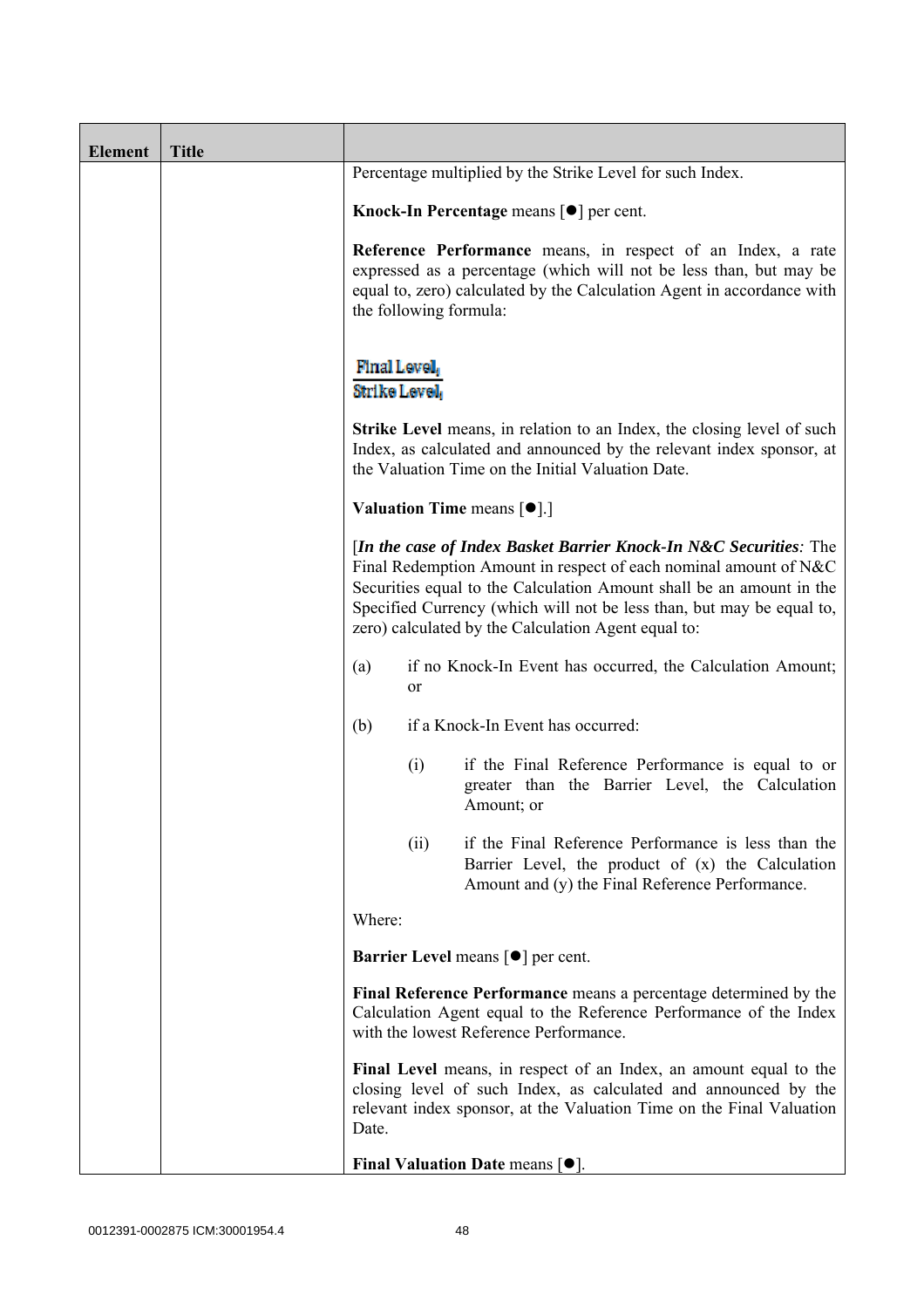| Element | Title | |
|---|---|---|
| | | Percentage multiplied by the Strike Level for such Index.<br><br>**Knock-In Percentage** means [●] per cent.<br><br>**Reference Performance** means, in respect of an Index, a rate expressed as a percentage (which will not be less than, but may be equal to, zero) calculated by the Calculation Agent in accordance with the following formula:<br><br>$$\frac{\text{Final Level}_i}{\text{Strike Level}_i}$$<br><br>**Strike Level** means, in relation to an Index, the closing level of such Index, as calculated and announced by the relevant index sponsor, at the Valuation Time on the Initial Valuation Date.<br><br>**Valuation Time** means [●].]<br><br>[***In the case of Index Basket Barrier Knock-In N&C Securities****:* The Final Redemption Amount in respect of each nominal amount of N&C Securities equal to the Calculation Amount shall be an amount in the Specified Currency (which will not be less than, but may be equal to, zero) calculated by the Calculation Agent equal to:<br><br>(a) if no Knock-In Event has occurred, the Calculation Amount; or<br><br>(b) if a Knock-In Event has occurred:<br><br>(i) if the Final Reference Performance is equal to or greater than the Barrier Level, the Calculation Amount; or<br><br>(ii) if the Final Reference Performance is less than the Barrier Level, the product of (x) the Calculation Amount and (y) the Final Reference Performance.<br><br>Where:<br><br>**Barrier Level** means [●] per cent.<br><br>**Final Reference Performance** means a percentage determined by the Calculation Agent equal to the Reference Performance of the Index with the lowest Reference Performance.<br><br>**Final Level** means, in respect of an Index, an amount equal to the closing level of such Index, as calculated and announced by the relevant index sponsor, at the Valuation Time on the Final Valuation Date.<br><br>**Final Valuation Date** means [●]. |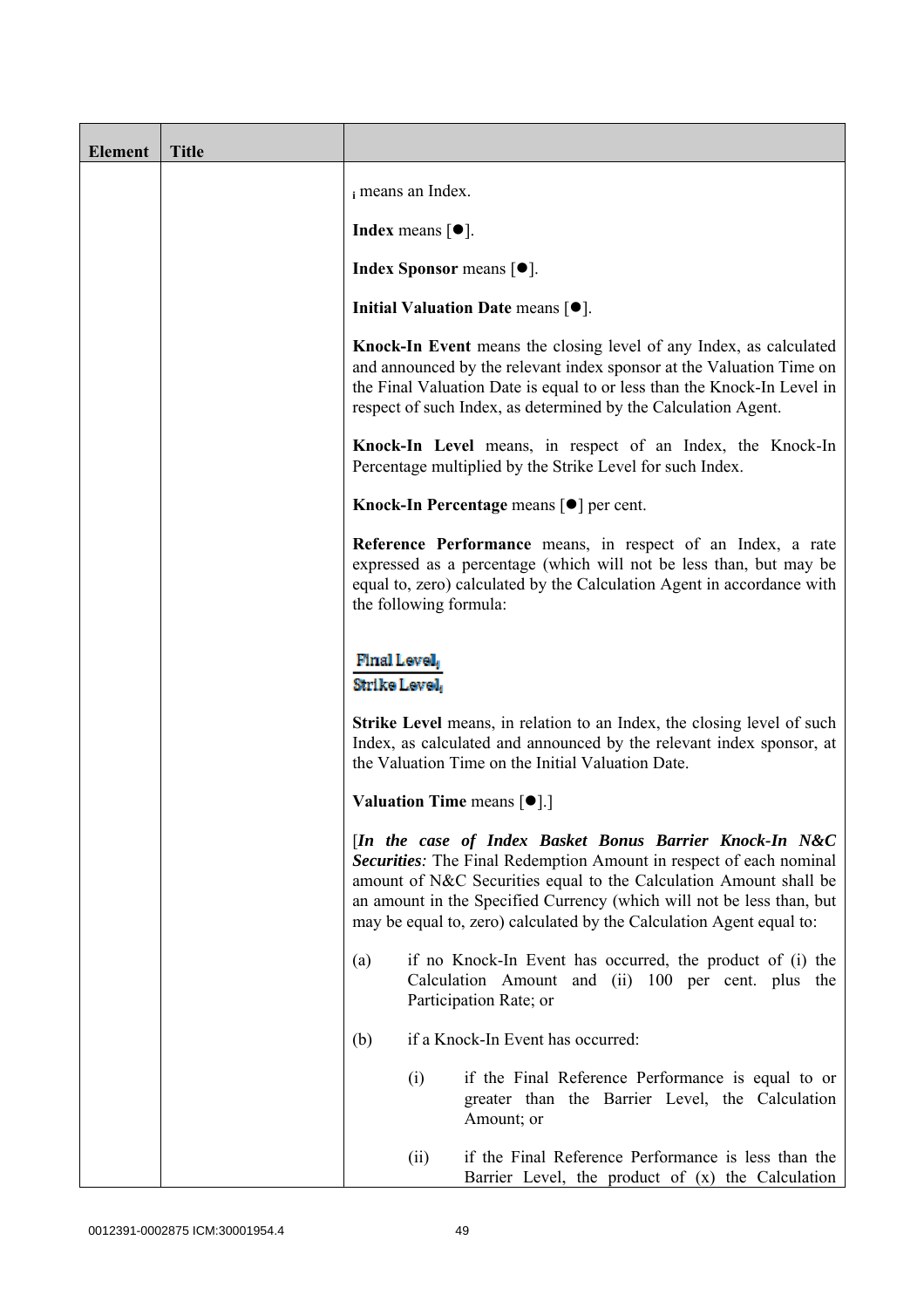| Element | Title | |
|---|---|---|
| | | $_i$ means an Index.<br><br>**Index** means [●].<br><br>**Index Sponsor** means [●].<br><br>**Initial Valuation Date** means [●].<br><br>**Knock-In Event** means the closing level of any Index, as calculated and announced by the relevant index sponsor at the Valuation Time on the Final Valuation Date is equal to or less than the Knock-In Level in respect of such Index, as determined by the Calculation Agent.<br><br>**Knock-In Level** means, in respect of an Index, the Knock-In Percentage multiplied by the Strike Level for such Index.<br><br>**Knock-In Percentage** means [●] per cent.<br><br>**Reference Performance** means, in respect of an Index, a rate expressed as a percentage (which will not be less than, but may be equal to, zero) calculated by the Calculation Agent in accordance with the following formula:<br><br>$\frac{\text{Final Level}_i}{\text{Strike Level}_i}$<br><br>**Strike Level** means, in relation to an Index, the closing level of such Index, as calculated and announced by the relevant index sponsor, at the Valuation Time on the Initial Valuation Date.<br><br>**Valuation Time** means [●].]<br><br>[***In the case of Index Basket Bonus Barrier Knock-In N&C Securities****:* The Final Redemption Amount in respect of each nominal amount of N&C Securities equal to the Calculation Amount shall be an amount in the Specified Currency (which will not be less than, but may be equal to, zero) calculated by the Calculation Agent equal to:<br><br>(a) if no Knock-In Event has occurred, the product of (i) the Calculation Amount and (ii) 100 per cent. plus the Participation Rate; or<br><br>(b) if a Knock-In Event has occurred:<br><br>(i) if the Final Reference Performance is equal to or greater than the Barrier Level, the Calculation Amount; or<br><br>(ii) if the Final Reference Performance is less than the Barrier Level, the product of (x) the Calculation |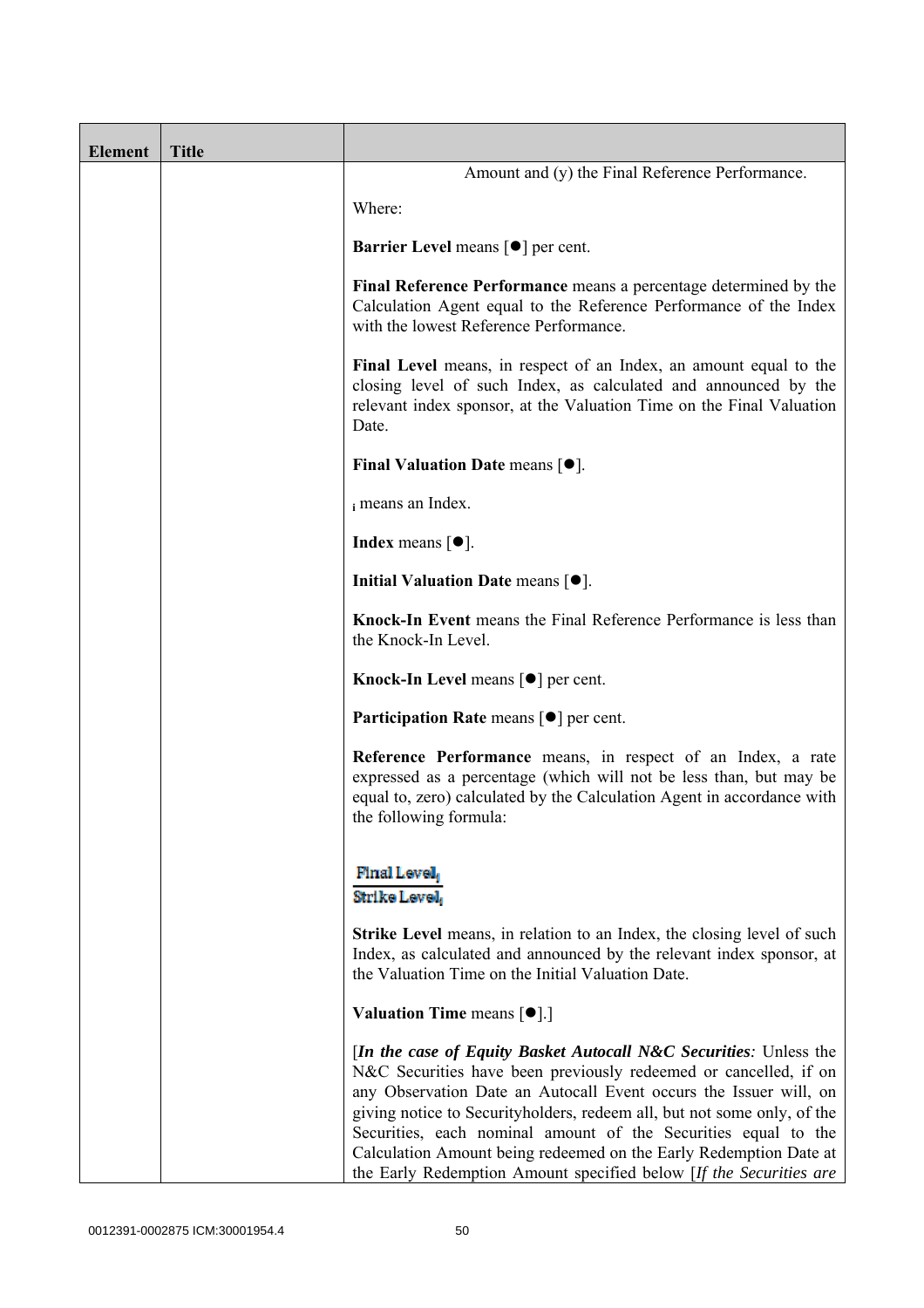| Element | Title | |
|---|---|---|
| | | Amount and (y) the Final Reference Performance.<br><br>Where:<br><br>**Barrier Level** means [●] per cent.<br><br>**Final Reference Performance** means a percentage determined by the Calculation Agent equal to the Reference Performance of the Index with the lowest Reference Performance.<br><br>**Final Level** means, in respect of an Index, an amount equal to the closing level of such Index, as calculated and announced by the relevant index sponsor, at the Valuation Time on the Final Valuation Date.<br><br>**Final Valuation Date** means [●].<br><br>$_i$ means an Index.<br><br>**Index** means [●].<br><br>**Initial Valuation Date** means [●].<br><br>**Knock-In Event** means the Final Reference Performance is less than the Knock-In Level.<br><br>**Knock-In Level** means [●] per cent.<br><br>**Participation Rate** means [●] per cent.<br><br>**Reference Performance** means, in respect of an Index, a rate expressed as a percentage (which will not be less than, but may be equal to, zero) calculated by the Calculation Agent in accordance with the following formula:<br><br>$$\frac{\text{Final Level}_i}{\text{Strike Level}_i}$$<br><br>**Strike Level** means, in relation to an Index, the closing level of such Index, as calculated and announced by the relevant index sponsor, at the Valuation Time on the Initial Valuation Date.<br><br>**Valuation Time** means [●].]<br><br>[***In the case of Equity Basket Autocall N&C Securities**:* Unless the N&C Securities have been previously redeemed or cancelled, if on any Observation Date an Autocall Event occurs the Issuer will, on giving notice to Securityholders, redeem all, but not some only, of the Securities, each nominal amount of the Securities equal to the Calculation Amount being redeemed on the Early Redemption Date at the Early Redemption Amount specified below [*If the Securities are* |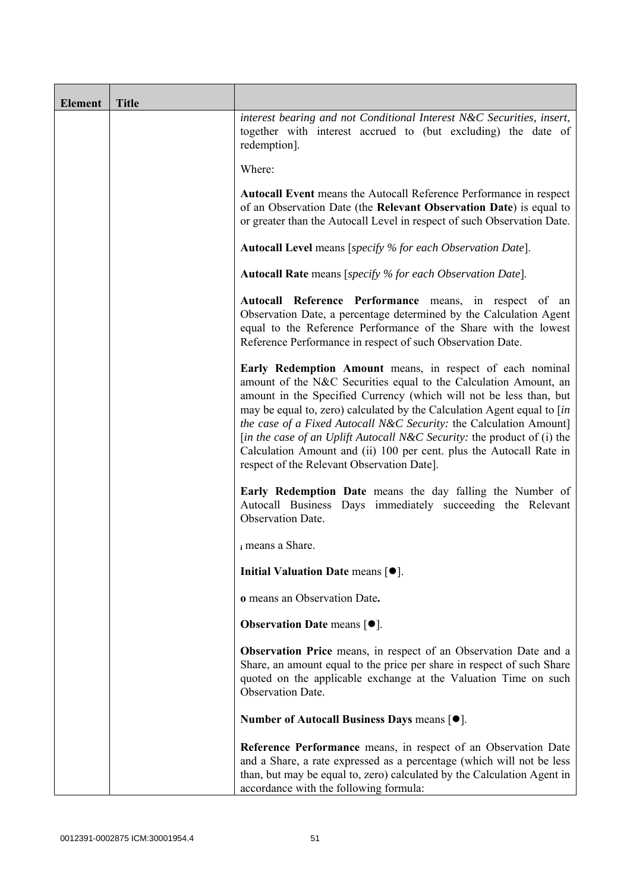| Element | Title | |
|---|---|---|
| | | *interest bearing and not Conditional Interest N&C Securities, insert*, together with interest accrued to (but excluding) the date of redemption].<br><br>Where:<br><br>**Autocall Event** means the Autocall Reference Performance in respect of an Observation Date (the **Relevant Observation Date**) is equal to or greater than the Autocall Level in respect of such Observation Date.<br><br>**Autocall Level** means [*specify % for each Observation Date*].<br><br>**Autocall Rate** means [*specify % for each Observation Date*].<br><br>**Autocall Reference Performance** means, in respect of an Observation Date, a percentage determined by the Calculation Agent equal to the Reference Performance of the Share with the lowest Reference Performance in respect of such Observation Date.<br><br>**Early Redemption Amount** means, in respect of each nominal amount of the N&C Securities equal to the Calculation Amount, an amount in the Specified Currency (which will not be less than, but may be equal to, zero) calculated by the Calculation Agent equal to [*in the case of a Fixed Autocall N&C Security:* the Calculation Amount] [*in the case of an Uplift Autocall N&C Security:* the product of (i) the Calculation Amount and (ii) 100 per cent. plus the Autocall Rate in respect of the Relevant Observation Date].<br><br>**Early Redemption Date** means the day falling the Number of Autocall Business Days immediately succeeding the Relevant Observation Date.<br><br>$_{i}$ means a Share.<br><br>**Initial Valuation Date** means [●].<br><br>**o** means an Observation Date**.**<br><br>**Observation Date** means [●].<br><br>**Observation Price** means, in respect of an Observation Date and a Share, an amount equal to the price per share in respect of such Share quoted on the applicable exchange at the Valuation Time on such Observation Date.<br><br>**Number of Autocall Business Days** means [●].<br><br>**Reference Performance** means, in respect of an Observation Date and a Share, a rate expressed as a percentage (which will not be less than, but may be equal to, zero) calculated by the Calculation Agent in accordance with the following formula: |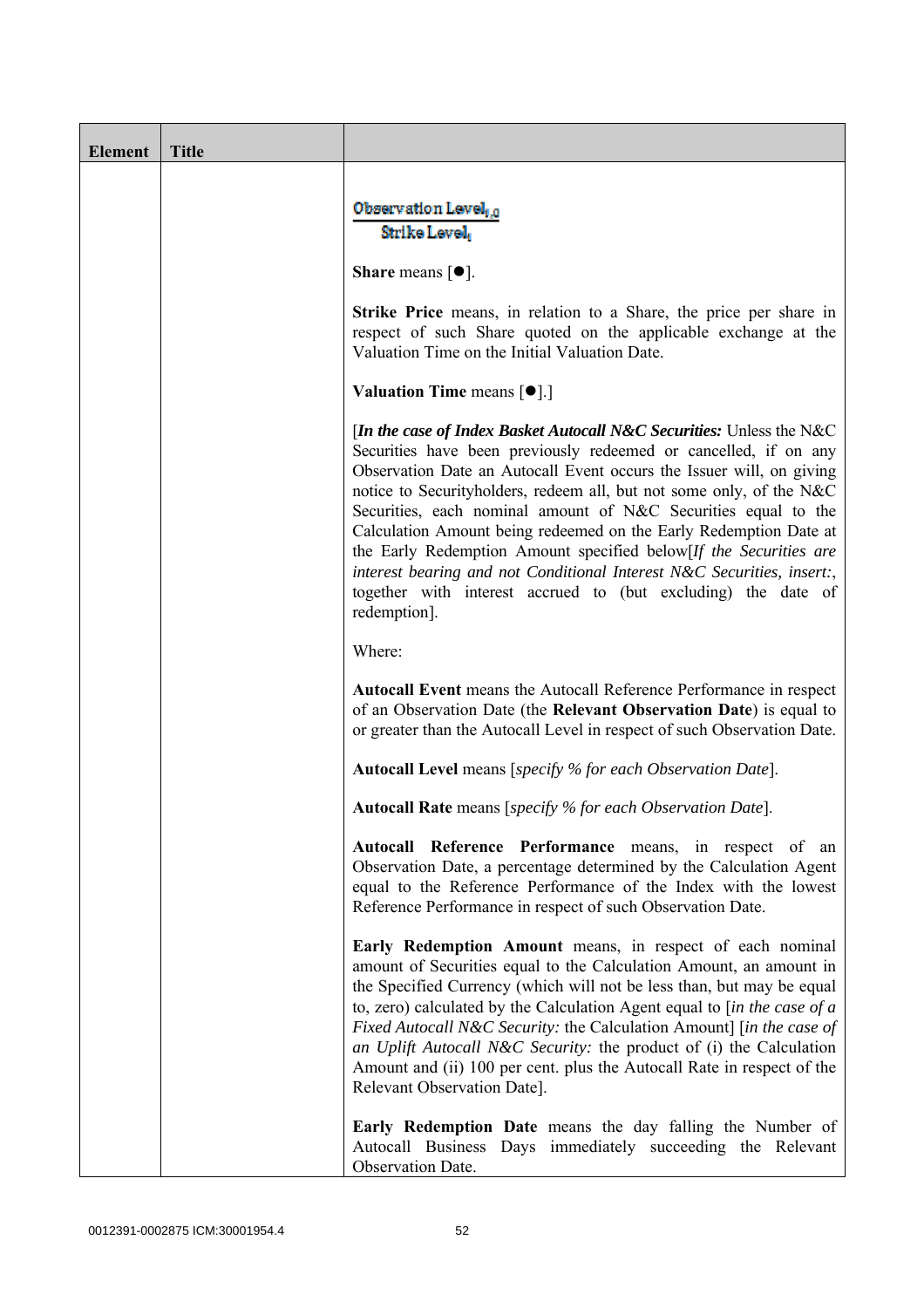| Element | Title | |
|---|---|---|
| | | $$\frac{\text{Observation Level}_{i,0}}{\text{Strike Level}_i}$$ <br><br> **Share** means [●]. <br><br> **Strike Price** means, in relation to a Share, the price per share in respect of such Share quoted on the applicable exchange at the Valuation Time on the Initial Valuation Date. <br><br> **Valuation Time** means [●].] <br><br> [***In the case of Index Basket Autocall N&C Securities:*** Unless the N&C Securities have been previously redeemed or cancelled, if on any Observation Date an Autocall Event occurs the Issuer will, on giving notice to Securityholders, redeem all, but not some only, of the N&C Securities, each nominal amount of N&C Securities equal to the Calculation Amount being redeemed on the Early Redemption Date at the Early Redemption Amount specified below[*If the Securities are interest bearing and not Conditional Interest N&C Securities, insert:*, together with interest accrued to (but excluding) the date of redemption]. <br><br> Where: <br><br> **Autocall Event** means the Autocall Reference Performance in respect of an Observation Date (the **Relevant Observation Date**) is equal to or greater than the Autocall Level in respect of such Observation Date. <br><br> **Autocall Level** means [*specify % for each Observation Date*]. <br><br> **Autocall Rate** means [*specify % for each Observation Date*]. <br><br> **Autocall Reference Performance** means, in respect of an Observation Date, a percentage determined by the Calculation Agent equal to the Reference Performance of the Index with the lowest Reference Performance in respect of such Observation Date. <br><br> **Early Redemption Amount** means, in respect of each nominal amount of Securities equal to the Calculation Amount, an amount in the Specified Currency (which will not be less than, but may be equal to, zero) calculated by the Calculation Agent equal to [*in the case of a Fixed Autocall N&C Security:* the Calculation Amount] [*in the case of an Uplift Autocall N&C Security:* the product of (i) the Calculation Amount and (ii) 100 per cent. plus the Autocall Rate in respect of the Relevant Observation Date]. <br><br> **Early Redemption Date** means the day falling the Number of Autocall Business Days immediately succeeding the Relevant Observation Date. |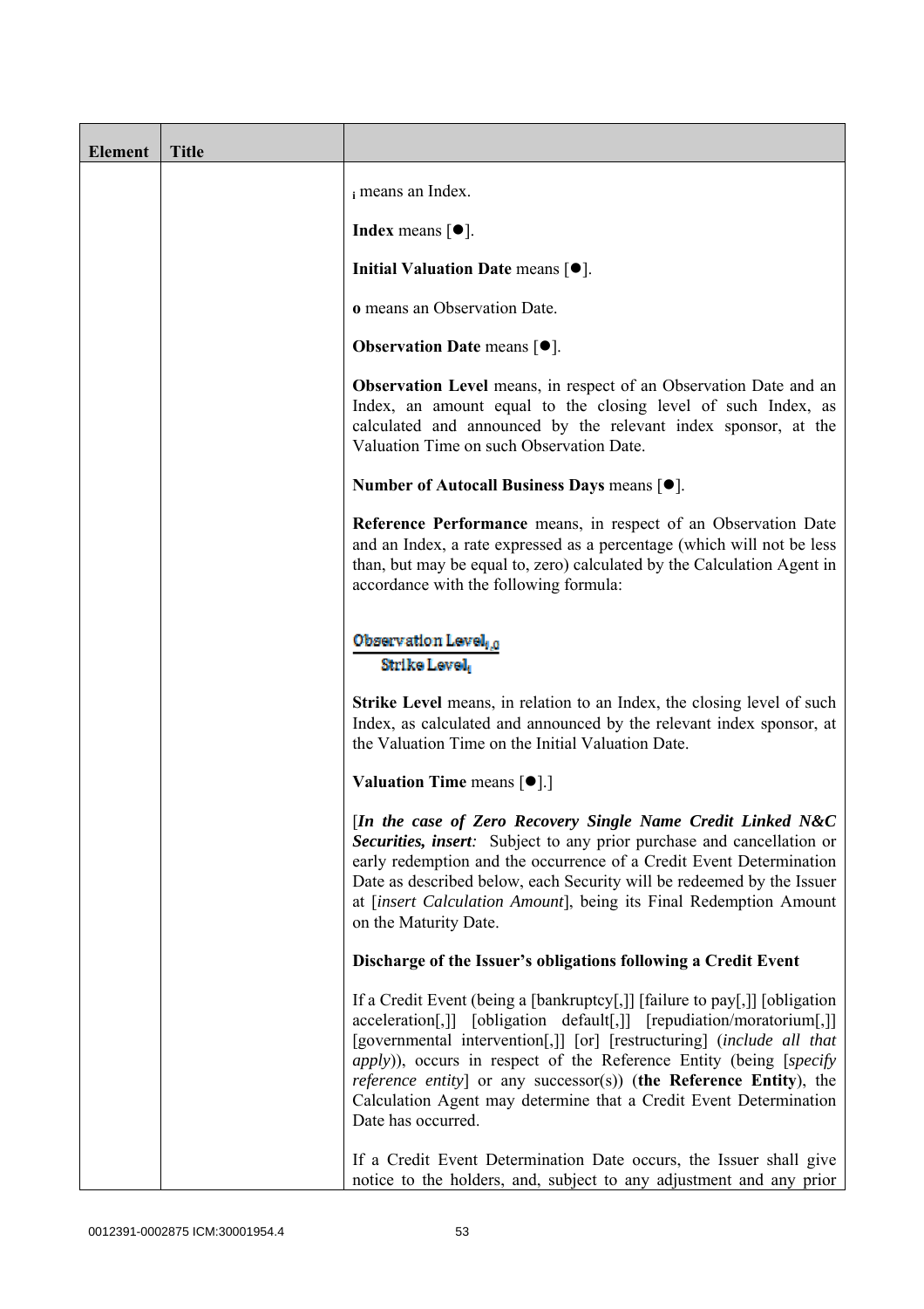| Element | Title | |
|---|---|---|
| | | $_i$ means an Index.<br><br>**Index** means [●].<br><br>**Initial Valuation Date** means [●].<br><br>**o** means an Observation Date.<br><br>**Observation Date** means [●].<br><br>**Observation Level** means, in respect of an Observation Date and an Index, an amount equal to the closing level of such Index, as calculated and announced by the relevant index sponsor, at the Valuation Time on such Observation Date.<br><br>**Number of Autocall Business Days** means [●].<br><br>**Reference Performance** means, in respect of an Observation Date and an Index, a rate expressed as a percentage (which will not be less than, but may be equal to, zero) calculated by the Calculation Agent in accordance with the following formula:<br><br>$$\frac{\text{Observation Level}_{i,o}}{\text{Strike Level}_i}$$<br><br>**Strike Level** means, in relation to an Index, the closing level of such Index, as calculated and announced by the relevant index sponsor, at the Valuation Time on the Initial Valuation Date.<br><br>**Valuation Time** means [●].]<br><br>[***In the case of Zero Recovery Single Name Credit Linked N&C Securities, insert:*** Subject to any prior purchase and cancellation or early redemption and the occurrence of a Credit Event Determination Date as described below, each Security will be redeemed by the Issuer at [*insert Calculation Amount*], being its Final Redemption Amount on the Maturity Date.<br><br>**Discharge of the Issuer's obligations following a Credit Event**<br><br>If a Credit Event (being a [bankruptcy[,]] [failure to pay[,]] [obligation acceleration[,]] [obligation default[,]] [repudiation/moratorium[,]] [governmental intervention[,]] [or] [restructuring] (*include all that apply*)), occurs in respect of the Reference Entity (being [*specify reference entity*] or any successor(s)) (**the Reference Entity**), the Calculation Agent may determine that a Credit Event Determination Date has occurred.<br><br>If a Credit Event Determination Date occurs, the Issuer shall give notice to the holders, and, subject to any adjustment and any prior |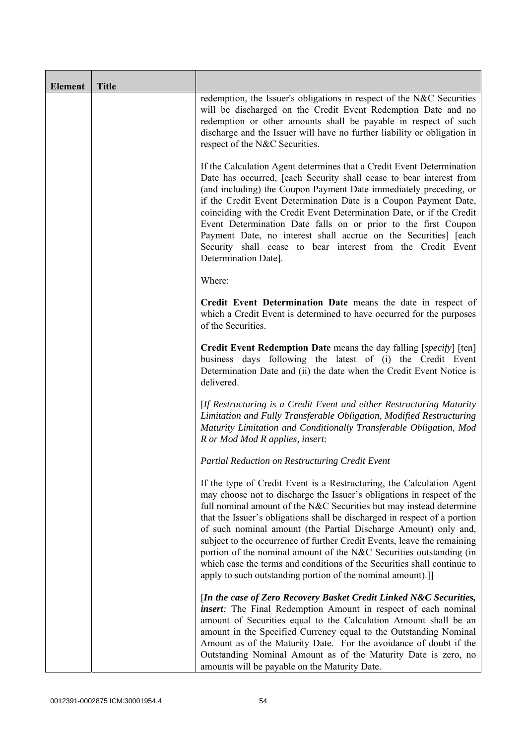| Element | Title | |
|---|---|---|
| | | redemption, the Issuer's obligations in respect of the N&C Securities will be discharged on the Credit Event Redemption Date and no redemption or other amounts shall be payable in respect of such discharge and the Issuer will have no further liability or obligation in respect of the N&C Securities.<br><br>If the Calculation Agent determines that a Credit Event Determination Date has occurred, [each Security shall cease to bear interest from (and including) the Coupon Payment Date immediately preceding, or if the Credit Event Determination Date is a Coupon Payment Date, coinciding with the Credit Event Determination Date, or if the Credit Event Determination Date falls on or prior to the first Coupon Payment Date, no interest shall accrue on the Securities] [each Security shall cease to bear interest from the Credit Event Determination Date].<br><br>Where:<br><br>**Credit Event Determination Date** means the date in respect of which a Credit Event is determined to have occurred for the purposes of the Securities.<br><br>**Credit Event Redemption Date** means the day falling [*specify*] [ten] business days following the latest of (i) the Credit Event Determination Date and (ii) the date when the Credit Event Notice is delivered.<br><br>[*If Restructuring is a Credit Event and either Restructuring Maturity Limitation and Fully Transferable Obligation, Modified Restructuring Maturity Limitation and Conditionally Transferable Obligation, Mod R or Mod Mod R applies, insert*:<br><br>*Partial Reduction on Restructuring Credit Event*<br><br>If the type of Credit Event is a Restructuring, the Calculation Agent may choose not to discharge the Issuer's obligations in respect of the full nominal amount of the N&C Securities but may instead determine that the Issuer's obligations shall be discharged in respect of a portion of such nominal amount (the Partial Discharge Amount) only and, subject to the occurrence of further Credit Events, leave the remaining portion of the nominal amount of the N&C Securities outstanding (in which case the terms and conditions of the Securities shall continue to apply to such outstanding portion of the nominal amount).]]<br><br>[***In the case of Zero Recovery Basket Credit Linked N&C Securities, insert****:* The Final Redemption Amount in respect of each nominal amount of Securities equal to the Calculation Amount shall be an amount in the Specified Currency equal to the Outstanding Nominal Amount as of the Maturity Date. For the avoidance of doubt if the Outstanding Nominal Amount as of the Maturity Date is zero, no amounts will be payable on the Maturity Date. |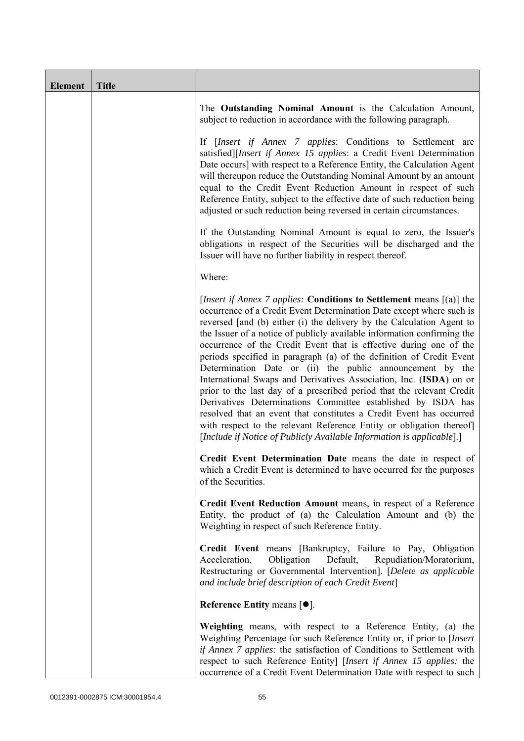| Element | Title | |
|---|---|---|
| | | The **Outstanding Nominal Amount** is the Calculation Amount, subject to reduction in accordance with the following paragraph.<br><br>If [*Insert if Annex 7 applies*: Conditions to Settlement are satisfied][*Insert if Annex 15 applies*: a Credit Event Determination Date occurs] with respect to a Reference Entity, the Calculation Agent will thereupon reduce the Outstanding Nominal Amount by an amount equal to the Credit Event Reduction Amount in respect of such Reference Entity, subject to the effective date of such reduction being adjusted or such reduction being reversed in certain circumstances.<br><br>If the Outstanding Nominal Amount is equal to zero, the Issuer's obligations in respect of the Securities will be discharged and the Issuer will have no further liability in respect thereof.<br><br>Where:<br><br>[*Insert if Annex 7 applies:* **Conditions to Settlement** means [(a)] the occurrence of a Credit Event Determination Date except where such is reversed [and (b) either (i) the delivery by the Calculation Agent to the Issuer of a notice of publicly available information confirming the occurrence of the Credit Event that is effective during one of the periods specified in paragraph (a) of the definition of Credit Event Determination Date or (ii) the public announcement by the International Swaps and Derivatives Association, Inc. (**ISDA**) on or prior to the last day of a prescribed period that the relevant Credit Derivatives Determinations Committee established by ISDA has resolved that an event that constitutes a Credit Event has occurred with respect to the relevant Reference Entity or obligation thereof] [*Include if Notice of Publicly Available Information is applicable*].]<br><br>**Credit Event Determination Date** means the date in respect of which a Credit Event is determined to have occurred for the purposes of the Securities.<br><br>**Credit Event Reduction Amount** means, in respect of a Reference Entity, the product of (a) the Calculation Amount and (b) the Weighting in respect of such Reference Entity.<br><br>**Credit Event** means [Bankruptcy, Failure to Pay, Obligation Acceleration, Obligation Default, Repudiation/Moratorium, Restructuring or Governmental Intervention]. [*Delete as applicable and include brief description of each Credit Event*]<br><br>**Reference Entity** means [●].<br><br>**Weighting** means, with respect to a Reference Entity, (a) the Weighting Percentage for such Reference Entity or, if prior to [*Insert if Annex 7 applies:* the satisfaction of Conditions to Settlement with respect to such Reference Entity] [*Insert if Annex 15 applies:* the occurrence of a Credit Event Determination Date with respect to such |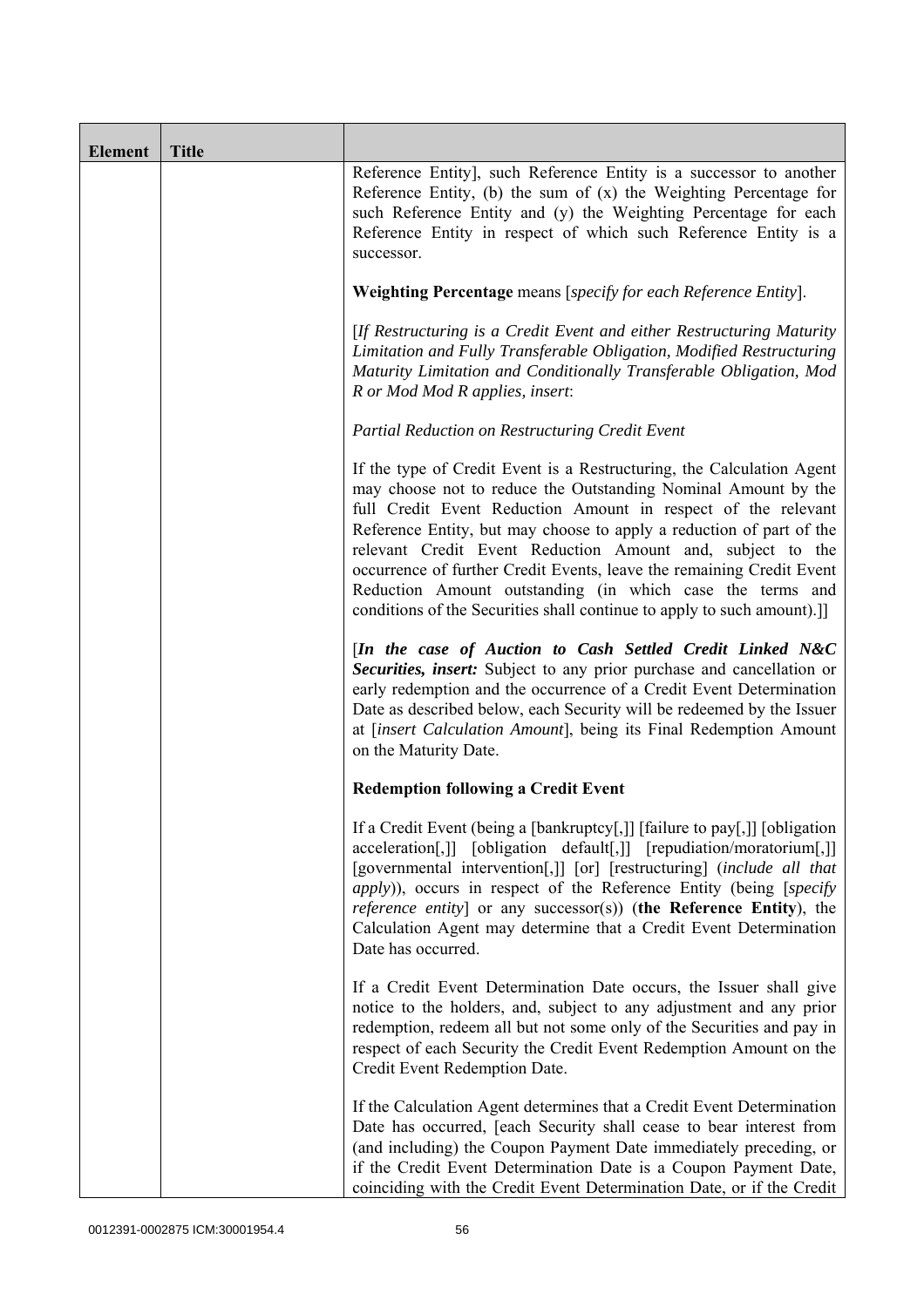| Element | Title | |
|---|---|---|
| | | Reference Entity], such Reference Entity is a successor to another Reference Entity, (b) the sum of (x) the Weighting Percentage for such Reference Entity and (y) the Weighting Percentage for each Reference Entity in respect of which such Reference Entity is a successor.<br><br>**Weighting Percentage** means [*specify for each Reference Entity*].<br><br>[*If Restructuring is a Credit Event and either Restructuring Maturity Limitation and Fully Transferable Obligation, Modified Restructuring Maturity Limitation and Conditionally Transferable Obligation, Mod R or Mod Mod R applies, insert*:<br><br>*Partial Reduction on Restructuring Credit Event*<br><br>If the type of Credit Event is a Restructuring, the Calculation Agent may choose not to reduce the Outstanding Nominal Amount by the full Credit Event Reduction Amount in respect of the relevant Reference Entity, but may choose to apply a reduction of part of the relevant Credit Event Reduction Amount and, subject to the occurrence of further Credit Events, leave the remaining Credit Event Reduction Amount outstanding (in which case the terms and conditions of the Securities shall continue to apply to such amount).]]<br><br>[***In the case of Auction to Cash Settled Credit Linked N&C Securities, insert:*** Subject to any prior purchase and cancellation or early redemption and the occurrence of a Credit Event Determination Date as described below, each Security will be redeemed by the Issuer at [*insert Calculation Amount*], being its Final Redemption Amount on the Maturity Date.<br><br>**Redemption following a Credit Event**<br><br>If a Credit Event (being a [bankruptcy[,]] [failure to pay[,]] [obligation acceleration[,]] [obligation default[,]] [repudiation/moratorium[,]] [governmental intervention[,]] [or] [restructuring] (*include all that apply*)), occurs in respect of the Reference Entity (being [*specify reference entity*] or any successor(s)) (**the Reference Entity**), the Calculation Agent may determine that a Credit Event Determination Date has occurred.<br><br>If a Credit Event Determination Date occurs, the Issuer shall give notice to the holders, and, subject to any adjustment and any prior redemption, redeem all but not some only of the Securities and pay in respect of each Security the Credit Event Redemption Amount on the Credit Event Redemption Date.<br><br>If the Calculation Agent determines that a Credit Event Determination Date has occurred, [each Security shall cease to bear interest from (and including) the Coupon Payment Date immediately preceding, or if the Credit Event Determination Date is a Coupon Payment Date, coinciding with the Credit Event Determination Date, or if the Credit |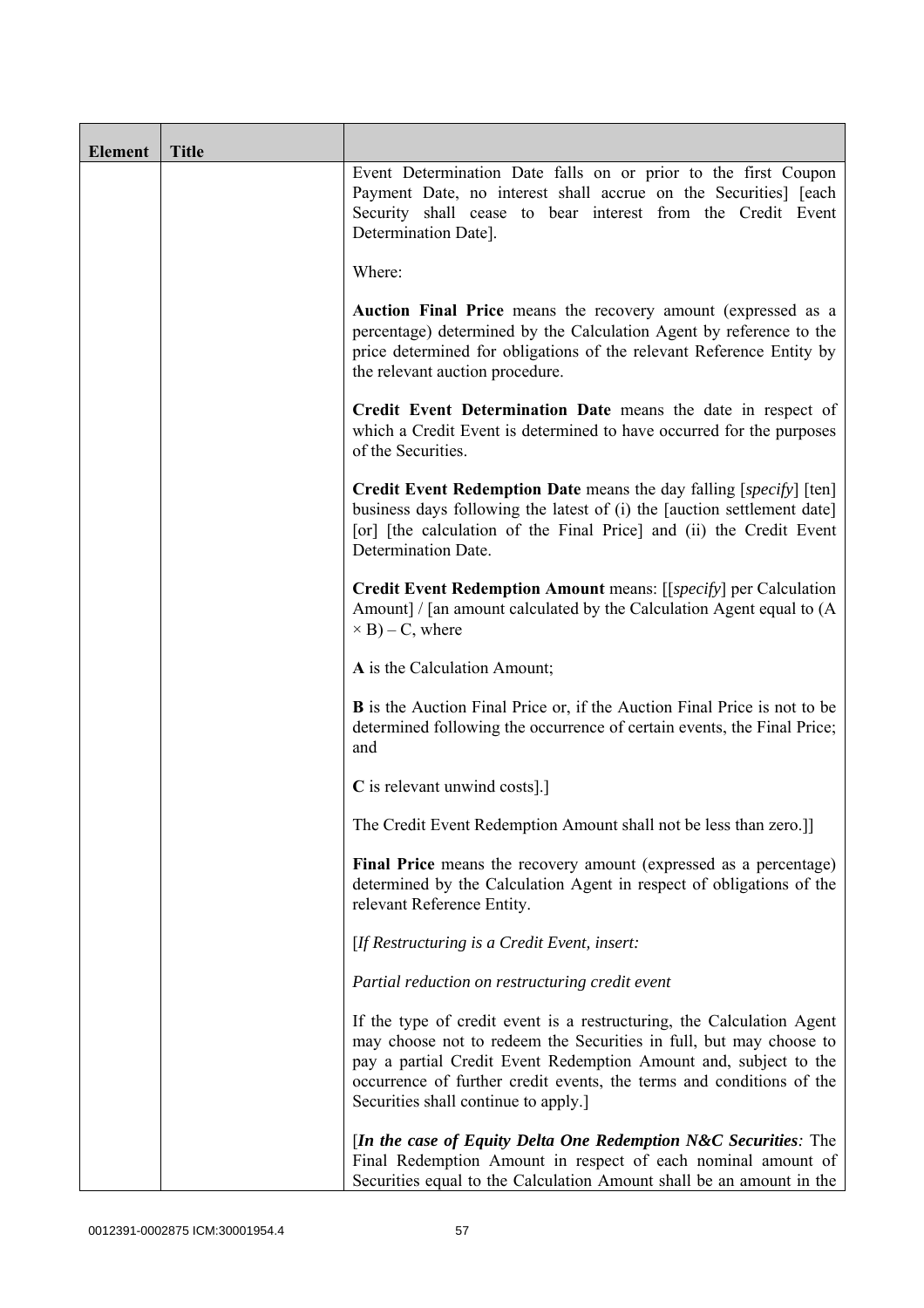| Element | Title | |
|---|---|---|
| | | Event Determination Date falls on or prior to the first Coupon Payment Date, no interest shall accrue on the Securities] [each Security shall cease to bear interest from the Credit Event Determination Date].<br><br>Where:<br><br>**Auction Final Price** means the recovery amount (expressed as a percentage) determined by the Calculation Agent by reference to the price determined for obligations of the relevant Reference Entity by the relevant auction procedure.<br><br>**Credit Event Determination Date** means the date in respect of which a Credit Event is determined to have occurred for the purposes of the Securities.<br><br>**Credit Event Redemption Date** means the day falling [*specify*] [ten] business days following the latest of (i) the [auction settlement date] [or] [the calculation of the Final Price] and (ii) the Credit Event Determination Date.<br><br>**Credit Event Redemption Amount** means: [[*specify*] per Calculation Amount] / [an amount calculated by the Calculation Agent equal to $(A \times B) - C$, where<br><br>**A** is the Calculation Amount;<br><br>**B** is the Auction Final Price or, if the Auction Final Price is not to be determined following the occurrence of certain events, the Final Price; and<br><br>**C** is relevant unwind costs].]<br><br>The Credit Event Redemption Amount shall not be less than zero.]]<br><br>**Final Price** means the recovery amount (expressed as a percentage) determined by the Calculation Agent in respect of obligations of the relevant Reference Entity.<br><br>[*If Restructuring is a Credit Event, insert:*<br><br>*Partial reduction on restructuring credit event*<br><br>If the type of credit event is a restructuring, the Calculation Agent may choose not to redeem the Securities in full, but may choose to pay a partial Credit Event Redemption Amount and, subject to the occurrence of further credit events, the terms and conditions of the Securities shall continue to apply.]<br><br>[***In the case of Equity Delta One Redemption N&C Securities****:* The Final Redemption Amount in respect of each nominal amount of Securities equal to the Calculation Amount shall be an amount in the |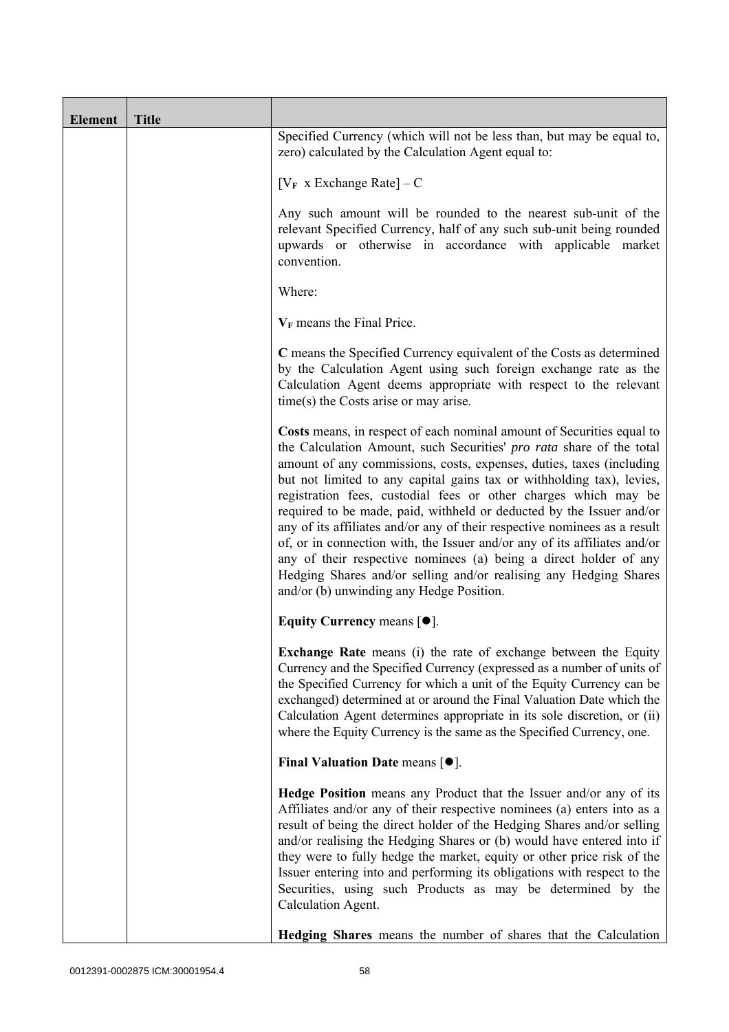| Element | Title | |
|---|---|---|
| | | Specified Currency (which will not be less than, but may be equal to, zero) calculated by the Calculation Agent equal to:<br><br>$[V_F \text{ x Exchange Rate}] – C$<br><br>Any such amount will be rounded to the nearest sub-unit of the relevant Specified Currency, half of any such sub-unit being rounded upwards or otherwise in accordance with applicable market convention.<br><br>Where:<br><br>$V_F$ means the Final Price.<br><br>**C** means the Specified Currency equivalent of the Costs as determined by the Calculation Agent using such foreign exchange rate as the Calculation Agent deems appropriate with respect to the relevant time(s) the Costs arise or may arise.<br><br>**Costs** means, in respect of each nominal amount of Securities equal to the Calculation Amount, such Securities' *pro rata* share of the total amount of any commissions, costs, expenses, duties, taxes (including but not limited to any capital gains tax or withholding tax), levies, registration fees, custodial fees or other charges which may be required to be made, paid, withheld or deducted by the Issuer and/or any of its affiliates and/or any of their respective nominees as a result of, or in connection with, the Issuer and/or any of its affiliates and/or any of their respective nominees (a) being a direct holder of any Hedging Shares and/or selling and/or realising any Hedging Shares and/or (b) unwinding any Hedge Position.<br><br>**Equity Currency** means [●].<br><br>**Exchange Rate** means (i) the rate of exchange between the Equity Currency and the Specified Currency (expressed as a number of units of the Specified Currency for which a unit of the Equity Currency can be exchanged) determined at or around the Final Valuation Date which the Calculation Agent determines appropriate in its sole discretion, or (ii) where the Equity Currency is the same as the Specified Currency, one.<br><br>**Final Valuation Date** means [●].<br><br>**Hedge Position** means any Product that the Issuer and/or any of its Affiliates and/or any of their respective nominees (a) enters into as a result of being the direct holder of the Hedging Shares and/or selling and/or realising the Hedging Shares or (b) would have entered into if they were to fully hedge the market, equity or other price risk of the Issuer entering into and performing its obligations with respect to the Securities, using such Products as may be determined by the Calculation Agent.<br><br>**Hedging Shares** means the number of shares that the Calculation |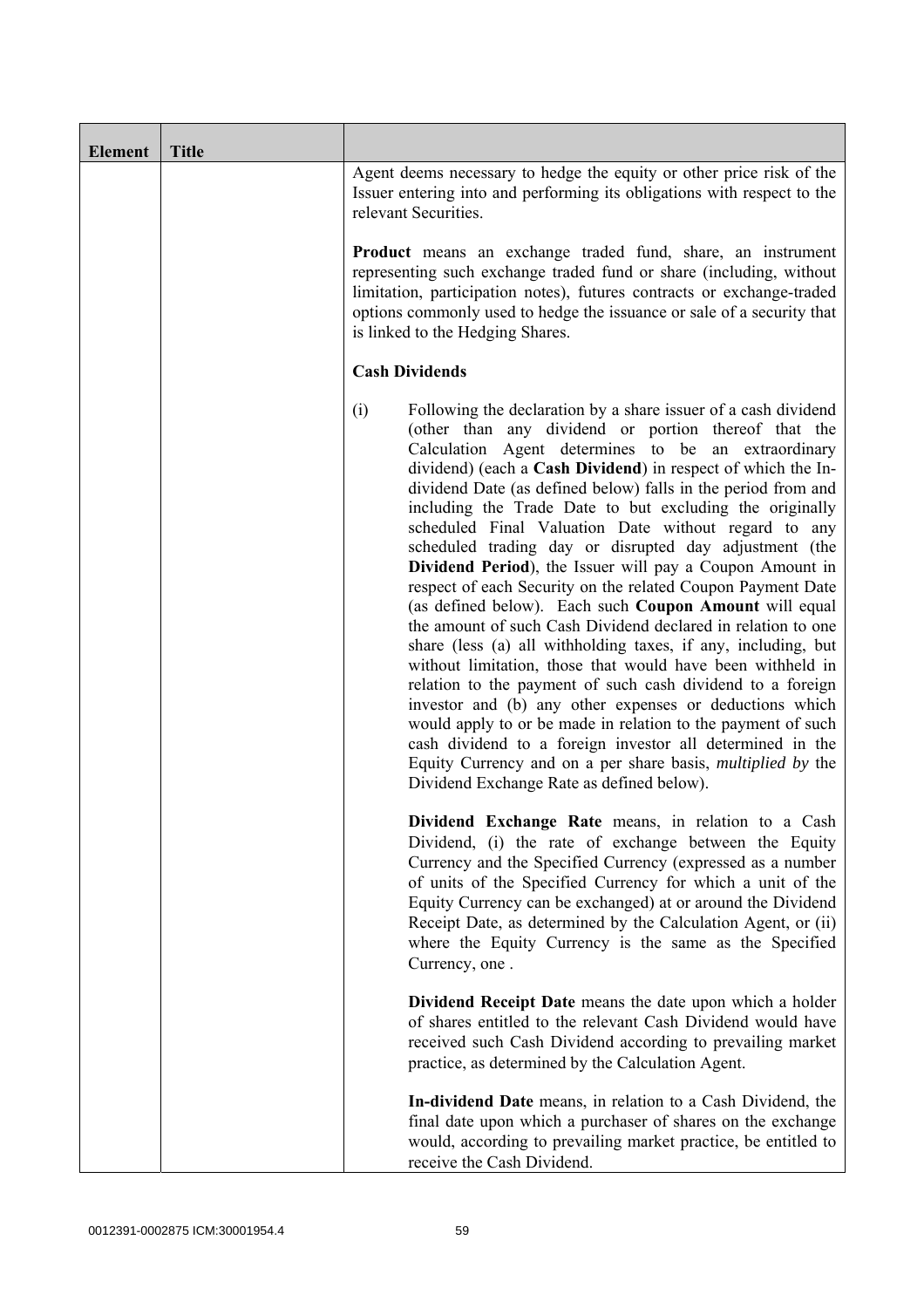| Element | Title | |
|---|---|---|
| | | Agent deems necessary to hedge the equity or other price risk of the Issuer entering into and performing its obligations with respect to the relevant Securities.<br><br>**Product** means an exchange traded fund, share, an instrument representing such exchange traded fund or share (including, without limitation, participation notes), futures contracts or exchange-traded options commonly used to hedge the issuance or sale of a security that is linked to the Hedging Shares.<br><br>**Cash Dividends**<br><br>(i) Following the declaration by a share issuer of a cash dividend (other than any dividend or portion thereof that the Calculation Agent determines to be an extraordinary dividend) (each a **Cash Dividend**) in respect of which the In-dividend Date (as defined below) falls in the period from and including the Trade Date to but excluding the originally scheduled Final Valuation Date without regard to any scheduled trading day or disrupted day adjustment (the **Dividend Period**), the Issuer will pay a Coupon Amount in respect of each Security on the related Coupon Payment Date (as defined below). Each such **Coupon Amount** will equal the amount of such Cash Dividend declared in relation to one share (less (a) all withholding taxes, if any, including, but without limitation, those that would have been withheld in relation to the payment of such cash dividend to a foreign investor and (b) any other expenses or deductions which would apply to or be made in relation to the payment of such cash dividend to a foreign investor all determined in the Equity Currency and on a per share basis, *multiplied by* the Dividend Exchange Rate as defined below).<br><br>**Dividend Exchange Rate** means, in relation to a Cash Dividend, (i) the rate of exchange between the Equity Currency and the Specified Currency (expressed as a number of units of the Specified Currency for which a unit of the Equity Currency can be exchanged) at or around the Dividend Receipt Date, as determined by the Calculation Agent, or (ii) where the Equity Currency is the same as the Specified Currency, one .<br><br>**Dividend Receipt Date** means the date upon which a holder of shares entitled to the relevant Cash Dividend would have received such Cash Dividend according to prevailing market practice, as determined by the Calculation Agent.<br><br>**In-dividend Date** means, in relation to a Cash Dividend, the final date upon which a purchaser of shares on the exchange would, according to prevailing market practice, be entitled to receive the Cash Dividend. |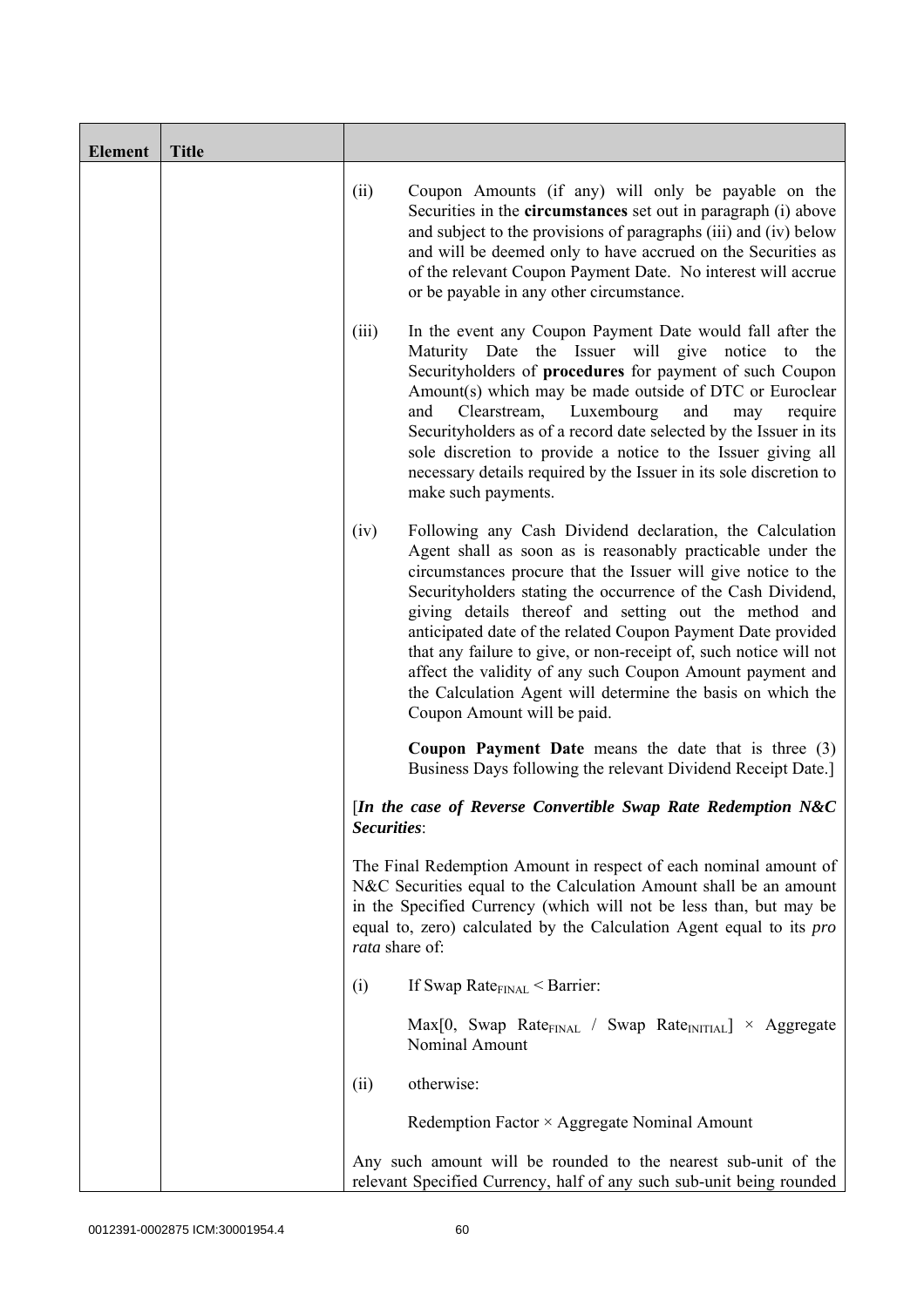| Element | Title | |
|---|---|---|
| | | (ii) Coupon Amounts (if any) will only be payable on the Securities in the **circumstances** set out in paragraph (i) above and subject to the provisions of paragraphs (iii) and (iv) below and will be deemed only to have accrued on the Securities as of the relevant Coupon Payment Date. No interest will accrue or be payable in any other circumstance.<br><br>(iii) In the event any Coupon Payment Date would fall after the Maturity Date the Issuer will give notice to the Securityholders of **procedures** for payment of such Coupon Amount(s) which may be made outside of DTC or Euroclear and Clearstream, Luxembourg and may require Securityholders as of a record date selected by the Issuer in its sole discretion to provide a notice to the Issuer giving all necessary details required by the Issuer in its sole discretion to make such payments.<br><br>(iv) Following any Cash Dividend declaration, the Calculation Agent shall as soon as is reasonably practicable under the circumstances procure that the Issuer will give notice to the Securityholders stating the occurrence of the Cash Dividend, giving details thereof and setting out the method and anticipated date of the related Coupon Payment Date provided that any failure to give, or non-receipt of, such notice will not affect the validity of any such Coupon Amount payment and the Calculation Agent will determine the basis on which the Coupon Amount will be paid.<br><br>**Coupon Payment Date** means the date that is three (3) Business Days following the relevant Dividend Receipt Date.]<br><br>[***In the case of Reverse Convertible Swap Rate Redemption N&C Securities***:<br><br>The Final Redemption Amount in respect of each nominal amount of N&C Securities equal to the Calculation Amount shall be an amount in the Specified Currency (which will not be less than, but may be equal to, zero) calculated by the Calculation Agent equal to its *pro rata* share of:<br><br>(i) If Swap $Rate_{FINAL}$ < Barrier:<br><br>Max[0, Swap $Rate_{FINAL}$ / Swap $Rate_{INITIAL}$] × Aggregate Nominal Amount<br><br>(ii) otherwise:<br><br>Redemption Factor × Aggregate Nominal Amount<br><br>Any such amount will be rounded to the nearest sub-unit of the relevant Specified Currency, half of any such sub-unit being rounded |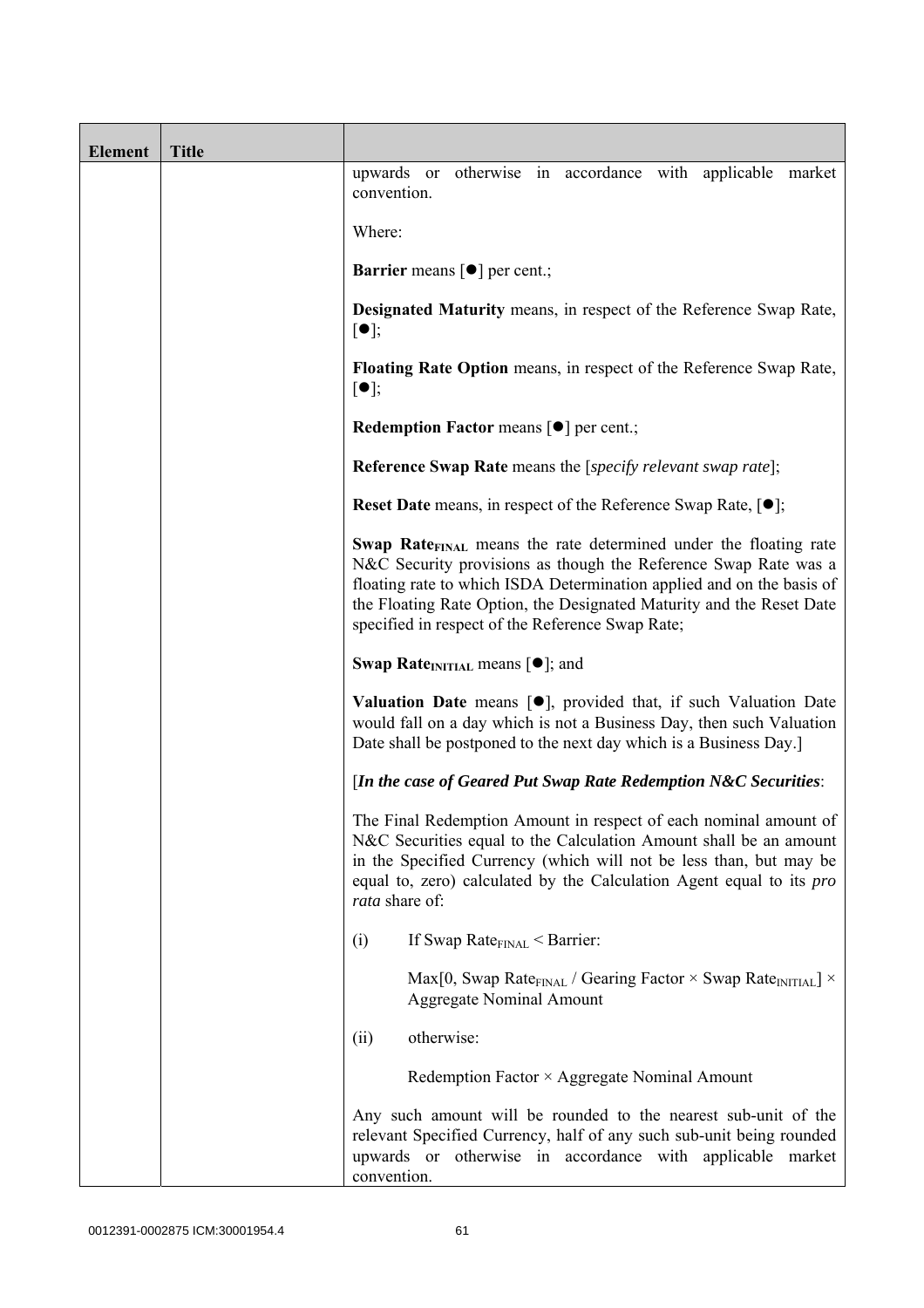| Element | Title | |
|---|---|---|
| | | upwards or otherwise in accordance with applicable market convention.<br><br>Where:<br><br>**Barrier** means [●] per cent.;<br><br>**Designated Maturity** means, in respect of the Reference Swap Rate, [●];<br><br>**Floating Rate Option** means, in respect of the Reference Swap Rate, [●];<br><br>**Redemption Factor** means [●] per cent.;<br><br>**Reference Swap Rate** means the [*specify relevant swap rate*];<br><br>**Reset Date** means, in respect of the Reference Swap Rate, [●];<br><br>**Swap Rate$_{FINAL}$** means the rate determined under the floating rate N&C Security provisions as though the Reference Swap Rate was a floating rate to which ISDA Determination applied and on the basis of the Floating Rate Option, the Designated Maturity and the Reset Date specified in respect of the Reference Swap Rate;<br><br>**Swap Rate$_{INITIAL}$** means [●]; and<br><br>**Valuation Date** means [●], provided that, if such Valuation Date would fall on a day which is not a Business Day, then such Valuation Date shall be postponed to the next day which is a Business Day.]<br><br>[***In the case of Geared Put Swap Rate Redemption N&C Securities***:<br><br>The Final Redemption Amount in respect of each nominal amount of N&C Securities equal to the Calculation Amount shall be an amount in the Specified Currency (which will not be less than, but may be equal to, zero) calculated by the Calculation Agent equal to its *pro rata* share of:<br><br>(i) If Swap Rate$_{FINAL}$ < Barrier:<br><br>Max[0, Swap Rate$_{FINAL}$ / Gearing Factor × Swap Rate$_{INITIAL}$] × Aggregate Nominal Amount<br><br>(ii) otherwise:<br><br>Redemption Factor × Aggregate Nominal Amount<br><br>Any such amount will be rounded to the nearest sub-unit of the relevant Specified Currency, half of any such sub-unit being rounded upwards or otherwise in accordance with applicable market convention. |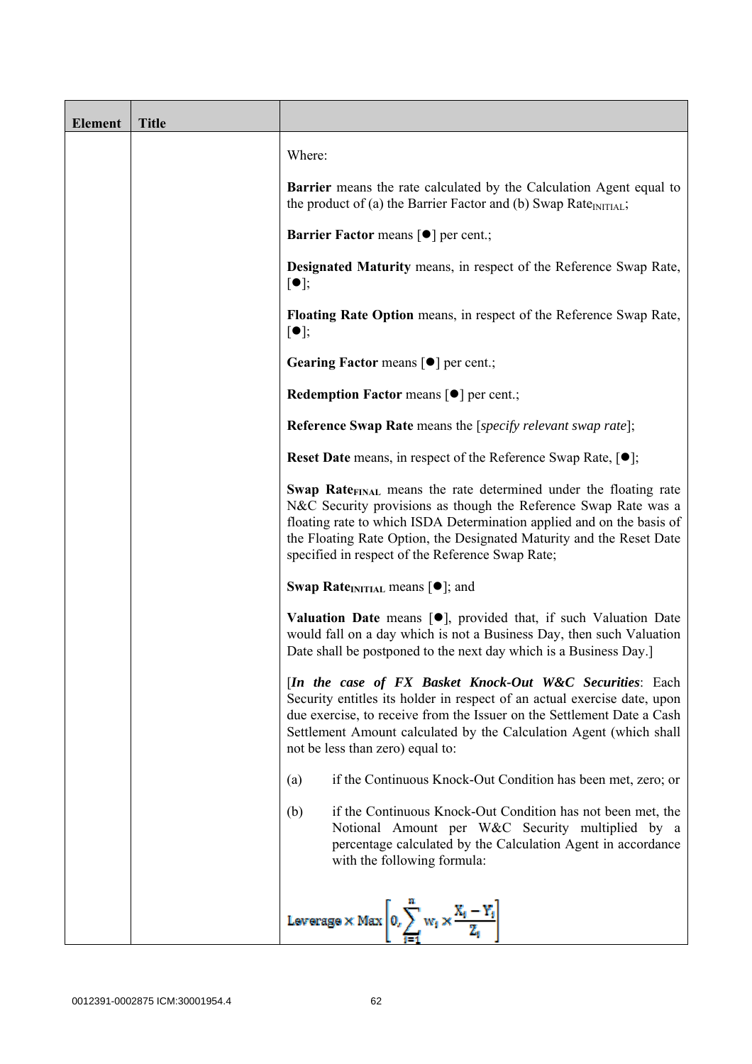| Element | Title | |
|---|---|---|
| | | Where:<br><br>**Barrier** means the rate calculated by the Calculation Agent equal to the product of (a) the Barrier Factor and (b) Swap $\text{Rate}_{\text{INITIAL}}$;<br><br>**Barrier Factor** means [●] per cent.;<br><br>**Designated Maturity** means, in respect of the Reference Swap Rate, [●];<br><br>**Floating Rate Option** means, in respect of the Reference Swap Rate, [●];<br><br>**Gearing Factor** means [●] per cent.;<br><br>**Redemption Factor** means [●] per cent.;<br><br>**Reference Swap Rate** means the [*specify relevant swap rate*];<br><br>**Reset Date** means, in respect of the Reference Swap Rate, [●];<br><br>**Swap $\text{Rate}_{\text{FINAL}}$** means the rate determined under the floating rate N&C Security provisions as though the Reference Swap Rate was a floating rate to which ISDA Determination applied and on the basis of the Floating Rate Option, the Designated Maturity and the Reset Date specified in respect of the Reference Swap Rate;<br><br>**Swap $\text{Rate}_{\text{INITIAL}}$** means [●]; and<br><br>**Valuation Date** means [●], provided that, if such Valuation Date would fall on a day which is not a Business Day, then such Valuation Date shall be postponed to the next day which is a Business Day.]<br><br>[***In the case of FX Basket Knock-Out W&C Securities***: Each Security entitles its holder in respect of an actual exercise date, upon due exercise, to receive from the Issuer on the Settlement Date a Cash Settlement Amount calculated by the Calculation Agent (which shall not be less than zero) equal to:<br><br>(a) if the Continuous Knock-Out Condition has been met, zero; or<br><br>(b) if the Continuous Knock-Out Condition has not been met, the Notional Amount per W&C Security multiplied by a percentage calculated by the Calculation Agent in accordance with the following formula:<br><br>$$\text{Leverage} \times \text{Max}\left[0, \sum_{i=1}^{n} w_i \times \frac{X_i - Y_i}{Z_i}\right]$$ |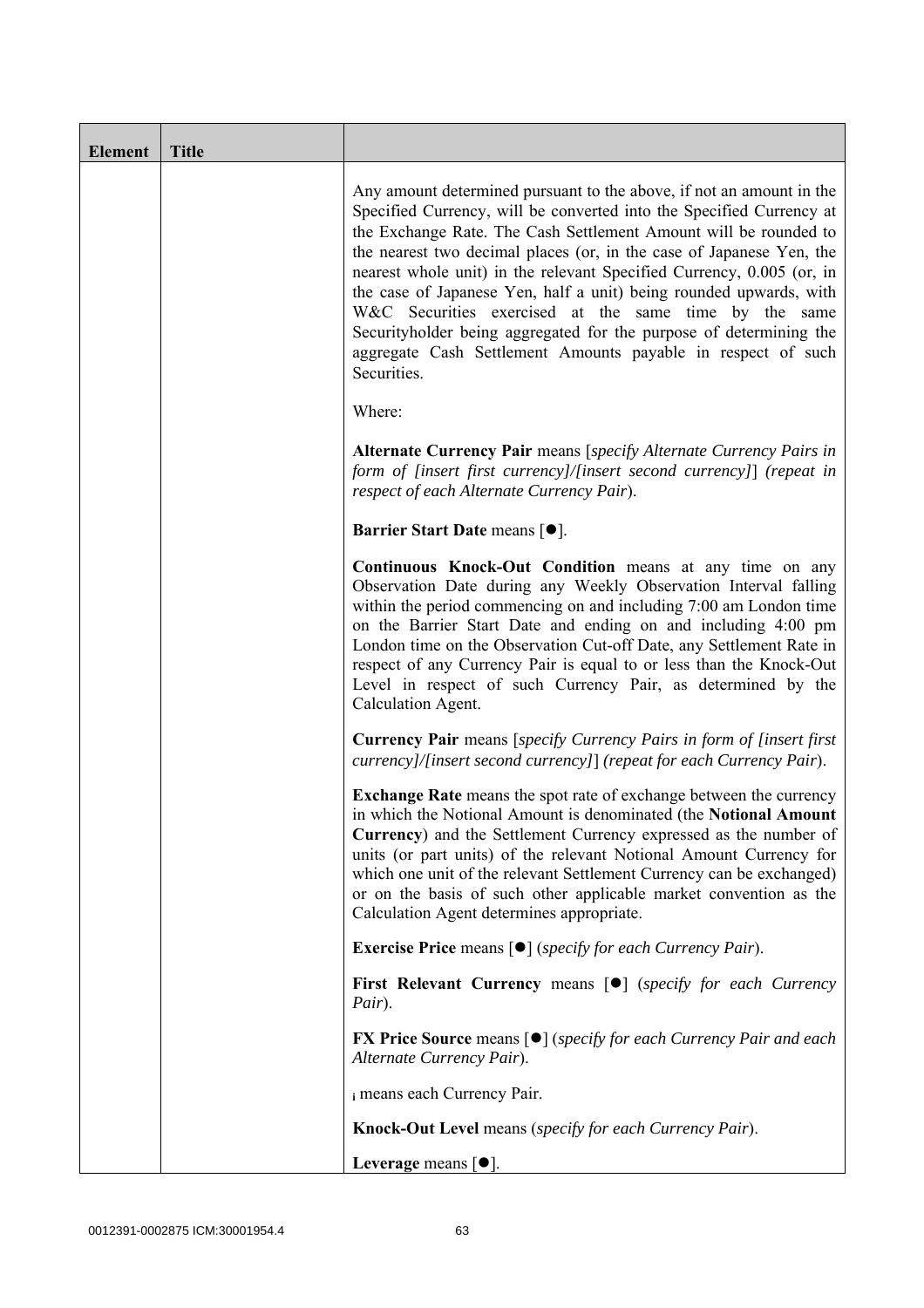| Element | Title | |
|---|---|---|
| | | Any amount determined pursuant to the above, if not an amount in the Specified Currency, will be converted into the Specified Currency at the Exchange Rate. The Cash Settlement Amount will be rounded to the nearest two decimal places (or, in the case of Japanese Yen, the nearest whole unit) in the relevant Specified Currency, 0.005 (or, in the case of Japanese Yen, half a unit) being rounded upwards, with W&C Securities exercised at the same time by the same Securityholder being aggregated for the purpose of determining the aggregate Cash Settlement Amounts payable in respect of such Securities.<br><br>Where:<br><br>**Alternate Currency Pair** means [*specify Alternate Currency Pairs in form of [insert first currency]/[insert second currency]*] *(repeat in respect of each Alternate Currency Pair*).<br><br>**Barrier Start Date** means [●].<br><br>**Continuous Knock-Out Condition** means at any time on any Observation Date during any Weekly Observation Interval falling within the period commencing on and including 7:00 am London time on the Barrier Start Date and ending on and including 4:00 pm London time on the Observation Cut-off Date, any Settlement Rate in respect of any Currency Pair is equal to or less than the Knock-Out Level in respect of such Currency Pair, as determined by the Calculation Agent.<br><br>**Currency Pair** means [*specify Currency Pairs in form of [insert first currency]/[insert second currency]*] *(repeat for each Currency Pair*).<br><br>**Exchange Rate** means the spot rate of exchange between the currency in which the Notional Amount is denominated (the **Notional Amount Currency**) and the Settlement Currency expressed as the number of units (or part units) of the relevant Notional Amount Currency for which one unit of the relevant Settlement Currency can be exchanged) or on the basis of such other applicable market convention as the Calculation Agent determines appropriate.<br><br>**Exercise Price** means [●] (*specify for each Currency Pair*).<br><br>**First Relevant Currency** means [●] (*specify for each Currency Pair*).<br><br>**FX Price Source** means [●] (*specify for each Currency Pair and each Alternate Currency Pair*).<br><br>$_i$ means each Currency Pair.<br><br>**Knock-Out Level** means (*specify for each Currency Pair*).<br><br>**Leverage** means [●]. |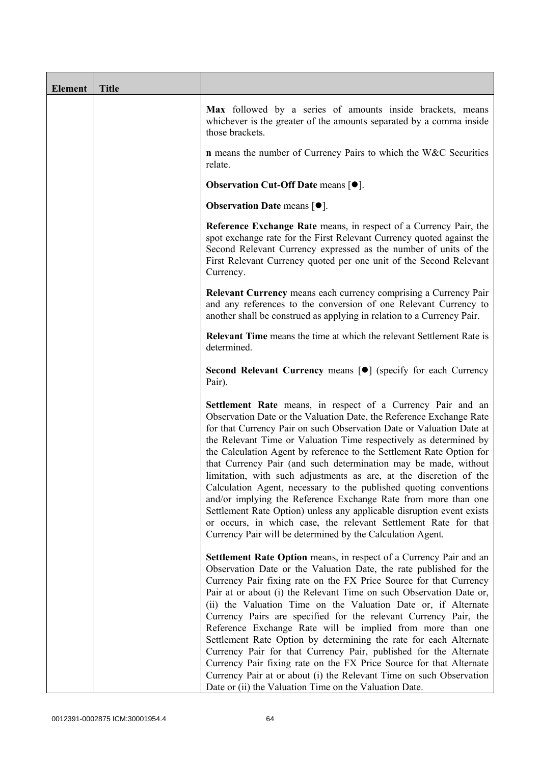| Element | Title |  |
| --- | --- | --- |
| | | **Max** followed by a series of amounts inside brackets, means whichever is the greater of the amounts separated by a comma inside those brackets.<br><br>**n** means the number of Currency Pairs to which the W&C Securities relate.<br><br>**Observation Cut-Off Date** means [●].<br><br>**Observation Date** means [●].<br><br>**Reference Exchange Rate** means, in respect of a Currency Pair, the spot exchange rate for the First Relevant Currency quoted against the Second Relevant Currency expressed as the number of units of the First Relevant Currency quoted per one unit of the Second Relevant Currency.<br><br>**Relevant Currency** means each currency comprising a Currency Pair and any references to the conversion of one Relevant Currency to another shall be construed as applying in relation to a Currency Pair.<br><br>**Relevant Time** means the time at which the relevant Settlement Rate is determined.<br><br>**Second Relevant Currency** means [●] (specify for each Currency Pair).<br><br>**Settlement Rate** means, in respect of a Currency Pair and an Observation Date or the Valuation Date, the Reference Exchange Rate for that Currency Pair on such Observation Date or Valuation Date at the Relevant Time or Valuation Time respectively as determined by the Calculation Agent by reference to the Settlement Rate Option for that Currency Pair (and such determination may be made, without limitation, with such adjustments as are, at the discretion of the Calculation Agent, necessary to the published quoting conventions and/or implying the Reference Exchange Rate from more than one Settlement Rate Option) unless any applicable disruption event exists or occurs, in which case, the relevant Settlement Rate for that Currency Pair will be determined by the Calculation Agent.<br><br>**Settlement Rate Option** means, in respect of a Currency Pair and an Observation Date or the Valuation Date, the rate published for the Currency Pair fixing rate on the FX Price Source for that Currency Pair at or about (i) the Relevant Time on such Observation Date or, (ii) the Valuation Time on the Valuation Date or, if Alternate Currency Pairs are specified for the relevant Currency Pair, the Reference Exchange Rate will be implied from more than one Settlement Rate Option by determining the rate for each Alternate Currency Pair for that Currency Pair, published for the Alternate Currency Pair fixing rate on the FX Price Source for that Alternate Currency Pair at or about (i) the Relevant Time on such Observation Date or (ii) the Valuation Time on the Valuation Date. |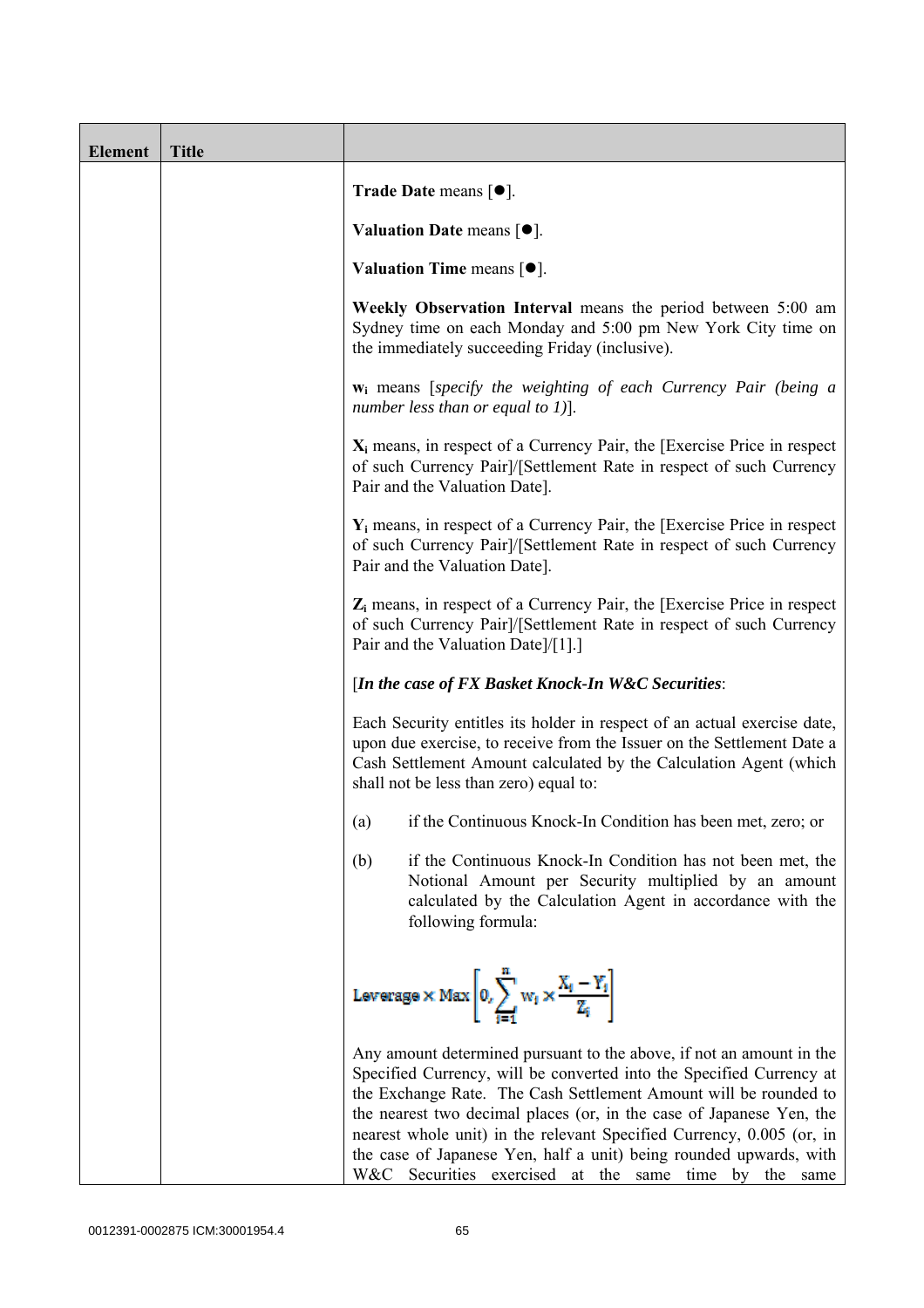| Element | Title | |
|---|---|---|
| | | **Trade Date** means [●].<br><br>**Valuation Date** means [●].<br><br>**Valuation Time** means [●].<br><br>**Weekly Observation Interval** means the period between 5:00 am Sydney time on each Monday and 5:00 pm New York City time on the immediately succeeding Friday (inclusive).<br><br>$\mathbf{w_i}$ means [*specify the weighting of each Currency Pair (being a number less than or equal to 1)*].<br><br>$\mathbf{X_i}$ means, in respect of a Currency Pair, the [Exercise Price in respect of such Currency Pair]/[Settlement Rate in respect of such Currency Pair and the Valuation Date].<br><br>$\mathbf{Y_i}$ means, in respect of a Currency Pair, the [Exercise Price in respect of such Currency Pair]/[Settlement Rate in respect of such Currency Pair and the Valuation Date].<br><br>$\mathbf{Z_i}$ means, in respect of a Currency Pair, the [Exercise Price in respect of such Currency Pair]/[Settlement Rate in respect of such Currency Pair and the Valuation Date]/[1].]<br><br>[***In the case of FX Basket Knock-In W&C Securities***:<br><br>Each Security entitles its holder in respect of an actual exercise date, upon due exercise, to receive from the Issuer on the Settlement Date a Cash Settlement Amount calculated by the Calculation Agent (which shall not be less than zero) equal to:<br><br>(a) if the Continuous Knock-In Condition has been met, zero; or<br><br>(b) if the Continuous Knock-In Condition has not been met, the Notional Amount per Security multiplied by an amount calculated by the Calculation Agent in accordance with the following formula:<br><br>$$\text{Leverage} \times \text{Max}\left[0, \sum_{i=1}^{n} w_i \times \frac{X_i - Y_i}{Z_i}\right]$$<br><br>Any amount determined pursuant to the above, if not an amount in the Specified Currency, will be converted into the Specified Currency at the Exchange Rate. The Cash Settlement Amount will be rounded to the nearest two decimal places (or, in the case of Japanese Yen, the nearest whole unit) in the relevant Specified Currency, 0.005 (or, in the case of Japanese Yen, half a unit) being rounded upwards, with W&C Securities exercised at the same time by the same |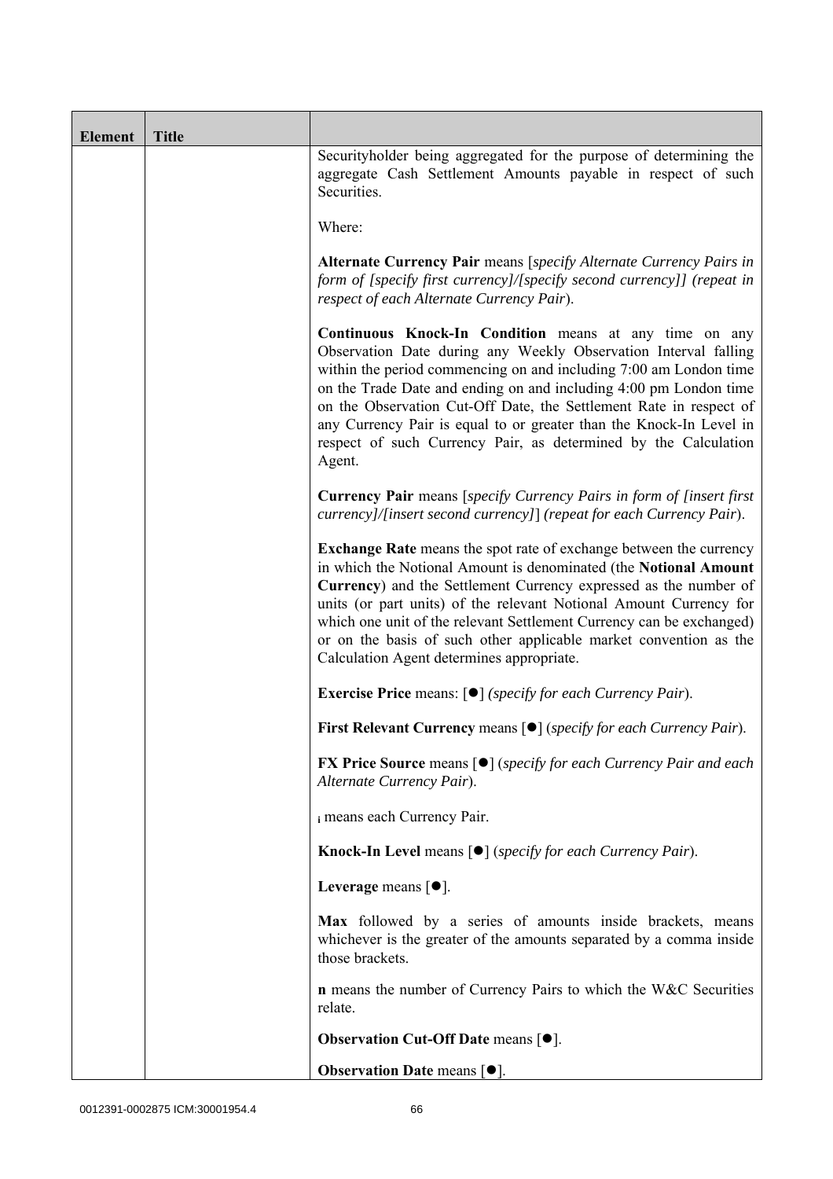| Element | Title | |
|---|---|---|
| | | Securityholder being aggregated for the purpose of determining the aggregate Cash Settlement Amounts payable in respect of such Securities.<br><br>Where:<br><br>**Alternate Currency Pair** means [*specify Alternate Currency Pairs in form of [specify first currency]/[specify second currency]] (repeat in respect of each Alternate Currency Pair*).<br><br>**Continuous Knock-In Condition** means at any time on any Observation Date during any Weekly Observation Interval falling within the period commencing on and including 7:00 am London time on the Trade Date and ending on and including 4:00 pm London time on the Observation Cut-Off Date, the Settlement Rate in respect of any Currency Pair is equal to or greater than the Knock-In Level in respect of such Currency Pair, as determined by the Calculation Agent.<br><br>**Currency Pair** means [*specify Currency Pairs in form of [insert first currency]/[insert second currency]*] (*repeat for each Currency Pair*).<br><br>**Exchange Rate** means the spot rate of exchange between the currency in which the Notional Amount is denominated (the **Notional Amount Currency**) and the Settlement Currency expressed as the number of units (or part units) of the relevant Notional Amount Currency for which one unit of the relevant Settlement Currency can be exchanged) or on the basis of such other applicable market convention as the Calculation Agent determines appropriate.<br><br>**Exercise Price** means: [●] (*specify for each Currency Pair*).<br><br>**First Relevant Currency** means [●] (*specify for each Currency Pair*).<br><br>**FX Price Source** means [●] (*specify for each Currency Pair and each Alternate Currency Pair*).<br><br>$_i$ means each Currency Pair.<br><br>**Knock-In Level** means [●] (*specify for each Currency Pair*).<br><br>**Leverage** means [●].<br><br>**Max** followed by a series of amounts inside brackets, means whichever is the greater of the amounts separated by a comma inside those brackets.<br><br>**n** means the number of Currency Pairs to which the W&C Securities relate.<br><br>**Observation Cut-Off Date** means [●].<br><br>**Observation Date** means [●]. |

0012391-0002875 ICM:30001954.4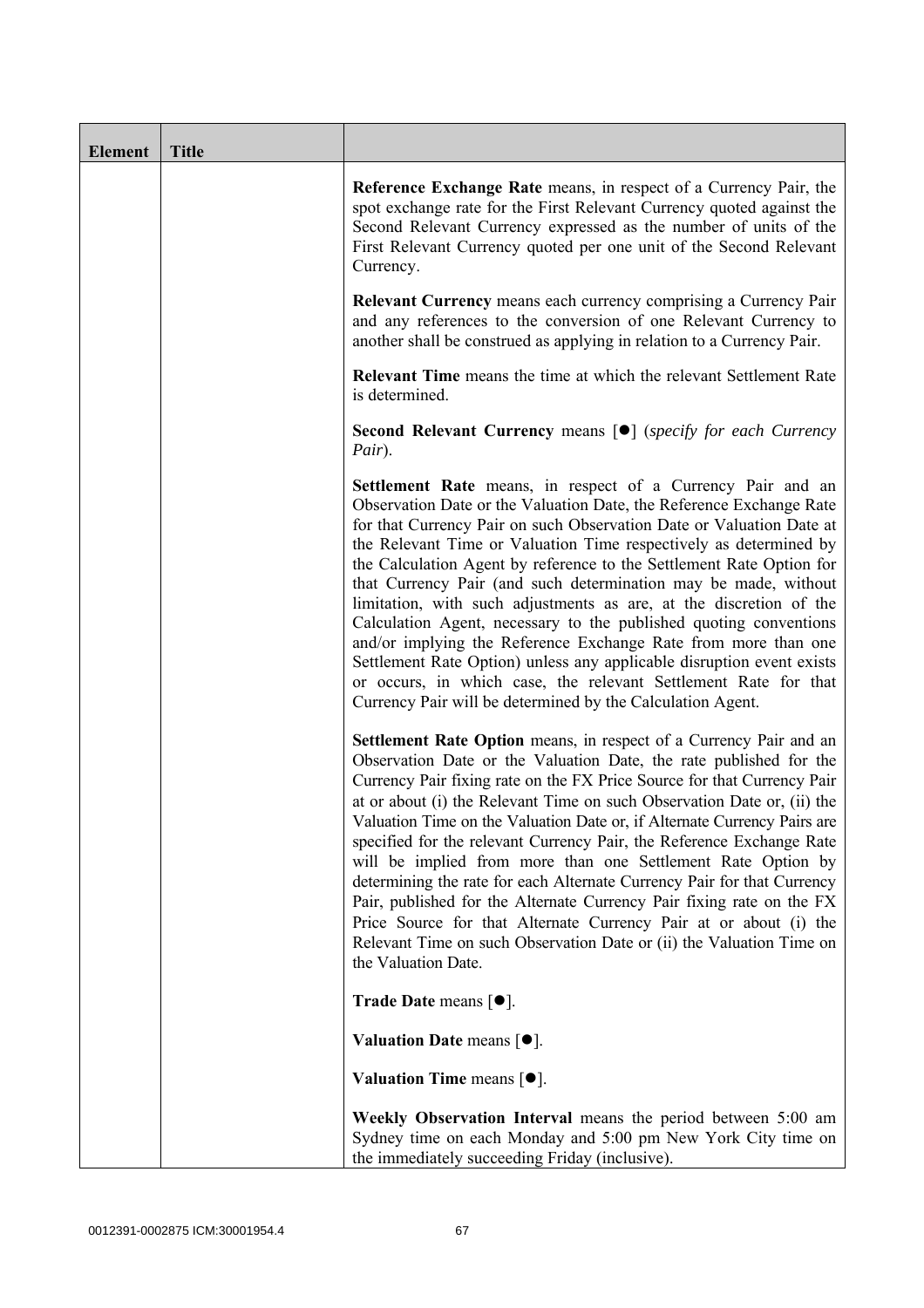| Element | Title | |
|---|---|---|
| | | **Reference Exchange Rate** means, in respect of a Currency Pair, the spot exchange rate for the First Relevant Currency quoted against the Second Relevant Currency expressed as the number of units of the First Relevant Currency quoted per one unit of the Second Relevant Currency.<br><br>**Relevant Currency** means each currency comprising a Currency Pair and any references to the conversion of one Relevant Currency to another shall be construed as applying in relation to a Currency Pair.<br><br>**Relevant Time** means the time at which the relevant Settlement Rate is determined.<br><br>**Second Relevant Currency** means [●] (*specify for each Currency Pair*).<br><br>**Settlement Rate** means, in respect of a Currency Pair and an Observation Date or the Valuation Date, the Reference Exchange Rate for that Currency Pair on such Observation Date or Valuation Date at the Relevant Time or Valuation Time respectively as determined by the Calculation Agent by reference to the Settlement Rate Option for that Currency Pair (and such determination may be made, without limitation, with such adjustments as are, at the discretion of the Calculation Agent, necessary to the published quoting conventions and/or implying the Reference Exchange Rate from more than one Settlement Rate Option) unless any applicable disruption event exists or occurs, in which case, the relevant Settlement Rate for that Currency Pair will be determined by the Calculation Agent.<br><br>**Settlement Rate Option** means, in respect of a Currency Pair and an Observation Date or the Valuation Date, the rate published for the Currency Pair fixing rate on the FX Price Source for that Currency Pair at or about (i) the Relevant Time on such Observation Date or, (ii) the Valuation Time on the Valuation Date or, if Alternate Currency Pairs are specified for the relevant Currency Pair, the Reference Exchange Rate will be implied from more than one Settlement Rate Option by determining the rate for each Alternate Currency Pair for that Currency Pair, published for the Alternate Currency Pair fixing rate on the FX Price Source for that Alternate Currency Pair at or about (i) the Relevant Time on such Observation Date or (ii) the Valuation Time on the Valuation Date.<br><br>**Trade Date** means [●].<br><br>**Valuation Date** means [●].<br><br>**Valuation Time** means [●].<br><br>**Weekly Observation Interval** means the period between 5:00 am Sydney time on each Monday and 5:00 pm New York City time on the immediately succeeding Friday (inclusive). |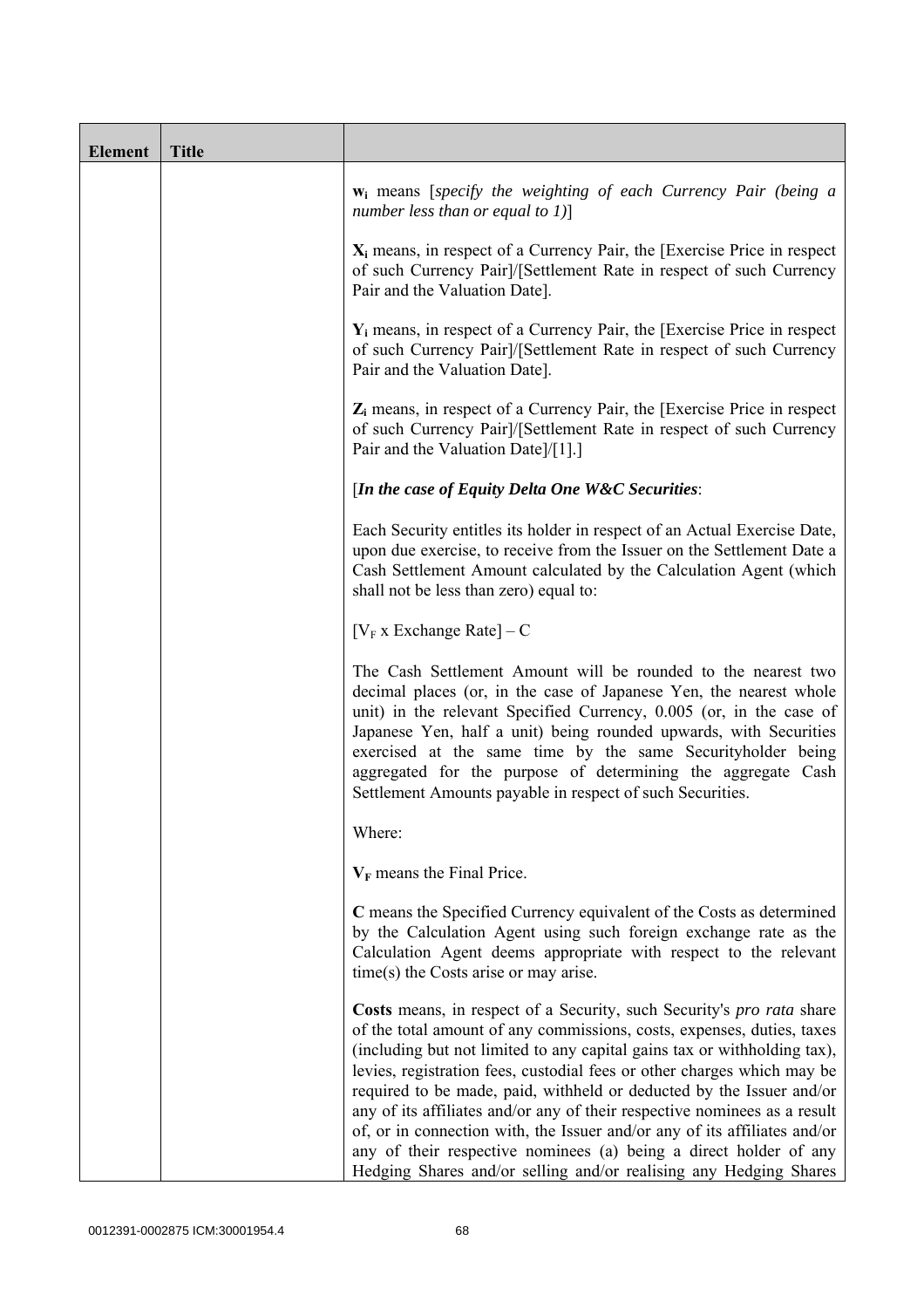| Element | Title | |
|---|---|---|
| | | $\mathbf{w_i}$ means [*specify the weighting of each Currency Pair (being a number less than or equal to 1)*]<br><br>$\mathbf{X_i}$ means, in respect of a Currency Pair, the [Exercise Price in respect of such Currency Pair]/[Settlement Rate in respect of such Currency Pair and the Valuation Date].<br><br>$\mathbf{Y_i}$ means, in respect of a Currency Pair, the [Exercise Price in respect of such Currency Pair]/[Settlement Rate in respect of such Currency Pair and the Valuation Date].<br><br>$\mathbf{Z_i}$ means, in respect of a Currency Pair, the [Exercise Price in respect of such Currency Pair]/[Settlement Rate in respect of such Currency Pair and the Valuation Date]/[1].]<br><br>[***In the case of Equity Delta One W&C Securities***:<br><br>Each Security entitles its holder in respect of an Actual Exercise Date, upon due exercise, to receive from the Issuer on the Settlement Date a Cash Settlement Amount calculated by the Calculation Agent (which shall not be less than zero) equal to:<br><br>$[V_F \text{ x Exchange Rate}] - C$<br><br>The Cash Settlement Amount will be rounded to the nearest two decimal places (or, in the case of Japanese Yen, the nearest whole unit) in the relevant Specified Currency, 0.005 (or, in the case of Japanese Yen, half a unit) being rounded upwards, with Securities exercised at the same time by the same Securityholder being aggregated for the purpose of determining the aggregate Cash Settlement Amounts payable in respect of such Securities.<br><br>Where:<br><br>$\mathbf{V_F}$ means the Final Price.<br><br>**C** means the Specified Currency equivalent of the Costs as determined by the Calculation Agent using such foreign exchange rate as the Calculation Agent deems appropriate with respect to the relevant time(s) the Costs arise or may arise.<br><br>**Costs** means, in respect of a Security, such Security's *pro rata* share of the total amount of any commissions, costs, expenses, duties, taxes (including but not limited to any capital gains tax or withholding tax), levies, registration fees, custodial fees or other charges which may be required to be made, paid, withheld or deducted by the Issuer and/or any of its affiliates and/or any of their respective nominees as a result of, or in connection with, the Issuer and/or any of its affiliates and/or any of their respective nominees (a) being a direct holder of any Hedging Shares and/or selling and/or realising any Hedging Shares |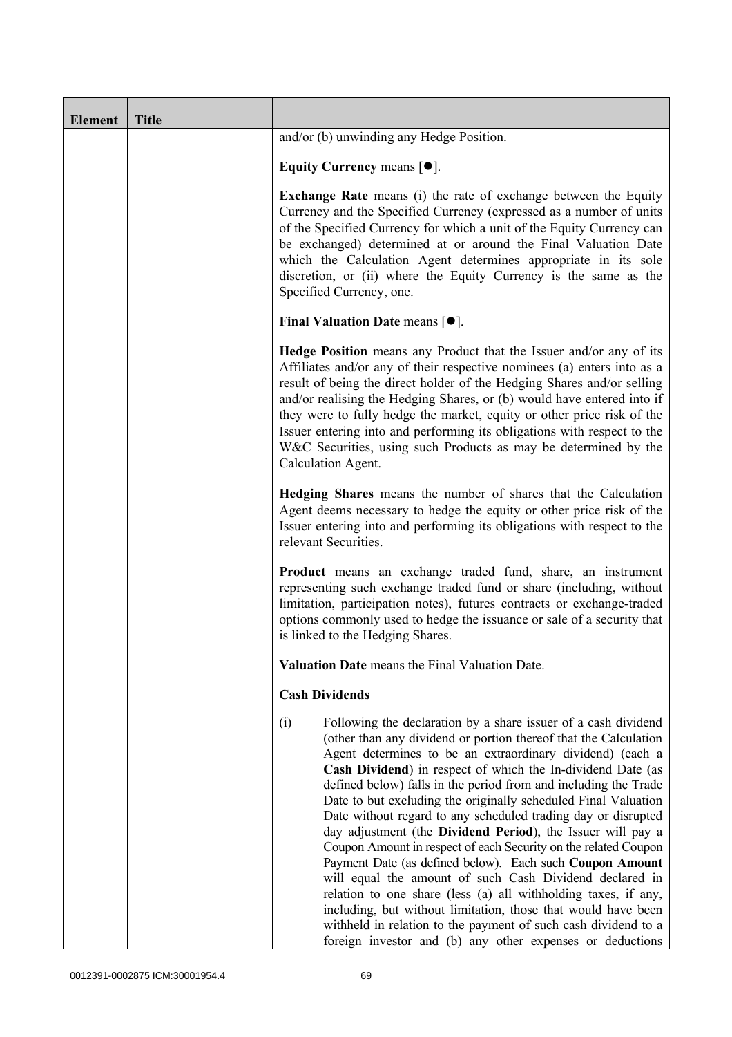| Element | Title | |
|---|---|---|
| | | and/or (b) unwinding any Hedge Position.<br><br>**Equity Currency** means [●].<br><br>**Exchange Rate** means (i) the rate of exchange between the Equity Currency and the Specified Currency (expressed as a number of units of the Specified Currency for which a unit of the Equity Currency can be exchanged) determined at or around the Final Valuation Date which the Calculation Agent determines appropriate in its sole discretion, or (ii) where the Equity Currency is the same as the Specified Currency, one.<br><br>**Final Valuation Date** means [●].<br><br>**Hedge Position** means any Product that the Issuer and/or any of its Affiliates and/or any of their respective nominees (a) enters into as a result of being the direct holder of the Hedging Shares and/or selling and/or realising the Hedging Shares, or (b) would have entered into if they were to fully hedge the market, equity or other price risk of the Issuer entering into and performing its obligations with respect to the W&C Securities, using such Products as may be determined by the Calculation Agent.<br><br>**Hedging Shares** means the number of shares that the Calculation Agent deems necessary to hedge the equity or other price risk of the Issuer entering into and performing its obligations with respect to the relevant Securities.<br><br>**Product** means an exchange traded fund, share, an instrument representing such exchange traded fund or share (including, without limitation, participation notes), futures contracts or exchange-traded options commonly used to hedge the issuance or sale of a security that is linked to the Hedging Shares.<br><br>**Valuation Date** means the Final Valuation Date.<br><br>**Cash Dividends**<br><br>(i) Following the declaration by a share issuer of a cash dividend (other than any dividend or portion thereof that the Calculation Agent determines to be an extraordinary dividend) (each a **Cash Dividend**) in respect of which the In-dividend Date (as defined below) falls in the period from and including the Trade Date to but excluding the originally scheduled Final Valuation Date without regard to any scheduled trading day or disrupted day adjustment (the **Dividend Period**), the Issuer will pay a Coupon Amount in respect of each Security on the related Coupon Payment Date (as defined below). Each such **Coupon Amount** will equal the amount of such Cash Dividend declared in relation to one share (less (a) all withholding taxes, if any, including, but without limitation, those that would have been withheld in relation to the payment of such cash dividend to a foreign investor and (b) any other expenses or deductions |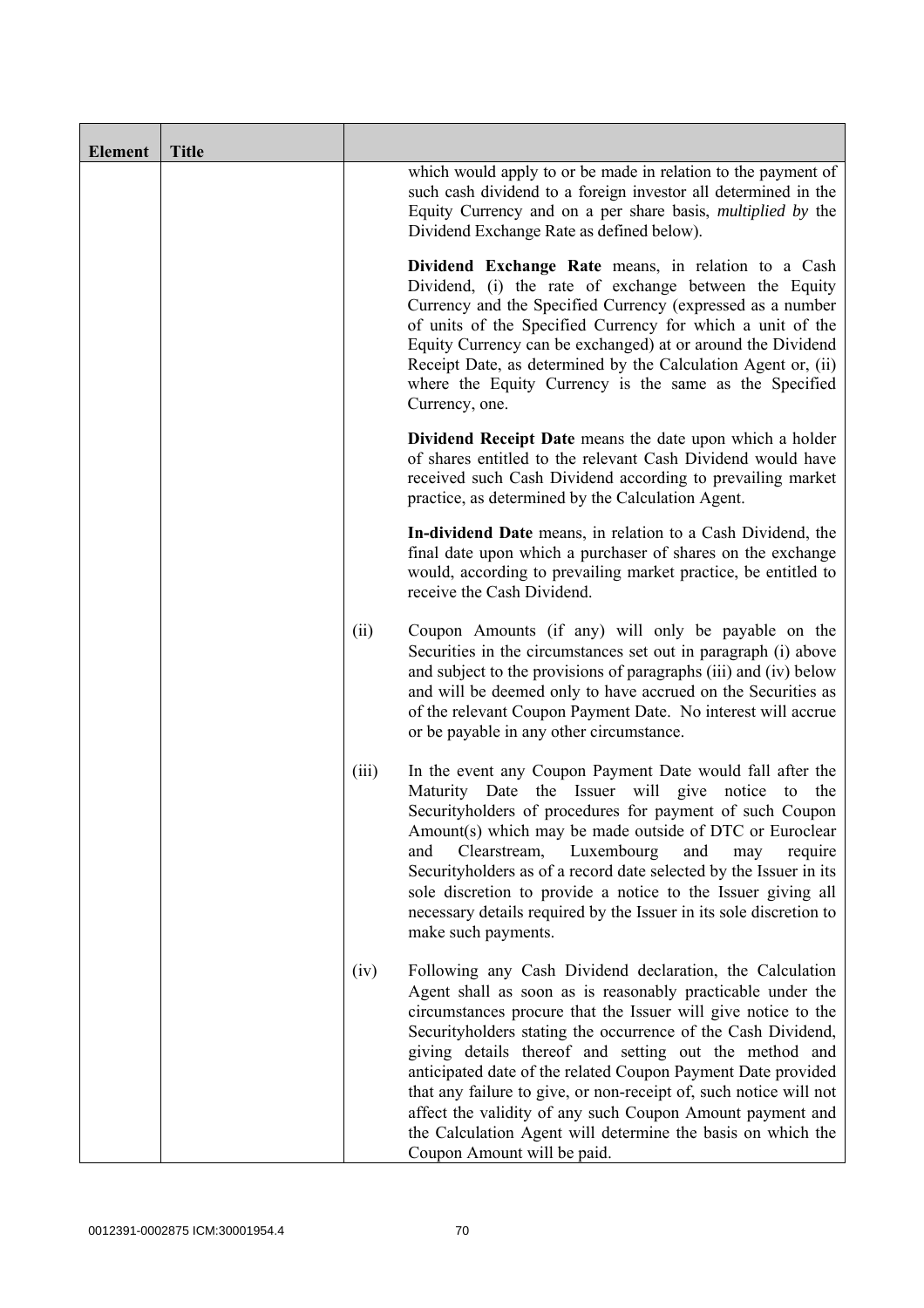| Element | Title | | |
|---|---|---|---|
| | | | which would apply to or be made in relation to the payment of such cash dividend to a foreign investor all determined in the Equity Currency and on a per share basis, *multiplied by* the Dividend Exchange Rate as defined below).<br><br>**Dividend Exchange Rate** means, in relation to a Cash Dividend, (i) the rate of exchange between the Equity Currency and the Specified Currency (expressed as a number of units of the Specified Currency for which a unit of the Equity Currency can be exchanged) at or around the Dividend Receipt Date, as determined by the Calculation Agent or, (ii) where the Equity Currency is the same as the Specified Currency, one.<br><br>**Dividend Receipt Date** means the date upon which a holder of shares entitled to the relevant Cash Dividend would have received such Cash Dividend according to prevailing market practice, as determined by the Calculation Agent.<br><br>**In-dividend Date** means, in relation to a Cash Dividend, the final date upon which a purchaser of shares on the exchange would, according to prevailing market practice, be entitled to receive the Cash Dividend. |
| | | (ii) | Coupon Amounts (if any) will only be payable on the Securities in the circumstances set out in paragraph (i) above and subject to the provisions of paragraphs (iii) and (iv) below and will be deemed only to have accrued on the Securities as of the relevant Coupon Payment Date. No interest will accrue or be payable in any other circumstance. |
| | | (iii) | In the event any Coupon Payment Date would fall after the Maturity Date the Issuer will give notice to the Securityholders of procedures for payment of such Coupon Amount(s) which may be made outside of DTC or Euroclear and Clearstream, Luxembourg and may require Securityholders as of a record date selected by the Issuer in its sole discretion to provide a notice to the Issuer giving all necessary details required by the Issuer in its sole discretion to make such payments. |
| | | (iv) | Following any Cash Dividend declaration, the Calculation Agent shall as soon as is reasonably practicable under the circumstances procure that the Issuer will give notice to the Securityholders stating the occurrence of the Cash Dividend, giving details thereof and setting out the method and anticipated date of the related Coupon Payment Date provided that any failure to give, or non-receipt of, such notice will not affect the validity of any such Coupon Amount payment and the Calculation Agent will determine the basis on which the Coupon Amount will be paid. |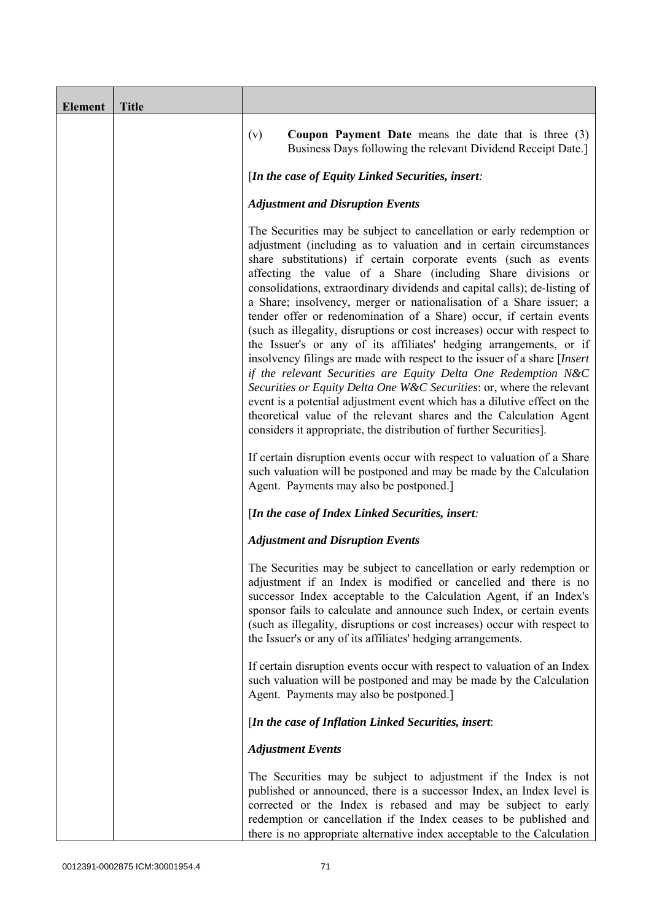| Element | Title | |
|---|---|---|
| | | (v) **Coupon Payment Date** means the date that is three (3) Business Days following the relevant Dividend Receipt Date.]<br><br>[*In the case of Equity Linked Securities, insert:*<br><br>***Adjustment and Disruption Events***<br><br>The Securities may be subject to cancellation or early redemption or adjustment (including as to valuation and in certain circumstances share substitutions) if certain corporate events (such as events affecting the value of a Share (including Share divisions or consolidations, extraordinary dividends and capital calls); de-listing of a Share; insolvency, merger or nationalisation of a Share issuer; a tender offer or redenomination of a Share) occur, if certain events (such as illegality, disruptions or cost increases) occur with respect to the Issuer's or any of its affiliates' hedging arrangements, or if insolvency filings are made with respect to the issuer of a share [*Insert if the relevant Securities are Equity Delta One Redemption N&C Securities or Equity Delta One W&C Securities*: or, where the relevant event is a potential adjustment event which has a dilutive effect on the theoretical value of the relevant shares and the Calculation Agent considers it appropriate, the distribution of further Securities].<br><br>If certain disruption events occur with respect to valuation of a Share such valuation will be postponed and may be made by the Calculation Agent. Payments may also be postponed.]<br><br>[*In the case of Index Linked Securities, insert:*<br><br>***Adjustment and Disruption Events***<br><br>The Securities may be subject to cancellation or early redemption or adjustment if an Index is modified or cancelled and there is no successor Index acceptable to the Calculation Agent, if an Index's sponsor fails to calculate and announce such Index, or certain events (such as illegality, disruptions or cost increases) occur with respect to the Issuer's or any of its affiliates' hedging arrangements.<br><br>If certain disruption events occur with respect to valuation of an Index such valuation will be postponed and may be made by the Calculation Agent. Payments may also be postponed.]<br><br>[*In the case of Inflation Linked Securities, insert*:<br><br>***Adjustment Events***<br><br>The Securities may be subject to adjustment if the Index is not published or announced, there is a successor Index, an Index level is corrected or the Index is rebased and may be subject to early redemption or cancellation if the Index ceases to be published and there is no appropriate alternative index acceptable to the Calculation |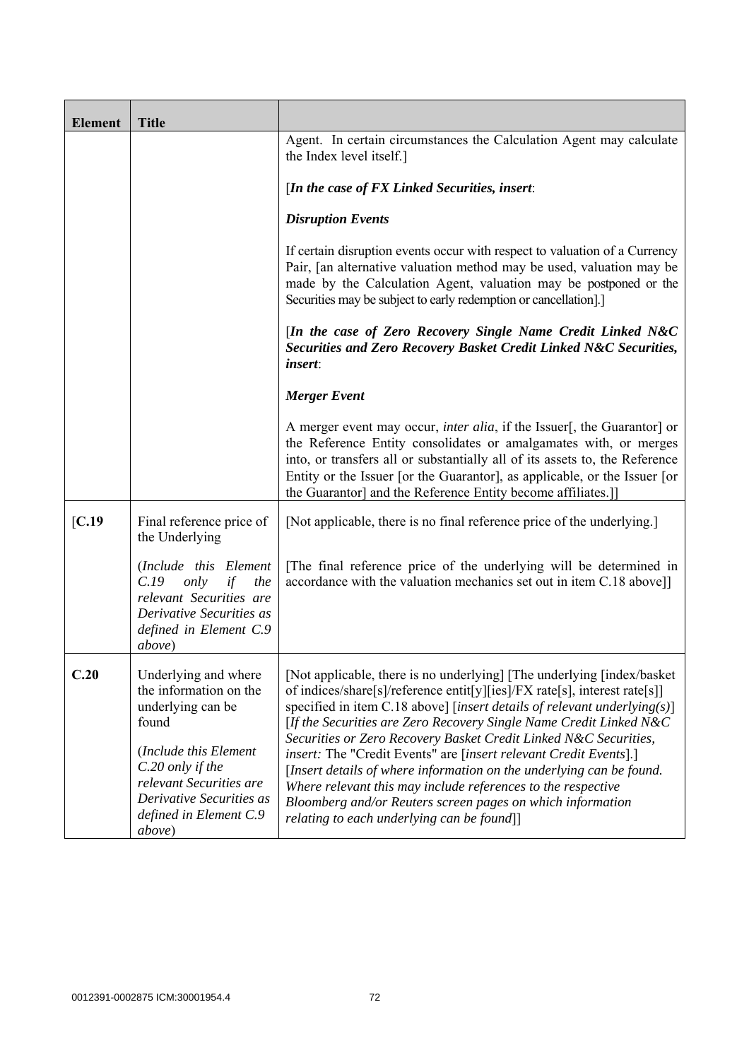| Element | Title | |
|---|---|---|
| | | Agent. In certain circumstances the Calculation Agent may calculate the Index level itself.]<br><br>[*In the case of FX Linked Securities, insert*:<br><br>***Disruption Events***<br><br>If certain disruption events occur with respect to valuation of a Currency Pair, [an alternative valuation method may be used, valuation may be made by the Calculation Agent, valuation may be postponed or the Securities may be subject to early redemption or cancellation].]<br><br>[***In the case of Zero Recovery Single Name Credit Linked N&C Securities and Zero Recovery Basket Credit Linked N&C Securities, insert***:<br><br>***Merger Event***<br><br>A merger event may occur, *inter alia*, if the Issuer[, the Guarantor] or the Reference Entity consolidates or amalgamates with, or merges into, or transfers all or substantially all of its assets to, the Reference Entity or the Issuer [or the Guarantor], as applicable, or the Issuer [or the Guarantor] and the Reference Entity become affiliates.]] |
| [**C.19** | Final reference price of the Underlying<br><br>(*Include this Element C.19 only if the relevant Securities are Derivative Securities as defined in Element C.9 above*) | [Not applicable, there is no final reference price of the underlying.]<br><br>[The final reference price of the underlying will be determined in accordance with the valuation mechanics set out in item C.18 above]] |
| **C.20** | Underlying and where the information on the underlying can be found<br><br>(*Include this Element C.20 only if the relevant Securities are Derivative Securities as defined in Element C.9 above*) | [Not applicable, there is no underlying] [The underlying [index/basket of indices/share[s]/reference entit[y][ies]/FX rate[s], interest rate[s]] specified in item C.18 above] [*insert details of relevant underlying(s)*] [*If the Securities are Zero Recovery Single Name Credit Linked N&C Securities or Zero Recovery Basket Credit Linked N&C Securities, insert:* The "Credit Events" are [*insert relevant Credit Events*].] [*Insert details of where information on the underlying can be found. Where relevant this may include references to the respective Bloomberg and/or Reuters screen pages on which information relating to each underlying can be found*]] |

0012391-0002875 ICM:30001954.4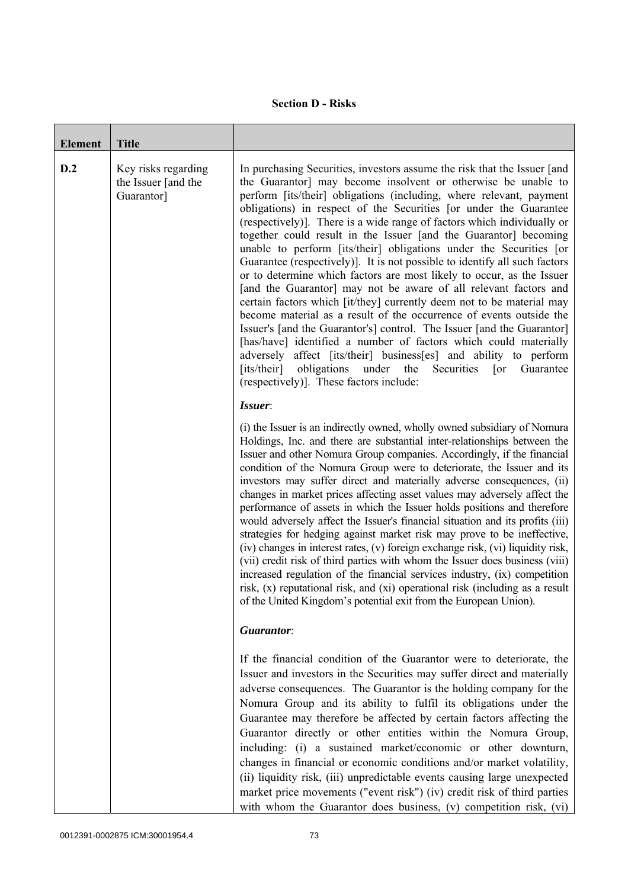**Section D - Risks**

| Element | Title | |
|---|---|---|
| D.2 | Key risks regarding the Issuer [and the Guarantor] | In purchasing Securities, investors assume the risk that the Issuer [and the Guarantor] may become insolvent or otherwise be unable to perform [its/their] obligations (including, where relevant, payment obligations) in respect of the Securities [or under the Guarantee (respectively)]. There is a wide range of factors which individually or together could result in the Issuer [and the Guarantor] becoming unable to perform [its/their] obligations under the Securities [or Guarantee (respectively)]. It is not possible to identify all such factors or to determine which factors are most likely to occur, as the Issuer [and the Guarantor] may not be aware of all relevant factors and certain factors which [it/they] currently deem not to be material may become material as a result of the occurrence of events outside the Issuer's [and the Guarantor's] control. The Issuer [and the Guarantor] [has/have] identified a number of factors which could materially adversely affect [its/their] business[es] and ability to perform [its/their] obligations under the Securities [or Guarantee (respectively)]. These factors include:<br><br>***Issuer***:<br><br>(i) the Issuer is an indirectly owned, wholly owned subsidiary of Nomura Holdings, Inc. and there are substantial inter-relationships between the Issuer and other Nomura Group companies. Accordingly, if the financial condition of the Nomura Group were to deteriorate, the Issuer and its investors may suffer direct and materially adverse consequences, (ii) changes in market prices affecting asset values may adversely affect the performance of assets in which the Issuer holds positions and therefore would adversely affect the Issuer's financial situation and its profits (iii) strategies for hedging against market risk may prove to be ineffective, (iv) changes in interest rates, (v) foreign exchange risk, (vi) liquidity risk, (vii) credit risk of third parties with whom the Issuer does business (viii) increased regulation of the financial services industry, (ix) competition risk, (x) reputational risk, and (xi) operational risk (including as a result of the United Kingdom's potential exit from the European Union).<br><br>***Guarantor***:<br><br>If the financial condition of the Guarantor were to deteriorate, the Issuer and investors in the Securities may suffer direct and materially adverse consequences. The Guarantor is the holding company for the Nomura Group and its ability to fulfil its obligations under the Guarantee may therefore be affected by certain factors affecting the Guarantor directly or other entities within the Nomura Group, including: (i) a sustained market/economic or other downturn, changes in financial or economic conditions and/or market volatility, (ii) liquidity risk, (iii) unpredictable events causing large unexpected market price movements ("event risk") (iv) credit risk of third parties with whom the Guarantor does business, (v) competition risk, (vi) |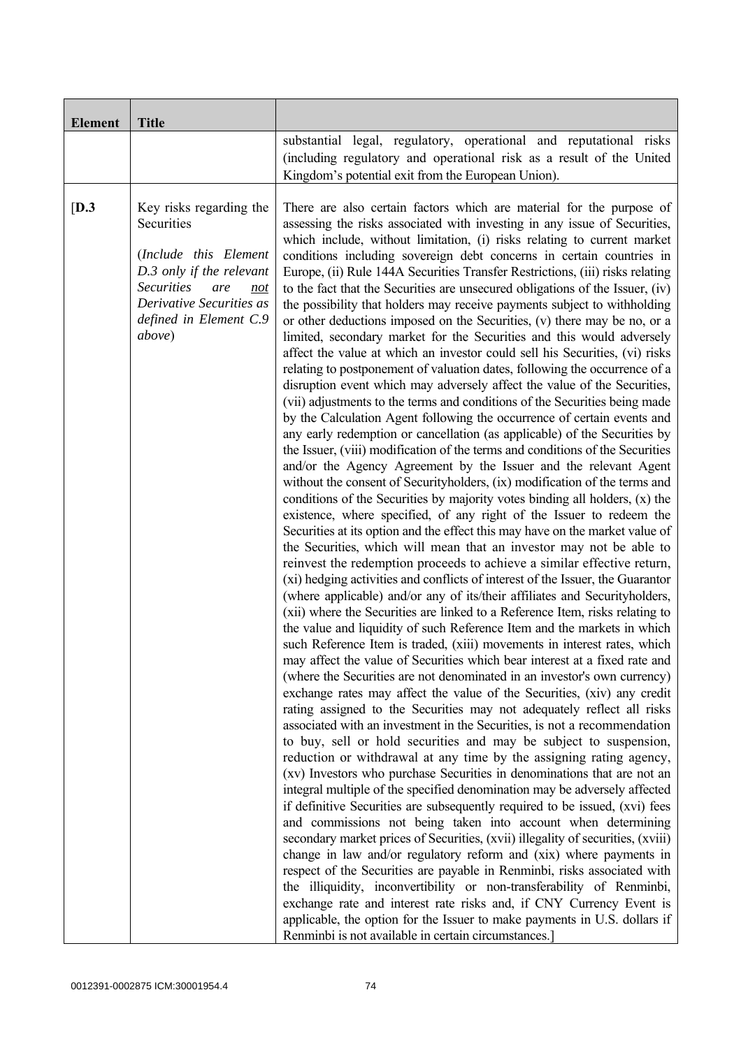| Element | Title | |
|---|---|---|
| | | substantial legal, regulatory, operational and reputational risks (including regulatory and operational risk as a result of the United Kingdom's potential exit from the European Union). |
| [D.3 | Key risks regarding the Securities<br><br>(*Include this Element D.3 only if the relevant Securities are <u>not</u> Derivative Securities as defined in Element C.9 above*) | There are also certain factors which are material for the purpose of assessing the risks associated with investing in any issue of Securities, which include, without limitation, (i) risks relating to current market conditions including sovereign debt concerns in certain countries in Europe, (ii) Rule 144A Securities Transfer Restrictions, (iii) risks relating to the fact that the Securities are unsecured obligations of the Issuer, (iv) the possibility that holders may receive payments subject to withholding or other deductions imposed on the Securities, (v) there may be no, or a limited, secondary market for the Securities and this would adversely affect the value at which an investor could sell his Securities, (vi) risks relating to postponement of valuation dates, following the occurrence of a disruption event which may adversely affect the value of the Securities, (vii) adjustments to the terms and conditions of the Securities being made by the Calculation Agent following the occurrence of certain events and any early redemption or cancellation (as applicable) of the Securities by the Issuer, (viii) modification of the terms and conditions of the Securities and/or the Agency Agreement by the Issuer and the relevant Agent without the consent of Securityholders, (ix) modification of the terms and conditions of the Securities by majority votes binding all holders, (x) the existence, where specified, of any right of the Issuer to redeem the Securities at its option and the effect this may have on the market value of the Securities, which will mean that an investor may not be able to reinvest the redemption proceeds to achieve a similar effective return, (xi) hedging activities and conflicts of interest of the Issuer, the Guarantor (where applicable) and/or any of its/their affiliates and Securityholders, (xii) where the Securities are linked to a Reference Item, risks relating to the value and liquidity of such Reference Item and the markets in which such Reference Item is traded, (xiii) movements in interest rates, which may affect the value of Securities which bear interest at a fixed rate and (where the Securities are not denominated in an investor's own currency) exchange rates may affect the value of the Securities, (xiv) any credit rating assigned to the Securities may not adequately reflect all risks associated with an investment in the Securities, is not a recommendation to buy, sell or hold securities and may be subject to suspension, reduction or withdrawal at any time by the assigning rating agency, (xv) Investors who purchase Securities in denominations that are not an integral multiple of the specified denomination may be adversely affected if definitive Securities are subsequently required to be issued, (xvi) fees and commissions not being taken into account when determining secondary market prices of Securities, (xvii) illegality of securities, (xviii) change in law and/or regulatory reform and (xix) where payments in respect of the Securities are payable in Renminbi, risks associated with the illiquidity, inconvertibility or non-transferability of Renminbi, exchange rate and interest rate risks and, if CNY Currency Event is applicable, the option for the Issuer to make payments in U.S. dollars if Renminbi is not available in certain circumstances.] |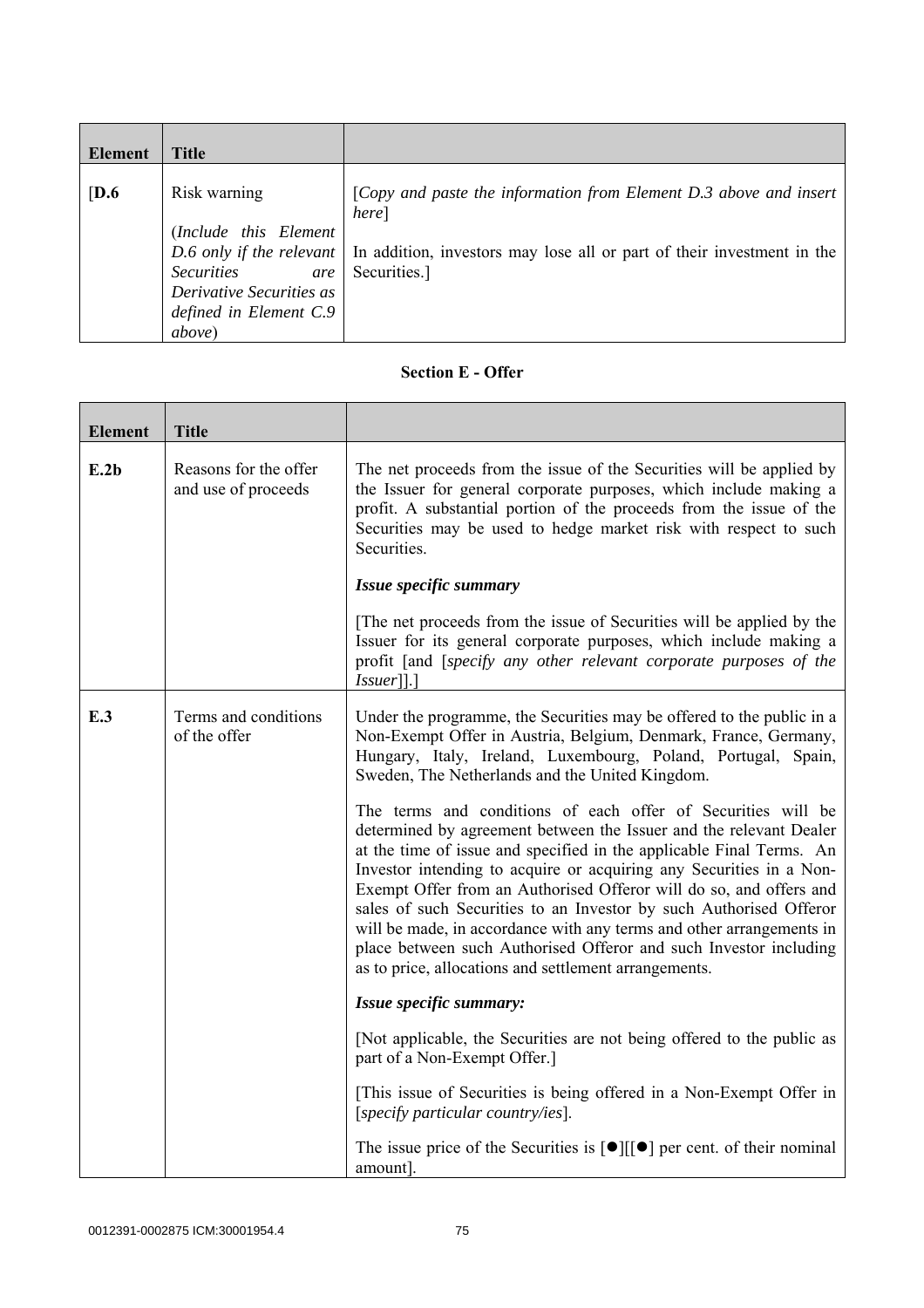| Element | Title | |
|---|---|---|
| [D.6 | Risk warning<br><br>(*Include this Element D.6 only if the relevant Securities are Derivative Securities as defined in Element C.9 above*) | [*Copy and paste the information from Element D.3 above and insert here*]<br><br>In addition, investors may lose all or part of their investment in the Securities.] |

## Section E - Offer

| Element | Title | |
|---|---|---|
| E.2b | Reasons for the offer and use of proceeds | The net proceeds from the issue of the Securities will be applied by the Issuer for general corporate purposes, which include making a profit. A substantial portion of the proceeds from the issue of the Securities may be used to hedge market risk with respect to such Securities.<br><br>***Issue specific summary***<br><br>[The net proceeds from the issue of Securities will be applied by the Issuer for its general corporate purposes, which include making a profit [and [*specify any other relevant corporate purposes of the Issuer*]].] |
| E.3 | Terms and conditions of the offer | Under the programme, the Securities may be offered to the public in a Non-Exempt Offer in Austria, Belgium, Denmark, France, Germany, Hungary, Italy, Ireland, Luxembourg, Poland, Portugal, Spain, Sweden, The Netherlands and the United Kingdom.<br><br>The terms and conditions of each offer of Securities will be determined by agreement between the Issuer and the relevant Dealer at the time of issue and specified in the applicable Final Terms. An Investor intending to acquire or acquiring any Securities in a Non-Exempt Offer from an Authorised Offeror will do so, and offers and sales of such Securities to an Investor by such Authorised Offeror will be made, in accordance with any terms and other arrangements in place between such Authorised Offeror and such Investor including as to price, allocations and settlement arrangements.<br><br>***Issue specific summary:***<br><br>[Not applicable, the Securities are not being offered to the public as part of a Non-Exempt Offer.]<br><br>[This issue of Securities is being offered in a Non-Exempt Offer in [*specify particular country/ies*].<br><br>The issue price of the Securities is [●][[●] per cent. of their nominal amount]. |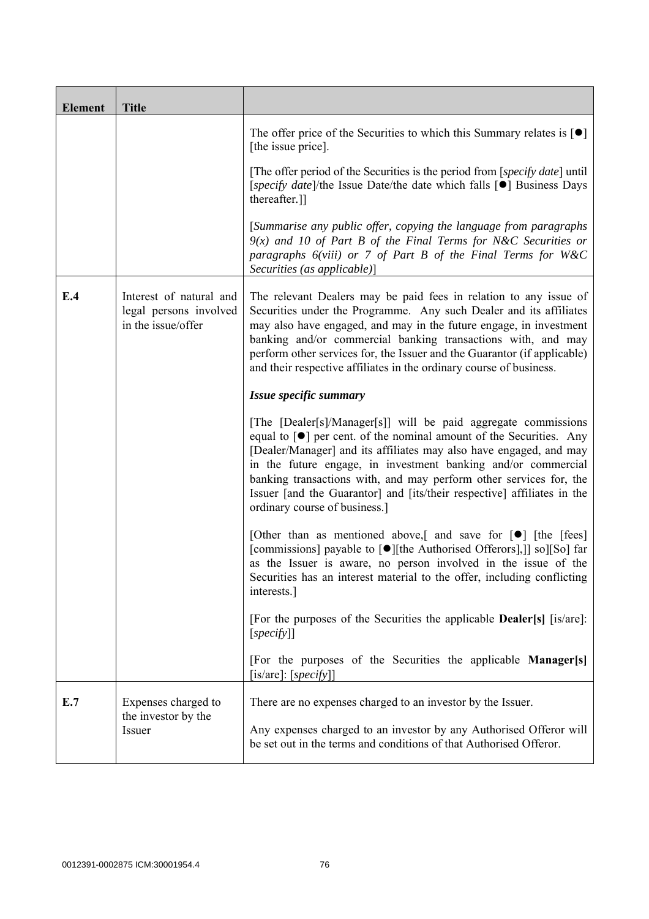| Element | Title | |
|---|---|---|
| | | The offer price of the Securities to which this Summary relates is [●] [the issue price].<br><br>[The offer period of the Securities is the period from [*specify date*] until [*specify date*]/the Issue Date/the date which falls [●] Business Days thereafter.]]<br><br>[*Summarise any public offer, copying the language from paragraphs 9(x) and 10 of Part B of the Final Terms for N&C Securities or paragraphs 6(viii) or 7 of Part B of the Final Terms for W&C Securities (as applicable)*] |
| **E.4** | Interest of natural and legal persons involved in the issue/offer | The relevant Dealers may be paid fees in relation to any issue of Securities under the Programme. Any such Dealer and its affiliates may also have engaged, and may in the future engage, in investment banking and/or commercial banking transactions with, and may perform other services for, the Issuer and the Guarantor (if applicable) and their respective affiliates in the ordinary course of business.<br><br>***Issue specific summary***<br><br>[The [Dealer[s]/Manager[s]] will be paid aggregate commissions equal to [●] per cent. of the nominal amount of the Securities. Any [Dealer/Manager] and its affiliates may also have engaged, and may in the future engage, in investment banking and/or commercial banking transactions with, and may perform other services for, the Issuer [and the Guarantor] and [its/their respective] affiliates in the ordinary course of business.]<br><br>[Other than as mentioned above,[ and save for [●] [the [fees] [commissions] payable to [●][the Authorised Offerors],]] so][So] far as the Issuer is aware, no person involved in the issue of the Securities has an interest material to the offer, including conflicting interests.]<br><br>[For the purposes of the Securities the applicable **Dealer[s]** [is/are]: [*specify*]]<br><br>[For the purposes of the Securities the applicable **Manager[s]** [is/are]: [*specify*]] |
| **E.7** | Expenses charged to the investor by the Issuer | There are no expenses charged to an investor by the Issuer.<br><br>Any expenses charged to an investor by any Authorised Offeror will be set out in the terms and conditions of that Authorised Offeror. |